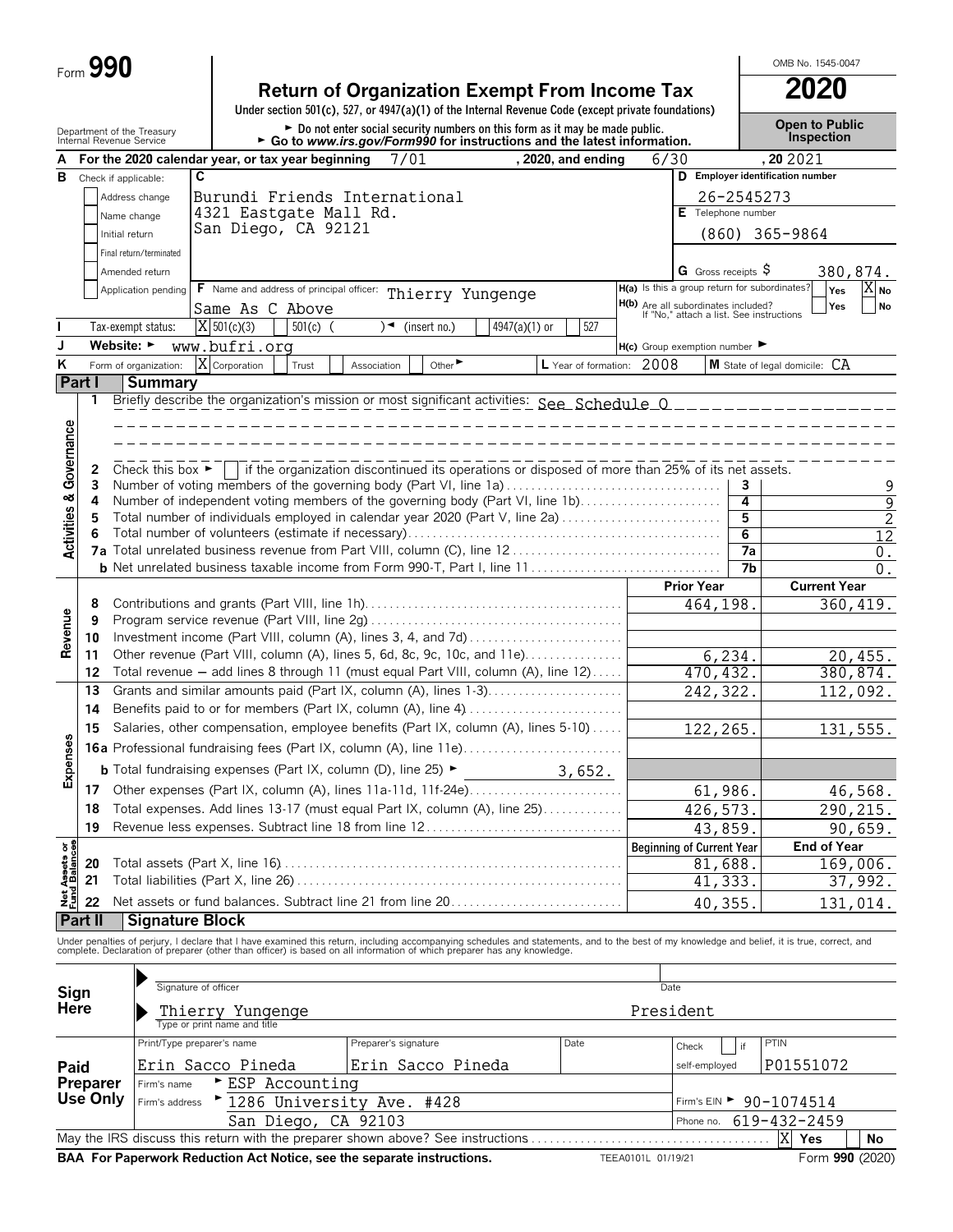Form **990**

# Return of Organization Exempt From Income Tax

**2020**

OMB No. 1545-0047

Under section 501(c), 527, or 4947(a)(1) of the Internal Revenue Code (except private foundations)

► Do not enter social security numbers on this form as it may be made public.
► Go to *www.irs.gov/Form990* for instructions and the latest information.

Department of the Treasury
Internal Revenue Service

**Open to Public Inspection**

**A** For the 2020 calendar year, or tax year beginning 7/01, 2020, and ending 6/30, 20 2021

**B** Check if applicable:
- [ ] Address change
- [ ] Name change
- [ ] Initial return
- [ ] Final return/terminated
- [ ] Amended return
- [ ] Application pending

**C** Burundi Friends International
4321 Eastgate Mall Rd.
San Diego, CA 92121

**D** Employer identification number: 26-2545273

**E** Telephone number: (860) 365-9864

**G** Gross receipts $ 380,874.

**F** Name and address of principal officer: Thierry Yungenge
Same As C Above

**H(a)** Is this a group return for subordinates? Yes [ ] No [X]

**H(b)** Are all subordinates included? Yes [ ] No [ ]
If "No," attach a list. See instructions

**I** Tax-exempt status: [X] 501(c)(3) [ ] 501(c) ( ) ◄ (insert no.) [ ] 4947(a)(1) or [ ] 527

**J** Website: ► www.bufri.org

**H(c)** Group exemption number ►

**K** Form of organization: [X] Corporation [ ] Trust [ ] Association [ ] Other ►

**L** Year of formation: 2008

**M** State of legal domicile: CA

## Part I Summary

### Activities & Governance

| | | | |
|---|---|---|---|
| 1 | Briefly describe the organization's mission or most significant activities: See Schedule O | | |
| 2 | Check this box ► [ ] if the organization discontinued its operations or disposed of more than 25% of its net assets. | | |
| 3 | Number of voting members of the governing body (Part VI, line 1a) | 3 | 9 |
| 4 | Number of independent voting members of the governing body (Part VI, line 1b) | 4 | 9 |
| 5 | Total number of individuals employed in calendar year 2020 (Part V, line 2a) | 5 | 2 |
| 6 | Total number of volunteers (estimate if necessary) | 6 | 12 |
| 7a | Total unrelated business revenue from Part VIII, column (C), line 12 | 7a | 0. |
| b | Net unrelated business taxable income from Form 990-T, Part I, line 11 | 7b | 0. |

### Revenue and Expenses

| | | Prior Year | Current Year |
|---|---|---|---|
| 8 | Contributions and grants (Part VIII, line 1h) | 464,198. | 360,419. |
| 9 | Program service revenue (Part VIII, line 2g) | | |
| 10 | Investment income (Part VIII, column (A), lines 3, 4, and 7d) | | |
| 11 | Other revenue (Part VIII, column (A), lines 5, 6d, 8c, 9c, 10c, and 11e) | 6,234. | 20,455. |
| 12 | Total revenue — add lines 8 through 11 (must equal Part VIII, column (A), line 12) | 470,432. | 380,874. |
| 13 | Grants and similar amounts paid (Part IX, column (A), lines 1-3) | 242,322. | 112,092. |
| 14 | Benefits paid to or for members (Part IX, column (A), line 4) | | |
| 15 | Salaries, other compensation, employee benefits (Part IX, column (A), lines 5-10) | 122,265. | 131,555. |
| 16a | Professional fundraising fees (Part IX, column (A), line 11e) | | |
| b | Total fundraising expenses (Part IX, column (D), line 25) ► 3,652. | | |
| 17 | Other expenses (Part IX, column (A), lines 11a-11d, 11f-24e) | 61,986. | 46,568. |
| 18 | Total expenses. Add lines 13-17 (must equal Part IX, column (A), line 25) | 426,573. | 290,215. |
| 19 | Revenue less expenses. Subtract line 18 from line 12 | 43,859. | 90,659. |

### Net Assets or Fund Balances

| | | Beginning of Current Year | End of Year |
|---|---|---|---|
| 20 | Total assets (Part X, line 16) | 81,688. | 169,006. |
| 21 | Total liabilities (Part X, line 26) | 41,333. | 37,992. |
| 22 | Net assets or fund balances. Subtract line 21 from line 20 | 40,355. | 131,014. |

## Part II Signature Block

Under penalties of perjury, I declare that I have examined this return, including accompanying schedules and statements, and to the best of my knowledge and belief, it is true, correct, and complete. Declaration of preparer (other than officer) is based on all information of which preparer has any knowledge.

**Sign Here**

Signature of officer — Date

Thierry Yungenge — President
Type or print name and title

**Paid Preparer Use Only**

| Print/Type preparer's name | Preparer's signature | Date | Check [ ] if self-employed | PTIN |
|---|---|---|---|---|
| Erin Sacco Pineda | Erin Sacco Pineda | | | P01551072 |

Firm's name ► ESP Accounting

Firm's EIN ► 90-1074514

Firm's address ► 1286 University Ave. #428
San Diego, CA 92103

Phone no. 619-432-2459

May the IRS discuss this return with the preparer shown above? See instructions [X] Yes [ ] No

**BAA For Paperwork Reduction Act Notice, see the separate instructions.** TEEA0101L 01/19/21 Form **990** (2020)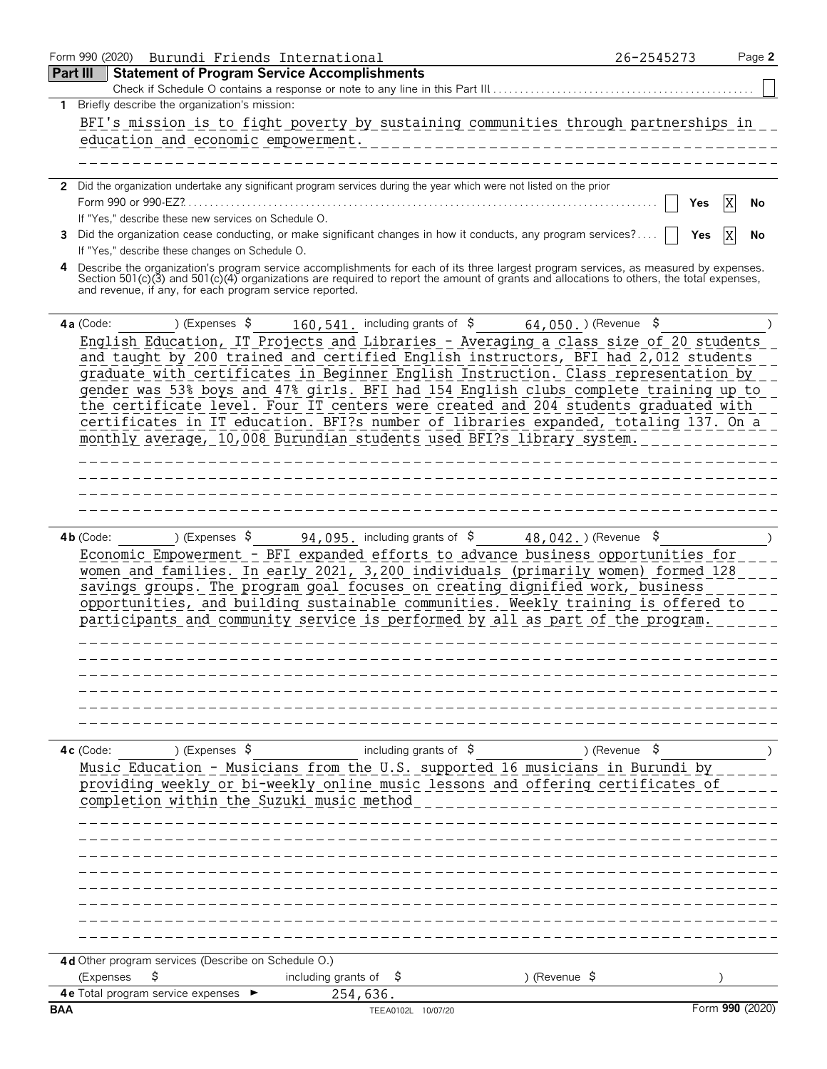Form 990 (2020) Burundi Friends International 26-2545273

## Part III Statement of Program Service Accomplishments

Check if Schedule O contains a response or note to any line in this Part III ☐

**1** Briefly describe the organization's mission:

BFI's mission is to fight poverty by sustaining communities through partnerships in education and economic empowerment.

**2** Did the organization undertake any significant program services during the year which were not listed on the prior Form 990 or 990-EZ? ☐ Yes ☒ No

If "Yes," describe these new services on Schedule O.

**3** Did the organization cease conducting, or make significant changes in how it conducts, any program services? ☐ Yes ☒ No

If "Yes," describe these changes on Schedule O.

**4** Describe the organization's program service accomplishments for each of its three largest program services, as measured by expenses. Section 501(c)(3) and 501(c)(4) organizations are required to report the amount of grants and allocations to others, the total expenses, and revenue, if any, for each program service reported.

**4a** (Code: ) (Expenses $ 160,541. including grants of $ 64,050.) (Revenue $ )

English Education, IT Projects and Libraries - Averaging a class size of 20 students and taught by 200 trained and certified English instructors, BFI had 2,012 students graduate with certificates in Beginner English Instruction. Class representation by gender was 53% boys and 47% girls. BFI had 154 English clubs complete training up to the certificate level. Four IT centers were created and 204 students graduated with certificates in IT education. BFI?s number of libraries expanded, totaling 137. On a monthly average, 10,008 Burundian students used BFI?s library system.

**4b** (Code: ) (Expenses $ 94,095. including grants of $ 48,042.) (Revenue $ )

Economic Empowerment - BFI expanded efforts to advance business opportunities for women and families. In early 2021, 3,200 individuals (primarily women) formed 128 savings groups. The program goal focuses on creating dignified work, business opportunities, and building sustainable communities. Weekly training is offered to participants and community service is performed by all as part of the program.

**4c** (Code: ) (Expenses $ including grants of $ ) (Revenue $ )

Music Education - Musicians from the U.S. supported 16 musicians in Burundi by providing weekly or bi-weekly online music lessons and offering certificates of completion within the Suzuki music method

**4d** Other program services (Describe on Schedule O.)

(Expenses $ including grants of $ ) (Revenue $ )

**4e** Total program service expenses ► 254,636.

BAA TEEA0102L 10/07/20 Form **990** (2020)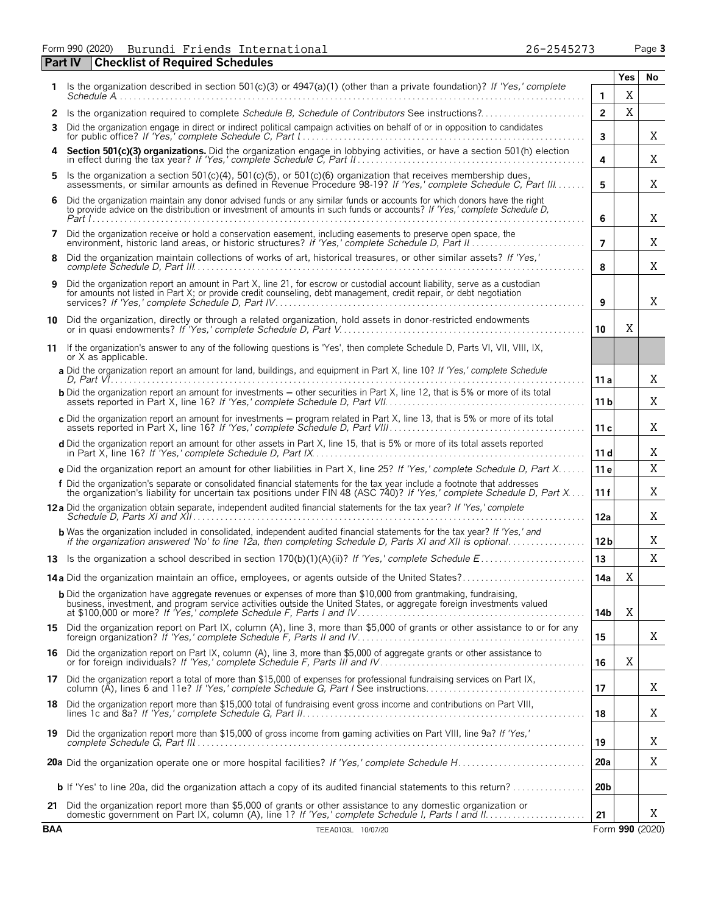Form 990 (2020) Burundi Friends International 26-2545273 Page 3

**Part IV Checklist of Required Schedules**

| | | | Yes | No |
|---|---|---|---|---|
| 1 | Is the organization described in section 501(c)(3) or 4947(a)(1) (other than a private foundation)? *If 'Yes,' complete Schedule A* | 1 | X | |
| 2 | Is the organization required to complete *Schedule B, Schedule of Contributors* See instructions? | 2 | X | |
| 3 | Did the organization engage in direct or indirect political campaign activities on behalf of or in opposition to candidates for public office? *If 'Yes,' complete Schedule C, Part I* | 3 | | X |
| 4 | **Section 501(c)(3) organizations.** Did the organization engage in lobbying activities, or have a section 501(h) election in effect during the tax year? *If 'Yes,' complete Schedule C, Part II* | 4 | | X |
| 5 | Is the organization a section 501(c)(4), 501(c)(5), or 501(c)(6) organization that receives membership dues, assessments, or similar amounts as defined in Revenue Procedure 98-19? *If 'Yes,' complete Schedule C, Part III* | 5 | | X |
| 6 | Did the organization maintain any donor advised funds or any similar funds or accounts for which donors have the right to provide advice on the distribution or investment of amounts in such funds or accounts? *If 'Yes,' complete Schedule D, Part I* | 6 | | X |
| 7 | Did the organization receive or hold a conservation easement, including easements to preserve open space, the environment, historic land areas, or historic structures? *If 'Yes,' complete Schedule D, Part II* | 7 | | X |
| 8 | Did the organization maintain collections of works of art, historical treasures, or other similar assets? *If 'Yes,' complete Schedule D, Part III* | 8 | | X |
| 9 | Did the organization report an amount in Part X, line 21, for escrow or custodial account liability, serve as a custodian for amounts not listed in Part X; or provide credit counseling, debt management, credit repair, or debt negotiation services? *If 'Yes,' complete Schedule D, Part IV* | 9 | | X |
| 10 | Did the organization, directly or through a related organization, hold assets in donor-restricted endowments or in quasi endowments? *If 'Yes,' complete Schedule D, Part V* | 10 | X | |
| 11 | If the organization's answer to any of the following questions is 'Yes', then complete Schedule D, Parts VI, VII, VIII, IX, or X as applicable. | | | |
| | **a** Did the organization report an amount for land, buildings, and equipment in Part X, line 10? *If 'Yes,' complete Schedule D, Part VI* | 11a | | X |
| | **b** Did the organization report an amount for investments – other securities in Part X, line 12, that is 5% or more of its total assets reported in Part X, line 16? *If 'Yes,' complete Schedule D, Part VII* | 11b | | X |
| | **c** Did the organization report an amount for investments – program related in Part X, line 13, that is 5% or more of its total assets reported in Part X, line 16? *If 'Yes,' complete Schedule D, Part VIII* | 11c | | X |
| | **d** Did the organization report an amount for other assets in Part X, line 15, that is 5% or more of its total assets reported in Part X, line 16? *If 'Yes,' complete Schedule D, Part IX* | 11d | | X |
| | **e** Did the organization report an amount for other liabilities in Part X, line 25? *If 'Yes,' complete Schedule D, Part X* | 11e | | X |
| | **f** Did the organization's separate or consolidated financial statements for the tax year include a footnote that addresses the organization's liability for uncertain tax positions under FIN 48 (ASC 740)? *If 'Yes,' complete Schedule D, Part X* | 11f | | X |
| 12a | Did the organization obtain separate, independent audited financial statements for the tax year? *If 'Yes,' complete Schedule D, Parts XI and XII* | 12a | | X |
| | **b** Was the organization included in consolidated, independent audited financial statements for the tax year? *If 'Yes,' and if the organization answered 'No' to line 12a, then completing Schedule D, Parts XI and XII is optional* | 12b | | X |
| 13 | Is the organization a school described in section 170(b)(1)(A)(ii)? *If 'Yes,' complete Schedule E* | 13 | | X |
| 14a | Did the organization maintain an office, employees, or agents outside of the United States? | 14a | X | |
| | **b** Did the organization have aggregate revenues or expenses of more than $10,000 from grantmaking, fundraising, business, investment, and program service activities outside the United States, or aggregate foreign investments valued at $100,000 or more? *If 'Yes,' complete Schedule F, Parts I and IV* | 14b | X | |
| 15 | Did the organization report on Part IX, column (A), line 3, more than $5,000 of grants or other assistance to or for any foreign organization? *If 'Yes,' complete Schedule F, Parts II and IV* | 15 | | X |
| 16 | Did the organization report on Part IX, column (A), line 3, more than $5,000 of aggregate grants or other assistance to or for foreign individuals? *If 'Yes,' complete Schedule F, Parts III and IV* | 16 | X | |
| 17 | Did the organization report a total of more than $15,000 of expenses for professional fundraising services on Part IX, column (A), lines 6 and 11e? *If 'Yes,' complete Schedule G, Part I* See instructions | 17 | | X |
| 18 | Did the organization report more than $15,000 total of fundraising event gross income and contributions on Part VIII, lines 1c and 8a? *If 'Yes,' complete Schedule G, Part II* | 18 | | X |
| 19 | Did the organization report more than $15,000 of gross income from gaming activities on Part VIII, line 9a? *If 'Yes,' complete Schedule G, Part III* | 19 | | X |
| 20a | Did the organization operate one or more hospital facilities? *If 'Yes,' complete Schedule H* | 20a | | X |
| | **b** If 'Yes' to line 20a, did the organization attach a copy of its audited financial statements to this return? | 20b | | |
| 21 | Did the organization report more than $5,000 of grants or other assistance to any domestic organization or domestic government on Part IX, column (A), line 1? *If 'Yes,' complete Schedule I, Parts I and II* | 21 | | X |

BAA TEEA0103L 10/07/20 Form **990** (2020)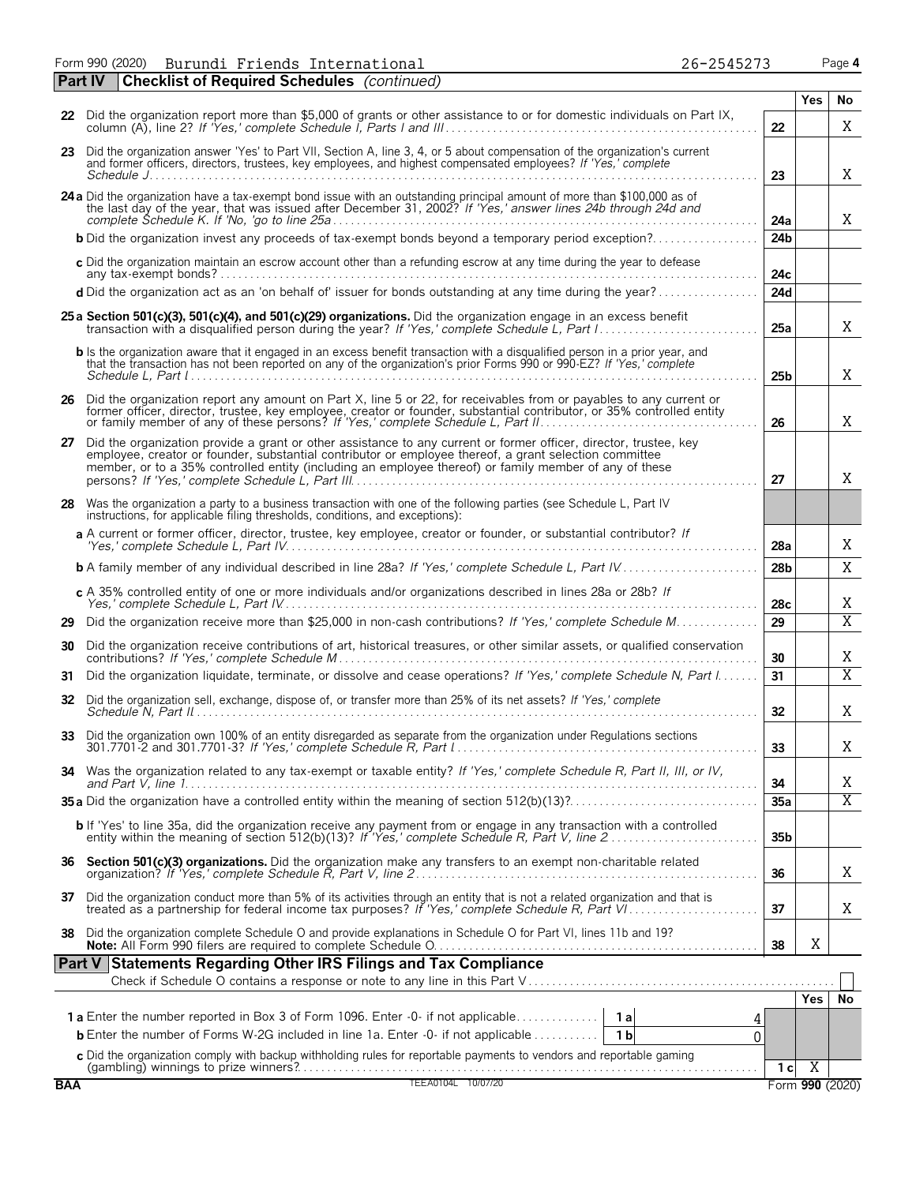Form 990 (2020) Burundi Friends International 26-2545273 Page **4**

## Part IV Checklist of Required Schedules *(continued)*

| | | | Yes | No |
|---|---|---|---|---|
| **22** | Did the organization report more than $5,000 of grants or other assistance to or for domestic individuals on Part IX, column (A), line 2? *If 'Yes,' complete Schedule I, Parts I and III* | **22** | | X |
| **23** | Did the organization answer 'Yes' to Part VII, Section A, line 3, 4, or 5 about compensation of the organization's current and former officers, directors, trustees, key employees, and highest compensated employees? *If 'Yes,' complete Schedule J* | **23** | | X |
| **24a** | Did the organization have a tax-exempt bond issue with an outstanding principal amount of more than $100,000 as of the last day of the year, that was issued after December 31, 2002? *If 'Yes,' answer lines 24b through 24d and complete Schedule K. If 'No,' go to line 25a* | **24a** | | X |
| **b** | Did the organization invest any proceeds of tax-exempt bonds beyond a temporary period exception? | **24b** | | |
| **c** | Did the organization maintain an escrow account other than a refunding escrow at any time during the year to defease any tax-exempt bonds? | **24c** | | |
| **d** | Did the organization act as an 'on behalf of' issuer for bonds outstanding at any time during the year? | **24d** | | |
| **25a** | **Section 501(c)(3), 501(c)(4), and 501(c)(29) organizations.** Did the organization engage in an excess benefit transaction with a disqualified person during the year? *If 'Yes,' complete Schedule L, Part I* | **25a** | | X |
| **b** | Is the organization aware that it engaged in an excess benefit transaction with a disqualified person in a prior year, and that the transaction has not been reported on any of the organization's prior Forms 990 or 990-EZ? *If 'Yes,' complete Schedule L, Part I* | **25b** | | X |
| **26** | Did the organization report any amount on Part X, line 5 or 22, for receivables from or payables to any current or former officer, director, trustee, key employee, creator or founder, substantial contributor, or 35% controlled entity or family member of any of these persons? *If 'Yes,' complete Schedule L, Part II* | **26** | | X |
| **27** | Did the organization provide a grant or other assistance to any current or former officer, director, trustee, key employee, creator or founder, substantial contributor or employee thereof, a grant selection committee member, or to a 35% controlled entity (including an employee thereof) or family member of any of these persons? *If 'Yes,' complete Schedule L, Part III* | **27** | | X |
| **28** | Was the organization a party to a business transaction with one of the following parties (see Schedule L, Part IV instructions, for applicable filing thresholds, conditions, and exceptions): | | | |
| **a** | A current or former officer, director, trustee, key employee, creator or founder, or substantial contributor? *If 'Yes,' complete Schedule L, Part IV* | **28a** | | X |
| **b** | A family member of any individual described in line 28a? *If 'Yes,' complete Schedule L, Part IV* | **28b** | | X |
| **c** | A 35% controlled entity of one or more individuals and/or organizations described in lines 28a or 28b? *If Yes,' complete Schedule L, Part IV* | **28c** | | X |
| **29** | Did the organization receive more than $25,000 in non-cash contributions? *If 'Yes,' complete Schedule M* | **29** | | X |
| **30** | Did the organization receive contributions of art, historical treasures, or other similar assets, or qualified conservation contributions? *If 'Yes,' complete Schedule M* | **30** | | X |
| **31** | Did the organization liquidate, terminate, or dissolve and cease operations? *If 'Yes,' complete Schedule N, Part I* | **31** | | X |
| **32** | Did the organization sell, exchange, dispose of, or transfer more than 25% of its net assets? *If 'Yes,' complete Schedule N, Part II* | **32** | | X |
| **33** | Did the organization own 100% of an entity disregarded as separate from the organization under Regulations sections 301.7701-2 and 301.7701-3? *If 'Yes,' complete Schedule R, Part I* | **33** | | X |
| **34** | Was the organization related to any tax-exempt or taxable entity? *If 'Yes,' complete Schedule R, Part II, III, or IV, and Part V, line 1* | **34** | | X |
| **35a** | Did the organization have a controlled entity within the meaning of section 512(b)(13)? | **35a** | | X |
| **b** | If 'Yes' to line 35a, did the organization receive any payment from or engage in any transaction with a controlled entity within the meaning of section 512(b)(13)? *If 'Yes,' complete Schedule R, Part V, line 2* | **35b** | | |
| **36** | **Section 501(c)(3) organizations.** Did the organization make any transfers to an exempt non-charitable related organization? *If 'Yes,' complete Schedule R, Part V, line 2* | **36** | | X |
| **37** | Did the organization conduct more than 5% of its activities through an entity that is not a related organization and that is treated as a partnership for federal income tax purposes? *If 'Yes,' complete Schedule R, Part VI* | **37** | | X |
| **38** | Did the organization complete Schedule O and provide explanations in Schedule O for Part VI, lines 11b and 19? **Note:** All Form 990 filers are required to complete Schedule O. | **38** | X | |

## Part V Statements Regarding Other IRS Filings and Tax Compliance

Check if Schedule O contains a response or note to any line in this Part V ☐

| | | | | | Yes | No |
|---|---|---|---|---|---|---|
| **1a** | Enter the number reported in Box 3 of Form 1096. Enter -0- if not applicable | **1a** | 4 | | | |
| **b** | Enter the number of Forms W-2G included in line 1a. Enter -0- if not applicable | **1b** | 0 | | | |
| **c** | Did the organization comply with backup withholding rules for reportable payments to vendors and reportable gaming (gambling) winnings to prize winners? | | | **1c** | X | |

BAA TEEA0104L 10/07/20 Form **990** (2020)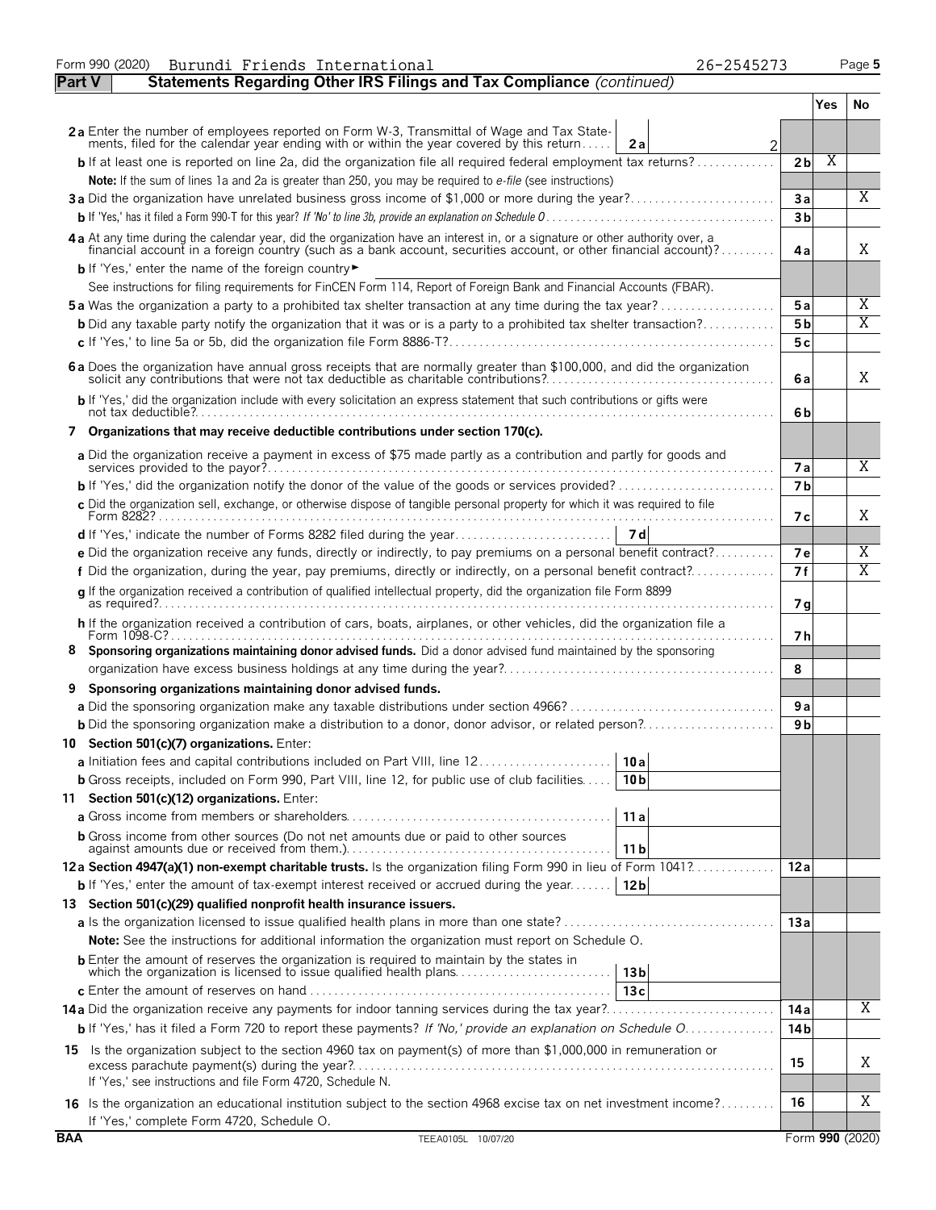Form 990 (2020) Burundi Friends International 26-2545273 Page **5**

**Part V — Statements Regarding Other IRS Filings and Tax Compliance** *(continued)*

| | | | Yes | No |
|---|---|---|---|---|
| **2a** Enter the number of employees reported on Form W-3, Transmittal of Wage and Tax Statements, filed for the calendar year ending with or within the year covered by this return | **2a** 2 | | | |
| **b** If at least one is reported on line 2a, did the organization file all required federal employment tax returns? | | **2b** | X | |
| **Note:** If the sum of lines 1a and 2a is greater than 250, you may be required to *e-file* (see instructions) | | | | |
| **3a** Did the organization have unrelated business gross income of $1,000 or more during the year? | | **3a** | | X |
| **b** If 'Yes,' has it filed a Form 990-T for this year? *If 'No' to line 3b, provide an explanation on Schedule O* | | **3b** | | |
| **4a** At any time during the calendar year, did the organization have an interest in, or a signature or other authority over, a financial account in a foreign country (such as a bank account, securities account, or other financial account)? | | **4a** | | X |
| **b** If 'Yes,' enter the name of the foreign country ► | | | | |
| See instructions for filing requirements for FinCEN Form 114, Report of Foreign Bank and Financial Accounts (FBAR). | | | | |
| **5a** Was the organization a party to a prohibited tax shelter transaction at any time during the tax year? | | **5a** | | X |
| **b** Did any taxable party notify the organization that it was or is a party to a prohibited tax shelter transaction? | | **5b** | | X |
| **c** If 'Yes,' to line 5a or 5b, did the organization file Form 8886-T? | | **5c** | | |
| **6a** Does the organization have annual gross receipts that are normally greater than $100,000, and did the organization solicit any contributions that were not tax deductible as charitable contributions? | | **6a** | | X |
| **b** If 'Yes,' did the organization include with every solicitation an express statement that such contributions or gifts were not tax deductible? | | **6b** | | |
| **7 Organizations that may receive deductible contributions under section 170(c).** | | | | |
| **a** Did the organization receive a payment in excess of $75 made partly as a contribution and partly for goods and services provided to the payor? | | **7a** | | X |
| **b** If 'Yes,' did the organization notify the donor of the value of the goods or services provided? | | **7b** | | |
| **c** Did the organization sell, exchange, or otherwise dispose of tangible personal property for which it was required to file Form 8282? | | **7c** | | X |
| **d** If 'Yes,' indicate the number of Forms 8282 filed during the year | **7d** | | | |
| **e** Did the organization receive any funds, directly or indirectly, to pay premiums on a personal benefit contract? | | **7e** | | X |
| **f** Did the organization, during the year, pay premiums, directly or indirectly, on a personal benefit contract? | | **7f** | | X |
| **g** If the organization received a contribution of qualified intellectual property, did the organization file Form 8899 as required? | | **7g** | | |
| **h** If the organization received a contribution of cars, boats, airplanes, or other vehicles, did the organization file a Form 1098-C? | | **7h** | | |
| **8 Sponsoring organizations maintaining donor advised funds.** Did a donor advised fund maintained by the sponsoring organization have excess business holdings at any time during the year? | | **8** | | |
| **9 Sponsoring organizations maintaining donor advised funds.** | | | | |
| **a** Did the sponsoring organization make any taxable distributions under section 4966? | | **9a** | | |
| **b** Did the sponsoring organization make a distribution to a donor, donor advisor, or related person? | | **9b** | | |
| **10 Section 501(c)(7) organizations.** Enter: | | | | |
| **a** Initiation fees and capital contributions included on Part VIII, line 12 | **10a** | | | |
| **b** Gross receipts, included on Form 990, Part VIII, line 12, for public use of club facilities | **10b** | | | |
| **11 Section 501(c)(12) organizations.** Enter: | | | | |
| **a** Gross income from members or shareholders | **11a** | | | |
| **b** Gross income from other sources (Do not net amounts due or paid to other sources against amounts due or received from them.) | **11b** | | | |
| **12a Section 4947(a)(1) non-exempt charitable trusts.** Is the organization filing Form 990 in lieu of Form 1041? | | **12a** | | |
| **b** If 'Yes,' enter the amount of tax-exempt interest received or accrued during the year | **12b** | | | |
| **13 Section 501(c)(29) qualified nonprofit health insurance issuers.** | | | | |
| **a** Is the organization licensed to issue qualified health plans in more than one state? | | **13a** | | |
| **Note:** See the instructions for additional information the organization must report on Schedule O. | | | | |
| **b** Enter the amount of reserves the organization is required to maintain by the states in which the organization is licensed to issue qualified health plans | **13b** | | | |
| **c** Enter the amount of reserves on hand | **13c** | | | |
| **14a** Did the organization receive any payments for indoor tanning services during the tax year? | | **14a** | | X |
| **b** If 'Yes,' has it filed a Form 720 to report these payments? *If 'No,' provide an explanation on Schedule O* | | **14b** | | |
| **15** Is the organization subject to the section 4960 tax on payment(s) of more than $1,000,000 in remuneration or excess parachute payment(s) during the year? If 'Yes,' see instructions and file Form 4720, Schedule N. | | **15** | | X |
| **16** Is the organization an educational institution subject to the section 4968 excise tax on net investment income? If 'Yes,' complete Form 4720, Schedule O. | | **16** | | X |

BAA TEEA0105L 10/07/20 Form **990** (2020)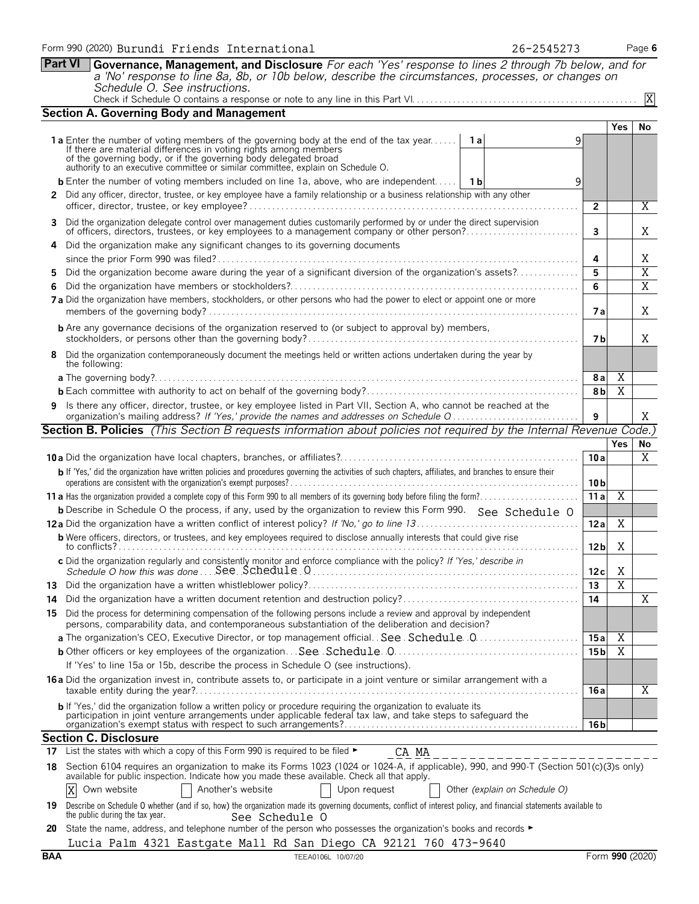Form 990 (2020) Burundi Friends International 26-2545273

**Part VI Governance, Management, and Disclosure** *For each 'Yes' response to lines 2 through 7b below, and for a 'No' response to line 8a, 8b, or 10b below, describe the circumstances, processes, or changes on Schedule O. See instructions.*

Check if Schedule O contains a response or note to any line in this Part VI. [X]

## Section A. Governing Body and Management

| | | | Yes | No |
|---|---|---|---|---|
| **1a** Enter the number of voting members of the governing body at the end of the tax year. If there are material differences in voting rights among members of the governing body, or if the governing body delegated broad authority to an executive committee or similar committee, explain on Schedule O. | 1a: 9 | | | |
| **b** Enter the number of voting members included on line 1a, above, who are independent | 1b: 9 | | | |
| **2** Did any officer, director, trustee, or key employee have a family relationship or a business relationship with any other officer, director, trustee, or key employee? | | 2 | | X |
| **3** Did the organization delegate control over management duties customarily performed by or under the direct supervision of officers, directors, trustees, or key employees to a management company or other person? | | 3 | | X |
| **4** Did the organization make any significant changes to its governing documents since the prior Form 990 was filed? | | 4 | | X |
| **5** Did the organization become aware during the year of a significant diversion of the organization's assets? | | 5 | | X |
| **6** Did the organization have members or stockholders? | | 6 | | X |
| **7a** Did the organization have members, stockholders, or other persons who had the power to elect or appoint one or more members of the governing body? | | 7a | | X |
| **b** Are any governance decisions of the organization reserved to (or subject to approval by) members, stockholders, or persons other than the governing body? | | 7b | | X |
| **8** Did the organization contemporaneously document the meetings held or written actions undertaken during the year by the following: | | | | |
| **a** The governing body? | | 8a | X | |
| **b** Each committee with authority to act on behalf of the governing body? | | 8b | X | |
| **9** Is there any officer, director, trustee, or key employee listed in Part VII, Section A, who cannot be reached at the organization's mailing address? *If 'Yes,' provide the names and addresses on Schedule O* | | 9 | | X |

## Section B. Policies *(This Section B requests information about policies not required by the Internal Revenue Code.)*

| | | Yes | No |
|---|---|---|---|
| **10a** Did the organization have local chapters, branches, or affiliates? | 10a | | X |
| **b** If 'Yes,' did the organization have written policies and procedures governing the activities of such chapters, affiliates, and branches to ensure their operations are consistent with the organization's exempt purposes? | 10b | | |
| **11a** Has the organization provided a complete copy of this Form 990 to all members of its governing body before filing the form? | 11a | X | |
| **b** Describe in Schedule O the process, if any, used by the organization to review this Form 990. See Schedule O | | | |
| **12a** Did the organization have a written conflict of interest policy? *If 'No,' go to line 13* | 12a | X | |
| **b** Were officers, directors, or trustees, and key employees required to disclose annually interests that could give rise to conflicts? | 12b | X | |
| **c** Did the organization regularly and consistently monitor and enforce compliance with the policy? *If 'Yes,' describe in Schedule O how this was done* See Schedule O | 12c | X | |
| **13** Did the organization have a written whistleblower policy? | 13 | X | |
| **14** Did the organization have a written document retention and destruction policy? | 14 | | X |
| **15** Did the process for determining compensation of the following persons include a review and approval by independent persons, comparability data, and contemporaneous substantiation of the deliberation and decision? | | | |
| **a** The organization's CEO, Executive Director, or top management official See Schedule O | 15a | X | |
| **b** Other officers or key employees of the organization See Schedule O | 15b | X | |
| If 'Yes' to line 15a or 15b, describe the process in Schedule O (see instructions). | | | |
| **16a** Did the organization invest in, contribute assets to, or participate in a joint venture or similar arrangement with a taxable entity during the year? | 16a | | X |
| **b** If 'Yes,' did the organization follow a written policy or procedure requiring the organization to evaluate its participation in joint venture arrangements under applicable federal tax law, and take steps to safeguard the organization's exempt status with respect to such arrangements? | 16b | | |

## Section C. Disclosure

**17** List the states with which a copy of this Form 990 is required to be filed ► CA MA

**18** Section 6104 requires an organization to make its Forms 1023 (1024 or 1024-A, if applicable), 990, and 990-T (Section 501(c)(3)s only) available for public inspection. Indicate how you made these available. Check all that apply.

[X] Own website [ ] Another's website [ ] Upon request [ ] Other *(explain on Schedule O)*

**19** Describe on Schedule O whether (and if so, how) the organization made its governing documents, conflict of interest policy, and financial statements available to the public during the tax year. See Schedule O

**20** State the name, address, and telephone number of the person who possesses the organization's books and records ►

Lucia Palm 4321 Eastgate Mall Rd San Diego CA 92121 760 473-9640

BAA TEEA0106L 10/07/20 Form **990** (2020)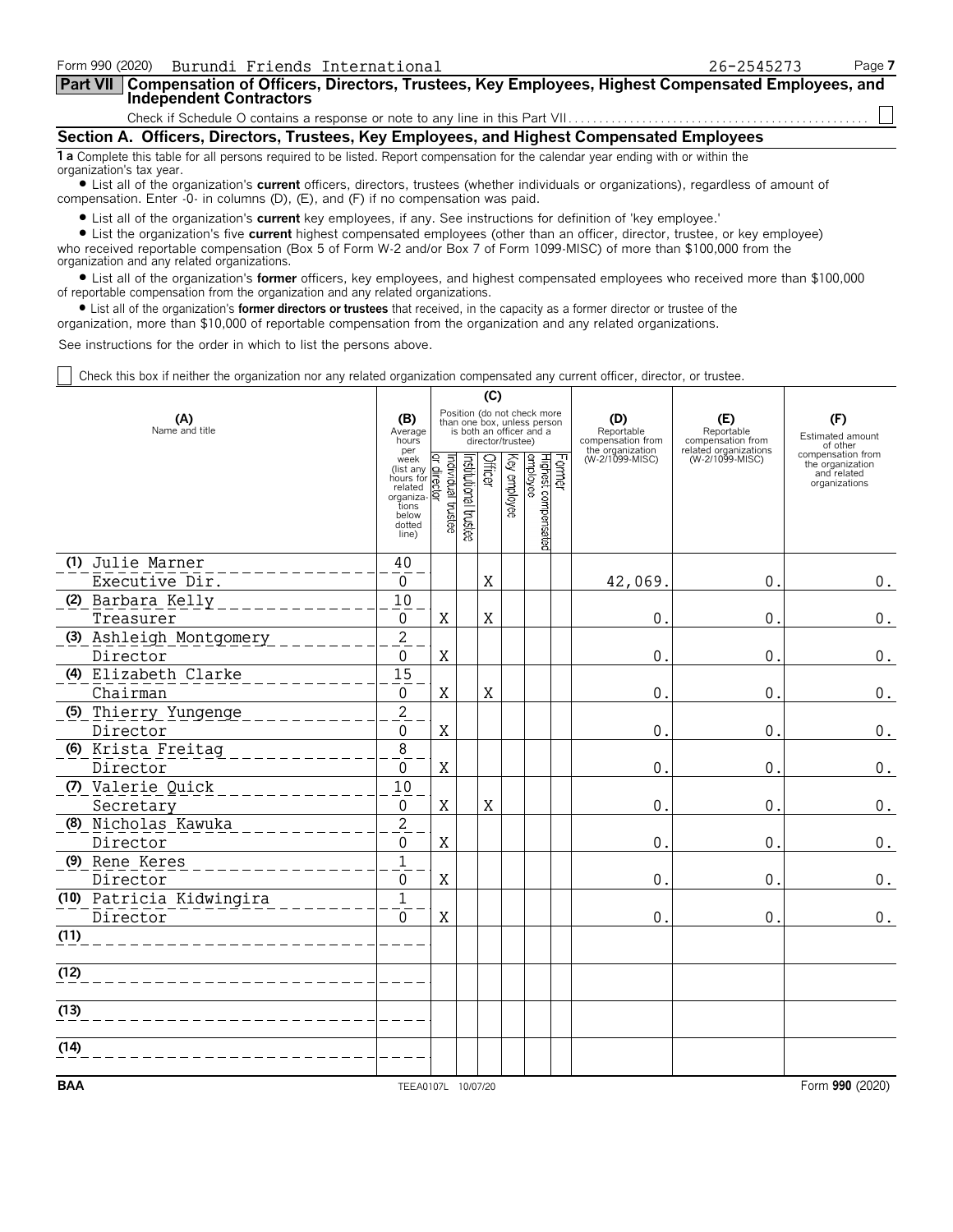Form 990 (2020) Burundi Friends International 26-2545273 Page **7**

## Part VII Compensation of Officers, Directors, Trustees, Key Employees, Highest Compensated Employees, and Independent Contractors

Check if Schedule O contains a response or note to any line in this Part VII . . . . . . . . . . ☐

### Section A. Officers, Directors, Trustees, Key Employees, and Highest Compensated Employees

**1 a** Complete this table for all persons required to be listed. Report compensation for the calendar year ending with or within the organization's tax year.

- List all of the organization's **current** officers, directors, trustees (whether individuals or organizations), regardless of amount of compensation. Enter -0- in columns (D), (E), and (F) if no compensation was paid.
- List all of the organization's **current** key employees, if any. See instructions for definition of 'key employee.'
- List the organization's five **current** highest compensated employees (other than an officer, director, trustee, or key employee) who received reportable compensation (Box 5 of Form W-2 and/or Box 7 of Form 1099-MISC) of more than $100,000 from the organization and any related organizations.
- List all of the organization's **former** officers, key employees, and highest compensated employees who received more than $100,000 of reportable compensation from the organization and any related organizations.
- List all of the organization's **former directors or trustees** that received, in the capacity as a former director or trustee of the organization, more than $10,000 of reportable compensation from the organization and any related organizations.

See instructions for the order in which to list the persons above.

☐ Check this box if neither the organization nor any related organization compensated any current officer, director, or trustee.

| (A) Name and title | (B) Average hours per week (list any hours for related organizations below dotted line) | (C) Position (do not check more than one box, unless person is both an officer and a director/trustee) | | | | | | (D) Reportable compensation from the organization (W-2/1099-MISC) | (E) Reportable compensation from related organizations (W-2/1099-MISC) | (F) Estimated amount of other compensation from the organization and related organizations |
|---|---|---|---|---|---|---|---|---|---|---|
| | | Individual trustee or director | Institutional trustee | Officer | Key employee | Highest compensated employee | Former | | | |
| (1) Julie Marner<br>Executive Dir. | 40<br>0 | | | X | | | | 42,069. | 0. | 0. |
| (2) Barbara Kelly<br>Treasurer | 10<br>0 | X | | X | | | | 0. | 0. | 0. |
| (3) Ashleigh Montgomery<br>Director | 2<br>0 | X | | | | | | 0. | 0. | 0. |
| (4) Elizabeth Clarke<br>Chairman | 15<br>0 | X | | X | | | | 0. | 0. | 0. |
| (5) Thierry Yungenge<br>Director | 2<br>0 | X | | | | | | 0. | 0. | 0. |
| (6) Krista Freitag<br>Director | 8<br>0 | X | | | | | | 0. | 0. | 0. |
| (7) Valerie Quick<br>Secretary | 10<br>0 | X | | X | | | | 0. | 0. | 0. |
| (8) Nicholas Kawuka<br>Director | 2<br>0 | X | | | | | | 0. | 0. | 0. |
| (9) Rene Keres<br>Director | 1<br>0 | X | | | | | | 0. | 0. | 0. |
| (10) Patricia Kidwingira<br>Director | 1<br>0 | X | | | | | | 0. | 0. | 0. |
| (11) | | | | | | | | | | |
| (12) | | | | | | | | | | |
| (13) | | | | | | | | | | |
| (14) | | | | | | | | | | |

BAA TEEA0107L 10/07/20 Form **990** (2020)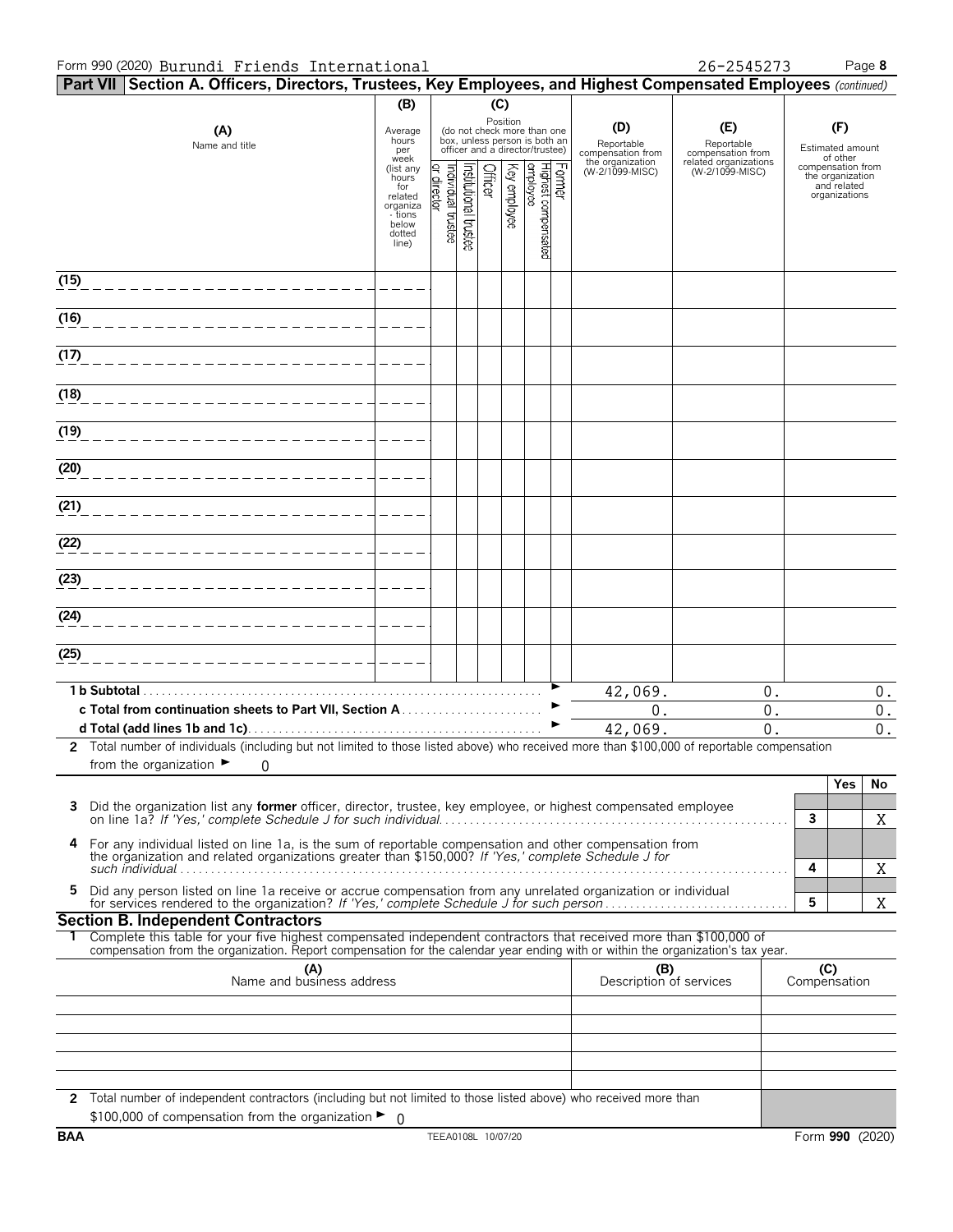Form 990 (2020) Burundi Friends International 26-2545273 Page **8**

## Part VII Section A. Officers, Directors, Trustees, Key Employees, and Highest Compensated Employees *(continued)*

| (A) Name and title | (B) Average hours per week (list any hours for related organizations below dotted line) | (C) Position (do not check more than one box, unless person is both an officer and a director/trustee) Individual trustee or director | Institutional trustee | Officer | Key employee | Highest compensated employee | Former | (D) Reportable compensation from the organization (W-2/1099-MISC) | (E) Reportable compensation from related organizations (W-2/1099-MISC) | (F) Estimated amount of other compensation from the organization and related organizations |
|---|---|---|---|---|---|---|---|---|---|---|
| (15) | | | | | | | | | | |
| (16) | | | | | | | | | | |
| (17) | | | | | | | | | | |
| (18) | | | | | | | | | | |
| (19) | | | | | | | | | | |
| (20) | | | | | | | | | | |
| (21) | | | | | | | | | | |
| (22) | | | | | | | | | | |
| (23) | | | | | | | | | | |
| (24) | | | | | | | | | | |
| (25) | | | | | | | | | | |
| **1 b Subtotal** | | | | | | | ► | 42,069. | 0. | 0. |
| **c Total from continuation sheets to Part VII, Section A** | | | | | | | ► | 0. | 0. | 0. |
| **d Total (add lines 1b and 1c)** | | | | | | | ► | 42,069. | 0. | 0. |

**2** Total number of individuals (including but not limited to those listed above) who received more than $100,000 of reportable compensation from the organization ► 0

| | | Yes | No |
|---|---|---|---|
| **3** Did the organization list any **former** officer, director, trustee, key employee, or highest compensated employee on line 1a? *If 'Yes,' complete Schedule J for such individual* | 3 | | X |
| **4** For any individual listed on line 1a, is the sum of reportable compensation and other compensation from the organization and related organizations greater than $150,000? *If 'Yes,' complete Schedule J for such individual* | 4 | | X |
| **5** Did any person listed on line 1a receive or accrue compensation from any unrelated organization or individual for services rendered to the organization? *If 'Yes,' complete Schedule J for such person* | 5 | | X |

### Section B. Independent Contractors

**1** Complete this table for your five highest compensated independent contractors that received more than $100,000 of compensation from the organization. Report compensation for the calendar year ending with or within the organization's tax year.

| (A) Name and business address | (B) Description of services | (C) Compensation |
|---|---|---|
| | | |
| | | |
| | | |
| | | |
| | | |

**2** Total number of independent contractors (including but not limited to those listed above) who received more than $100,000 of compensation from the organization ► 0

BAA TEEA0108L 10/07/20 Form **990** (2020)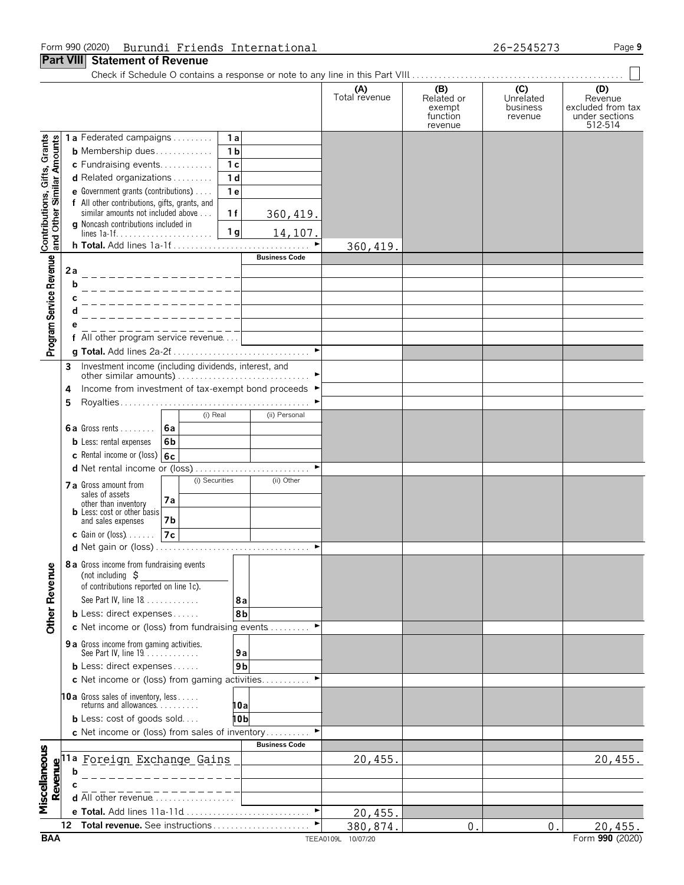Form 990 (2020) Burundi Friends International 26-2545273

## Part VIII Statement of Revenue

Check if Schedule O contains a response or note to any line in this Part VIII

| | | | (A) Total revenue | (B) Related or exempt function revenue | (C) Unrelated business revenue | (D) Revenue excluded from tax under sections 512-514 |
|---|---|---|---|---|---|---|
| **Contributions, Gifts, Grants and Other Similar Amounts** | 1a Federated campaigns | 1a | | | | |
| | b Membership dues | 1b | | | | |
| | c Fundraising events | 1c | | | | |
| | d Related organizations | 1d | | | | |
| | e Government grants (contributions) | 1e | | | | |
| | f All other contributions, gifts, grants, and similar amounts not included above | 1f 360,419. | | | | |
| | g Noncash contributions included in lines 1a-1f | 1g 14,107. | | | | |
| | h **Total.** Add lines 1a-1f | | 360,419. | | | |
| **Program Service Revenue** | | Business Code | | | | |
| | 2a | | | | | |
| | b | | | | | |
| | c | | | | | |
| | d | | | | | |
| | e | | | | | |
| | f All other program service revenue | | | | | |
| | g **Total.** Add lines 2a-2f | | | | | |
| | 3 Investment income (including dividends, interest, and other similar amounts) | | | | | |
| | 4 Income from investment of tax-exempt bond proceeds | | | | | |
| | 5 Royalties | | | | | |
| | | (i) Real | (ii) Personal | | | |
| | 6a Gross rents — 6a | | | | | |
| | b Less: rental expenses — 6b | | | | | |
| | c Rental income or (loss) — 6c | | | | | |
| | d Net rental income or (loss) | | | | | |
| | | (i) Securities | (ii) Other | | | |
| | 7a Gross amount from sales of assets other than inventory — 7a | | | | | |
| | b Less: cost or other basis and sales expenses — 7b | | | | | |
| | c Gain or (loss) — 7c | | | | | |
| | d Net gain or (loss) | | | | | |
| **Other Revenue** | 8a Gross income from fundraising events (not including $ of contributions reported on line 1c). See Part IV, line 18 | 8a | | | | |
| | b Less: direct expenses | 8b | | | | |
| | c Net income or (loss) from fundraising events | | | | | |
| | 9a Gross income from gaming activities. See Part IV, line 19 | 9a | | | | |
| | b Less: direct expenses | 9b | | | | |
| | c Net income or (loss) from gaming activities | | | | | |
| | 10a Gross sales of inventory, less returns and allowances | 10a | | | | |
| | b Less: cost of goods sold | 10b | | | | |
| | c Net income or (loss) from sales of inventory | | | | | |
| **Miscellaneous Revenue** | | Business Code | | | | |
| | 11a Foreign Exchange Gains | | 20,455. | | | 20,455. |
| | b | | | | | |
| | c | | | | | |
| | d All other revenue | | | | | |
| | e **Total.** Add lines 11a-11d | | 20,455. | | | |
| | 12 **Total revenue.** See instructions | | 380,874. | 0. | 0. | 20,455. |

BAA TEEA0109L 10/07/20 Form **990** (2020)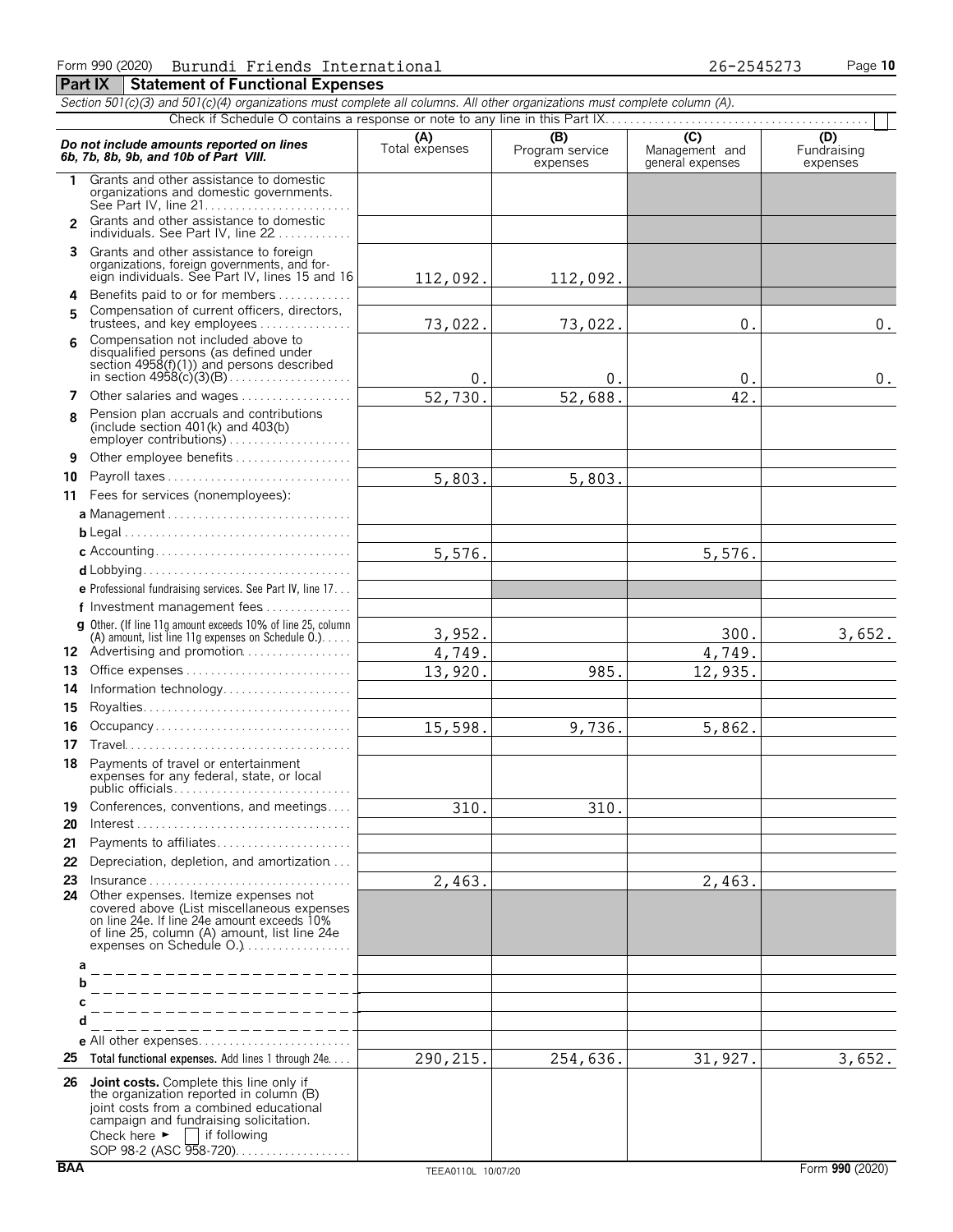Form 990 (2020) Burundi Friends International 26-2545273 Page 10

## Part IX Statement of Functional Expenses

*Section 501(c)(3) and 501(c)(4) organizations must complete all columns. All other organizations must complete column (A).*

Check if Schedule O contains a response or note to any line in this Part IX

| *Do not include amounts reported on lines 6b, 7b, 8b, 9b, and 10b of Part VIII.* | (A) Total expenses | (B) Program service expenses | (C) Management and general expenses | (D) Fundraising expenses |
|---|---|---|---|---|
| **1** Grants and other assistance to domestic organizations and domestic governments. See Part IV, line 21 | | | | |
| **2** Grants and other assistance to domestic individuals. See Part IV, line 22 | | | | |
| **3** Grants and other assistance to foreign organizations, foreign governments, and foreign individuals. See Part IV, lines 15 and 16 | 112,092. | 112,092. | | |
| **4** Benefits paid to or for members | | | | |
| **5** Compensation of current officers, directors, trustees, and key employees | 73,022. | 73,022. | 0. | 0. |
| **6** Compensation not included above to disqualified persons (as defined under section 4958(f)(1)) and persons described in section 4958(c)(3)(B) | 0. | 0. | 0. | 0. |
| **7** Other salaries and wages | 52,730. | 52,688. | 42. | |
| **8** Pension plan accruals and contributions (include section 401(k) and 403(b) employer contributions) | | | | |
| **9** Other employee benefits | | | | |
| **10** Payroll taxes | 5,803. | 5,803. | | |
| **11** Fees for services (nonemployees): | | | | |
| **a** Management | | | | |
| **b** Legal | | | | |
| **c** Accounting | 5,576. | | 5,576. | |
| **d** Lobbying | | | | |
| **e** Professional fundraising services. See Part IV, line 17 | | | | |
| **f** Investment management fees | | | | |
| **g** Other. (If line 11g amount exceeds 10% of line 25, column (A) amount, list line 11g expenses on Schedule O.) | 3,952. | | 300. | 3,652. |
| **12** Advertising and promotion | 4,749. | | 4,749. | |
| **13** Office expenses | 13,920. | 985. | 12,935. | |
| **14** Information technology | | | | |
| **15** Royalties | | | | |
| **16** Occupancy | 15,598. | 9,736. | 5,862. | |
| **17** Travel | | | | |
| **18** Payments of travel or entertainment expenses for any federal, state, or local public officials | | | | |
| **19** Conferences, conventions, and meetings | 310. | 310. | | |
| **20** Interest | | | | |
| **21** Payments to affiliates | | | | |
| **22** Depreciation, depletion, and amortization | | | | |
| **23** Insurance | 2,463. | | 2,463. | |
| **24** Other expenses. Itemize expenses not covered above (List miscellaneous expenses on line 24e. If line 24e amount exceeds 10% of line 25, column (A) amount, list line 24e expenses on Schedule O.) | | | | |
| **a** | | | | |
| **b** | | | | |
| **c** | | | | |
| **d** | | | | |
| **e** All other expenses | | | | |
| **25** **Total functional expenses.** Add lines 1 through 24e | 290,215. | 254,636. | 31,927. | 3,652. |
| **26** **Joint costs.** Complete this line only if the organization reported in column (B) joint costs from a combined educational campaign and fundraising solicitation. Check here ► ☐ if following SOP 98-2 (ASC 958-720) | | | | |

BAA TEEA0110L 10/07/20 Form **990** (2020)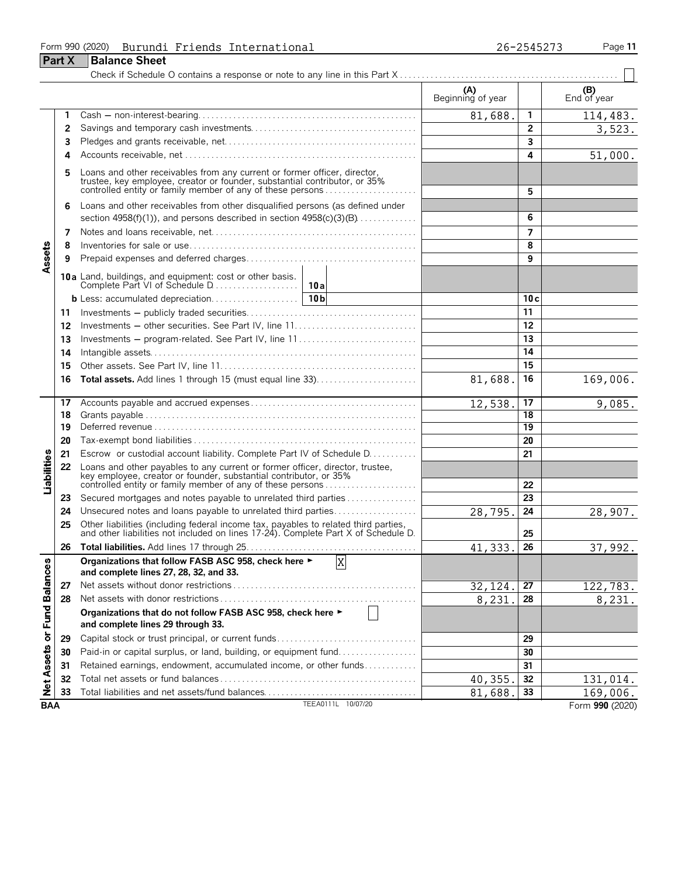Form 990 (2020) Burundi Friends International 26-2545273

## Part X Balance Sheet

Check if Schedule O contains a response or note to any line in this Part X ☐

| | | | (A) Beginning of year | | (B) End of year |
|---|---|---|---|---|---|
| **Assets** | 1 | Cash — non-interest-bearing | 81,688. | 1 | 114,483. |
| | 2 | Savings and temporary cash investments | | 2 | 3,523. |
| | 3 | Pledges and grants receivable, net | | 3 | |
| | 4 | Accounts receivable, net | | 4 | 51,000. |
| | 5 | Loans and other receivables from any current or former officer, director, trustee, key employee, creator or founder, substantial contributor, or 35% controlled entity or family member of any of these persons | | 5 | |
| | 6 | Loans and other receivables from other disqualified persons (as defined under section 4958(f)(1)), and persons described in section 4958(c)(3)(B) | | 6 | |
| | 7 | Notes and loans receivable, net | | 7 | |
| | 8 | Inventories for sale or use | | 8 | |
| | 9 | Prepaid expenses and deferred charges | | 9 | |
| | 10a | Land, buildings, and equipment: cost or other basis. Complete Part VI of Schedule D — 10a | | | |
| | b | Less: accumulated depreciation — 10b | | 10c | |
| | 11 | Investments — publicly traded securities | | 11 | |
| | 12 | Investments — other securities. See Part IV, line 11 | | 12 | |
| | 13 | Investments — program-related. See Part IV, line 11 | | 13 | |
| | 14 | Intangible assets | | 14 | |
| | 15 | Other assets. See Part IV, line 11 | | 15 | |
| | 16 | **Total assets.** Add lines 1 through 15 (must equal line 33) | 81,688. | 16 | 169,006. |
| **Liabilities** | 17 | Accounts payable and accrued expenses | 12,538. | 17 | 9,085. |
| | 18 | Grants payable | | 18 | |
| | 19 | Deferred revenue | | 19 | |
| | 20 | Tax-exempt bond liabilities | | 20 | |
| | 21 | Escrow or custodial account liability. Complete Part IV of Schedule D | | 21 | |
| | 22 | Loans and other payables to any current or former officer, director, trustee, key employee, creator or founder, substantial contributor, or 35% controlled entity or family member of any of these persons | | 22 | |
| | 23 | Secured mortgages and notes payable to unrelated third parties | | 23 | |
| | 24 | Unsecured notes and loans payable to unrelated third parties | 28,795. | 24 | 28,907. |
| | 25 | Other liabilities (including federal income tax, payables to related third parties, and other liabilities not included on lines 17-24). Complete Part X of Schedule D | | 25 | |
| | 26 | **Total liabilities.** Add lines 17 through 25 | 41,333. | 26 | 37,992. |
| **Net Assets or Fund Balances** | | **Organizations that follow FASB ASC 958, check here ► [X] and complete lines 27, 28, 32, and 33.** | | | |
| | 27 | Net assets without donor restrictions | 32,124. | 27 | 122,783. |
| | 28 | Net assets with donor restrictions | 8,231. | 28 | 8,231. |
| | | **Organizations that do not follow FASB ASC 958, check here ► [ ] and complete lines 29 through 33.** | | | |
| | 29 | Capital stock or trust principal, or current funds | | 29 | |
| | 30 | Paid-in or capital surplus, or land, building, or equipment fund | | 30 | |
| | 31 | Retained earnings, endowment, accumulated income, or other funds | | 31 | |
| | 32 | Total net assets or fund balances | 40,355. | 32 | 131,014. |
| | 33 | Total liabilities and net assets/fund balances | 81,688. | 33 | 169,006. |

BAA TEEA0111L 10/07/20 Form **990** (2020)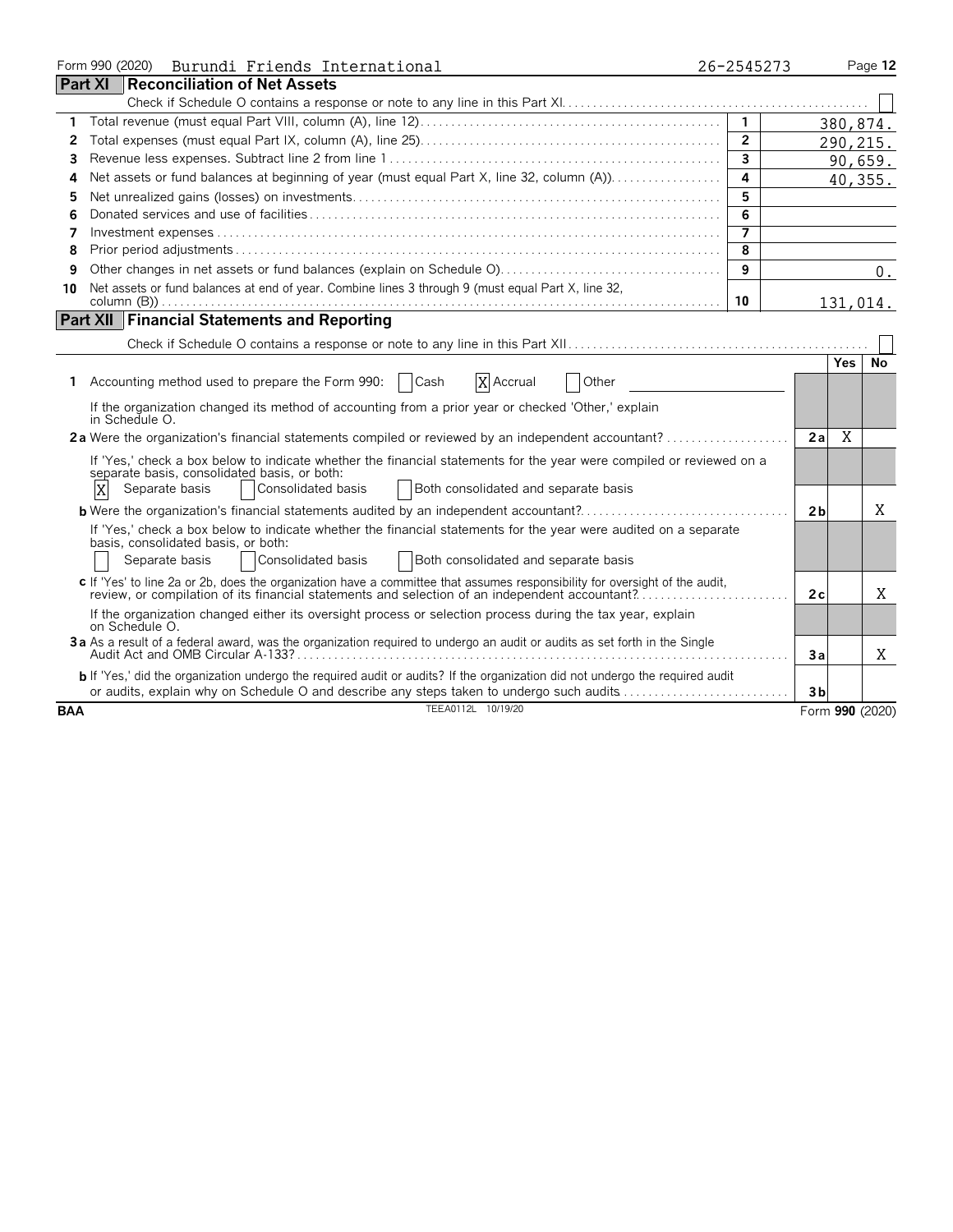Form 990 (2020) Burundi Friends International 26-2545273

## Part XI Reconciliation of Net Assets

Check if Schedule O contains a response or note to any line in this Part XI [ ]

| | | | |
|---|---|---|---|
| 1 | Total revenue (must equal Part VIII, column (A), line 12) | 1 | 380,874. |
| 2 | Total expenses (must equal Part IX, column (A), line 25) | 2 | 290,215. |
| 3 | Revenue less expenses. Subtract line 2 from line 1 | 3 | 90,659. |
| 4 | Net assets or fund balances at beginning of year (must equal Part X, line 32, column (A)) | 4 | 40,355. |
| 5 | Net unrealized gains (losses) on investments | 5 | |
| 6 | Donated services and use of facilities | 6 | |
| 7 | Investment expenses | 7 | |
| 8 | Prior period adjustments | 8 | |
| 9 | Other changes in net assets or fund balances (explain on Schedule O) | 9 | 0. |
| 10 | Net assets or fund balances at end of year. Combine lines 3 through 9 (must equal Part X, line 32, column (B)) | 10 | 131,014. |

## Part XII Financial Statements and Reporting

Check if Schedule O contains a response or note to any line in this Part XII [ ]

| | | | Yes | No |
|---|---|---|---|---|
| 1 | Accounting method used to prepare the Form 990: [ ] Cash [X] Accrual [ ] Other<br>If the organization changed its method of accounting from a prior year or checked 'Other,' explain in Schedule O. | | | |
| 2a | Were the organization's financial statements compiled or reviewed by an independent accountant?<br>If 'Yes,' check a box below to indicate whether the financial statements for the year were compiled or reviewed on a separate basis, consolidated basis, or both:<br>[X] Separate basis [ ] Consolidated basis [ ] Both consolidated and separate basis | 2a | X | |
| b | Were the organization's financial statements audited by an independent accountant?<br>If 'Yes,' check a box below to indicate whether the financial statements for the year were audited on a separate basis, consolidated basis, or both:<br>[ ] Separate basis [ ] Consolidated basis [ ] Both consolidated and separate basis | 2b | | X |
| c | If 'Yes' to line 2a or 2b, does the organization have a committee that assumes responsibility for oversight of the audit, review, or compilation of its financial statements and selection of an independent accountant?<br>If the organization changed either its oversight process or selection process during the tax year, explain on Schedule O. | 2c | | X |
| 3a | As a result of a federal award, was the organization required to undergo an audit or audits as set forth in the Single Audit Act and OMB Circular A-133? | 3a | | X |
| b | If 'Yes,' did the organization undergo the required audit or audits? If the organization did not undergo the required audit or audits, explain why on Schedule O and describe any steps taken to undergo such audits | 3b | | |

BAA TEEA0112L 10/19/20 Form 990 (2020)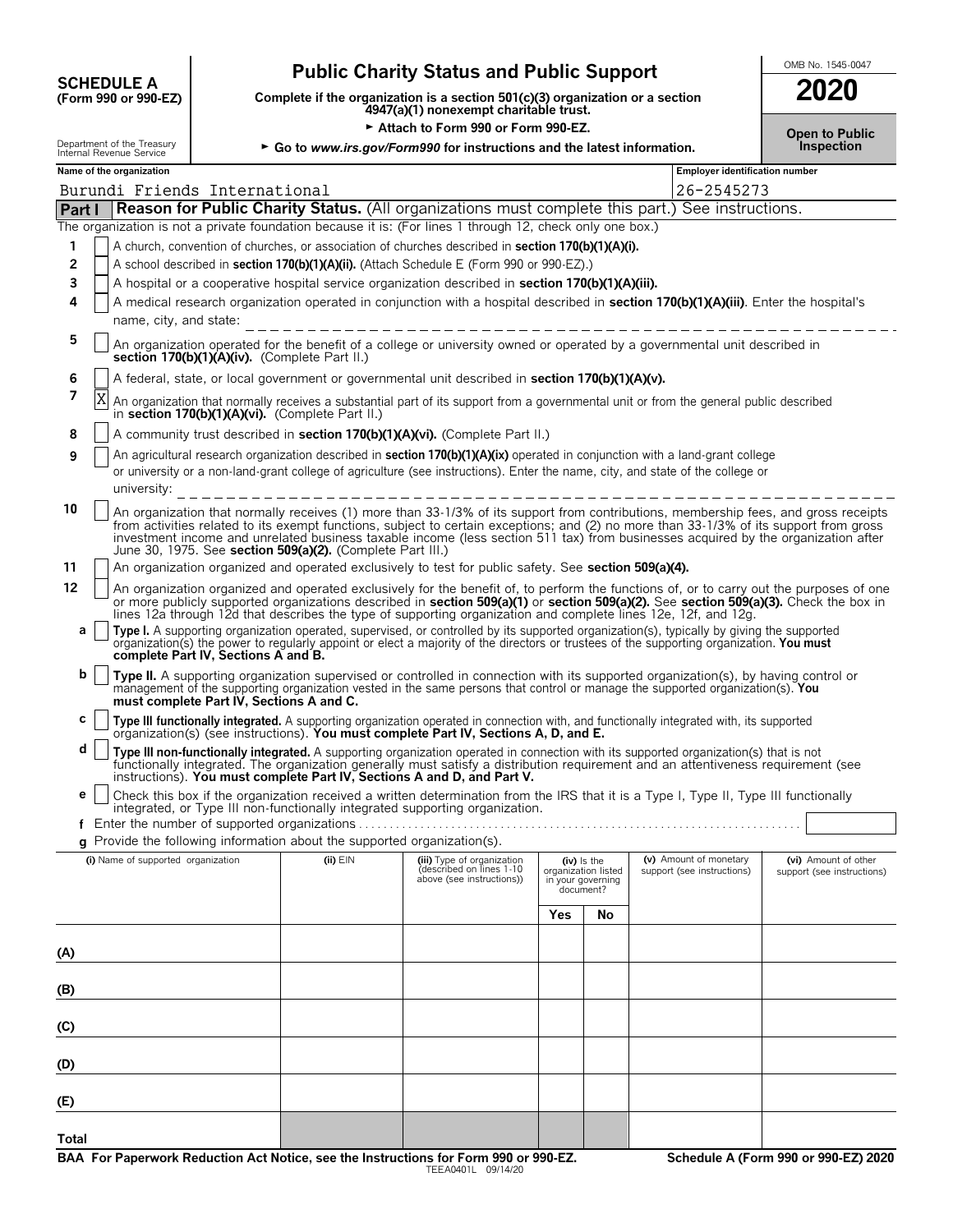**SCHEDULE A**
**(Form 990 or 990-EZ)**

Department of the Treasury
Internal Revenue Service

# Public Charity Status and Public Support

**Complete if the organization is a section 501(c)(3) organization or a section 4947(a)(1) nonexempt charitable trust.**

► **Attach to Form 990 or Form 990-EZ.**

► **Go to *www.irs.gov/Form990* for instructions and the latest information.**

OMB No. 1545-0047

**2020**

**Open to Public Inspection**

**Name of the organization:** Burundi Friends International

**Employer identification number:** 26-2545273

## Part I Reason for Public Charity Status. (All organizations must complete this part.) See instructions.

The organization is not a private foundation because it is: (For lines 1 through 12, check only one box.)

1. [ ] A church, convention of churches, or association of churches described in **section 170(b)(1)(A)(i).**
2. [ ] A school described in **section 170(b)(1)(A)(ii).** (Attach Schedule E (Form 990 or 990-EZ).)
3. [ ] A hospital or a cooperative hospital service organization described in **section 170(b)(1)(A)(iii).**
4. [ ] A medical research organization operated in conjunction with a hospital described in **section 170(b)(1)(A)(iii)**. Enter the hospital's name, city, and state:
5. [ ] An organization operated for the benefit of a college or university owned or operated by a governmental unit described in **section 170(b)(1)(A)(iv).** (Complete Part II.)
6. [ ] A federal, state, or local government or governmental unit described in **section 170(b)(1)(A)(v).**
7. [X] An organization that normally receives a substantial part of its support from a governmental unit or from the general public described in **section 170(b)(1)(A)(vi).** (Complete Part II.)
8. [ ] A community trust described in **section 170(b)(1)(A)(vi).** (Complete Part II.)
9. [ ] An agricultural research organization described in **section 170(b)(1)(A)(ix)** operated in conjunction with a land-grant college or university or a non-land-grant college of agriculture (see instructions). Enter the name, city, and state of the college or university:
10. [ ] An organization that normally receives (1) more than 33-1/3% of its support from contributions, membership fees, and gross receipts from activities related to its exempt functions, subject to certain exceptions; and (2) no more than 33-1/3% of its support from gross investment income and unrelated business taxable income (less section 511 tax) from businesses acquired by the organization after June 30, 1975. See **section 509(a)(2).** (Complete Part III.)
11. [ ] An organization organized and operated exclusively to test for public safety. See **section 509(a)(4).**
12. [ ] An organization organized and operated exclusively for the benefit of, to perform the functions of, or to carry out the purposes of one or more publicly supported organizations described in **section 509(a)(1)** or **section 509(a)(2).** See **section 509(a)(3).** Check the box in lines 12a through 12d that describes the type of supporting organization and complete lines 12e, 12f, and 12g.

   **a** [ ] **Type I.** A supporting organization operated, supervised, or controlled by its supported organization(s), typically by giving the supported organization(s) the power to regularly appoint or elect a majority of the directors or trustees of the supporting organization. **You must complete Part IV, Sections A and B.**

   **b** [ ] **Type II.** A supporting organization supervised or controlled in connection with its supported organization(s), by having control or management of the supporting organization vested in the same persons that control or manage the supported organization(s). **You must complete Part IV, Sections A and C.**

   **c** [ ] **Type III functionally integrated.** A supporting organization operated in connection with, and functionally integrated with, its supported organization(s) (see instructions). **You must complete Part IV, Sections A, D, and E.**

   **d** [ ] **Type III non-functionally integrated.** A supporting organization operated in connection with its supported organization(s) that is not functionally integrated. The organization generally must satisfy a distribution requirement and an attentiveness requirement (see instructions). **You must complete Part IV, Sections A and D, and Part V.**

   **e** [ ] Check this box if the organization received a written determination from the IRS that it is a Type I, Type II, Type III functionally integrated, or Type III non-functionally integrated supporting organization.

   **f** Enter the number of supported organizations

   **g** Provide the following information about the supported organization(s).

| (i) Name of supported organization | (ii) EIN | (iii) Type of organization (described on lines 1-10 above (see instructions)) | (iv) Is the organization listed in your governing document? | | (v) Amount of monetary support (see instructions) | (vi) Amount of other support (see instructions) |
|---|---|---|---|---|---|---|
| | | | Yes | No | | |
| (A) | | | | | | |
| (B) | | | | | | |
| (C) | | | | | | |
| (D) | | | | | | |
| (E) | | | | | | |
| Total | | | | | | |

**BAA For Paperwork Reduction Act Notice, see the Instructions for Form 990 or 990-EZ.** TEEA0401L 09/14/20 **Schedule A (Form 990 or 990-EZ) 2020**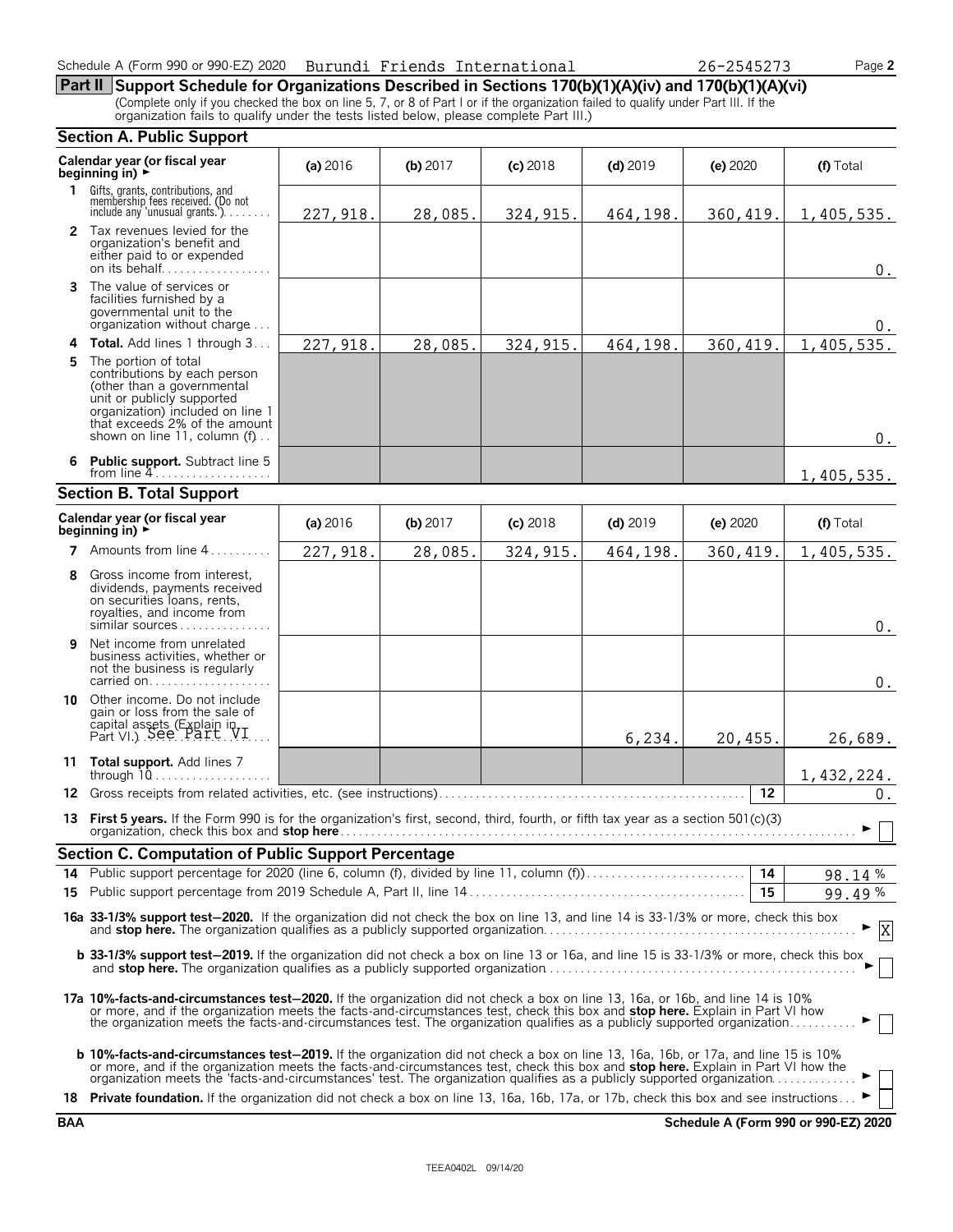Schedule A (Form 990 or 990-EZ) 2020 Burundi Friends International 26-2545273 Page 2

## Part II Support Schedule for Organizations Described in Sections 170(b)(1)(A)(iv) and 170(b)(1)(A)(vi)

(Complete only if you checked the box on line 5, 7, or 8 of Part I or if the organization failed to qualify under Part III. If the organization fails to qualify under the tests listed below, please complete Part III.)

### Section A. Public Support

| Calendar year (or fiscal year beginning in) ► | (a) 2016 | (b) 2017 | (c) 2018 | (d) 2019 | (e) 2020 | (f) Total |
|---|---|---|---|---|---|---|
| **1** Gifts, grants, contributions, and membership fees received. (Do not include any 'unusual grants.') | 227,918. | 28,085. | 324,915. | 464,198. | 360,419. | 1,405,535. |
| **2** Tax revenues levied for the organization's benefit and either paid to or expended on its behalf | | | | | | 0. |
| **3** The value of services or facilities furnished by a governmental unit to the organization without charge | | | | | | 0. |
| **4 Total.** Add lines 1 through 3 | 227,918. | 28,085. | 324,915. | 464,198. | 360,419. | 1,405,535. |
| **5** The portion of total contributions by each person (other than a governmental unit or publicly supported organization) included on line 1 that exceeds 2% of the amount shown on line 11, column (f) | | | | | | 0. |
| **6 Public support.** Subtract line 5 from line 4 | | | | | | 1,405,535. |

### Section B. Total Support

| Calendar year (or fiscal year beginning in) ► | (a) 2016 | (b) 2017 | (c) 2018 | (d) 2019 | (e) 2020 | (f) Total |
|---|---|---|---|---|---|---|
| **7** Amounts from line 4 | 227,918. | 28,085. | 324,915. | 464,198. | 360,419. | 1,405,535. |
| **8** Gross income from interest, dividends, payments received on securities loans, rents, royalties, and income from similar sources | | | | | | 0. |
| **9** Net income from unrelated business activities, whether or not the business is regularly carried on | | | | | | 0. |
| **10** Other income. Do not include gain or loss from the sale of capital assets (Explain in Part VI.) See Part VI | | | | 6,234. | 20,455. | 26,689. |
| **11 Total support.** Add lines 7 through 10 | | | | | | 1,432,224. |

**12** Gross receipts from related activities, etc. (see instructions) **12** 0.

**13 First 5 years.** If the Form 990 is for the organization's first, second, third, fourth, or fifth tax year as a section 501(c)(3) organization, check this box and **stop here** ► ☐

### Section C. Computation of Public Support Percentage

**14** Public support percentage for 2020 (line 6, column (f), divided by line 11, column (f)) **14** 98.14 %

**15** Public support percentage from 2019 Schedule A, Part II, line 14 **15** 99.49 %

**16a 33-1/3% support test–2020.** If the organization did not check the box on line 13, and line 14 is 33-1/3% or more, check this box and **stop here.** The organization qualifies as a publicly supported organization ► ☒

**b 33-1/3% support test–2019.** If the organization did not check a box on line 13 or 16a, and line 15 is 33-1/3% or more, check this box and **stop here.** The organization qualifies as a publicly supported organization ► ☐

**17a 10%-facts-and-circumstances test–2020.** If the organization did not check a box on line 13, 16a, or 16b, and line 14 is 10% or more, and if the organization meets the facts-and-circumstances test, check this box and **stop here.** Explain in Part VI how the organization meets the facts-and-circumstances test. The organization qualifies as a publicly supported organization ► ☐

**b 10%-facts-and-circumstances test–2019.** If the organization did not check a box on line 13, 16a, 16b, or 17a, and line 15 is 10% or more, and if the organization meets the facts-and-circumstances test, check this box and **stop here.** Explain in Part VI how the organization meets the 'facts-and-circumstances' test. The organization qualifies as a publicly supported organization ► ☐

**18 Private foundation.** If the organization did not check a box on line 13, 16a, 16b, 17a, or 17b, check this box and see instructions ► ☐

BAA Schedule A (Form 990 or 990-EZ) 2020

TEEA0402L 09/14/20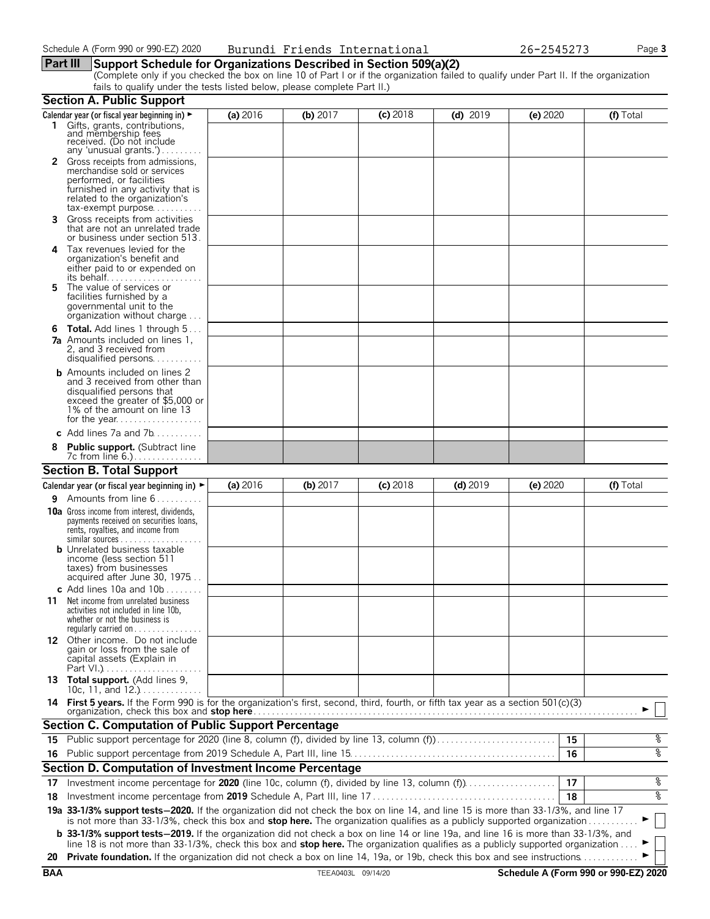Schedule A (Form 990 or 990-EZ) 2020 Burundi Friends International 26-2545273

## Part III Support Schedule for Organizations Described in Section 509(a)(2)

(Complete only if you checked the box on line 10 of Part I or if the organization failed to qualify under Part II. If the organization fails to qualify under the tests listed below, please complete Part II.)

### Section A. Public Support

| Calendar year (or fiscal year beginning in) ► | (a) 2016 | (b) 2017 | (c) 2018 | (d) 2019 | (e) 2020 | (f) Total |
|---|---|---|---|---|---|---|
| **1** Gifts, grants, contributions, and membership fees received. (Do not include any 'unusual grants.') | | | | | | |
| **2** Gross receipts from admissions, merchandise sold or services performed, or facilities furnished in any activity that is related to the organization's tax-exempt purpose | | | | | | |
| **3** Gross receipts from activities that are not an unrelated trade or business under section 513 | | | | | | |
| **4** Tax revenues levied for the organization's benefit and either paid to or expended on its behalf | | | | | | |
| **5** The value of services or facilities furnished by a governmental unit to the organization without charge | | | | | | |
| **6 Total.** Add lines 1 through 5 | | | | | | |
| **7a** Amounts included on lines 1, 2, and 3 received from disqualified persons | | | | | | |
| **b** Amounts included on lines 2 and 3 received from other than disqualified persons that exceed the greater of $5,000 or 1% of the amount on line 13 for the year | | | | | | |
| **c** Add lines 7a and 7b | | | | | | |
| **8 Public support.** (Subtract line 7c from line 6.) | | | | | | |

### Section B. Total Support

| Calendar year (or fiscal year beginning in) ► | (a) 2016 | (b) 2017 | (c) 2018 | (d) 2019 | (e) 2020 | (f) Total |
|---|---|---|---|---|---|---|
| **9** Amounts from line 6 | | | | | | |
| **10a** Gross income from interest, dividends, payments received on securities loans, rents, royalties, and income from similar sources | | | | | | |
| **b** Unrelated business taxable income (less section 511 taxes) from businesses acquired after June 30, 1975 | | | | | | |
| **c** Add lines 10a and 10b | | | | | | |
| **11** Net income from unrelated business activities not included in line 10b, whether or not the business is regularly carried on | | | | | | |
| **12** Other income. Do not include gain or loss from the sale of capital assets (Explain in Part VI.) | | | | | | |
| **13 Total support.** (Add lines 9, 10c, 11, and 12.) | | | | | | |

**14 First 5 years.** If the Form 990 is for the organization's first, second, third, fourth, or fifth tax year as a section 501(c)(3) organization, check this box and **stop here** ► ☐

### Section C. Computation of Public Support Percentage

| | | | |
|---|---|---|---|
| **15** | Public support percentage for 2020 (line 8, column (f), divided by line 13, column (f)) | 15 | % |
| **16** | Public support percentage from 2019 Schedule A, Part III, line 15 | 16 | % |

### Section D. Computation of Investment Income Percentage

| | | | |
|---|---|---|---|
| **17** | Investment income percentage for **2020** (line 10c, column (f), divided by line 13, column (f)) | 17 | % |
| **18** | Investment income percentage from **2019** Schedule A, Part III, line 17 | 18 | % |

**19a 33-1/3% support tests—2020.** If the organization did not check the box on line 14, and line 15 is more than 33-1/3%, and line 17 is not more than 33-1/3%, check this box and **stop here.** The organization qualifies as a publicly supported organization ► ☐

**b 33-1/3% support tests—2019.** If the organization did not check a box on line 14 or line 19a, and line 16 is more than 33-1/3%, and line 18 is not more than 33-1/3%, check this box and **stop here.** The organization qualifies as a publicly supported organization ► ☐

**20 Private foundation.** If the organization did not check a box on line 14, 19a, or 19b, check this box and see instructions ► ☐

BAA TEEA0403L 09/14/20 Schedule A (Form 990 or 990-EZ) 2020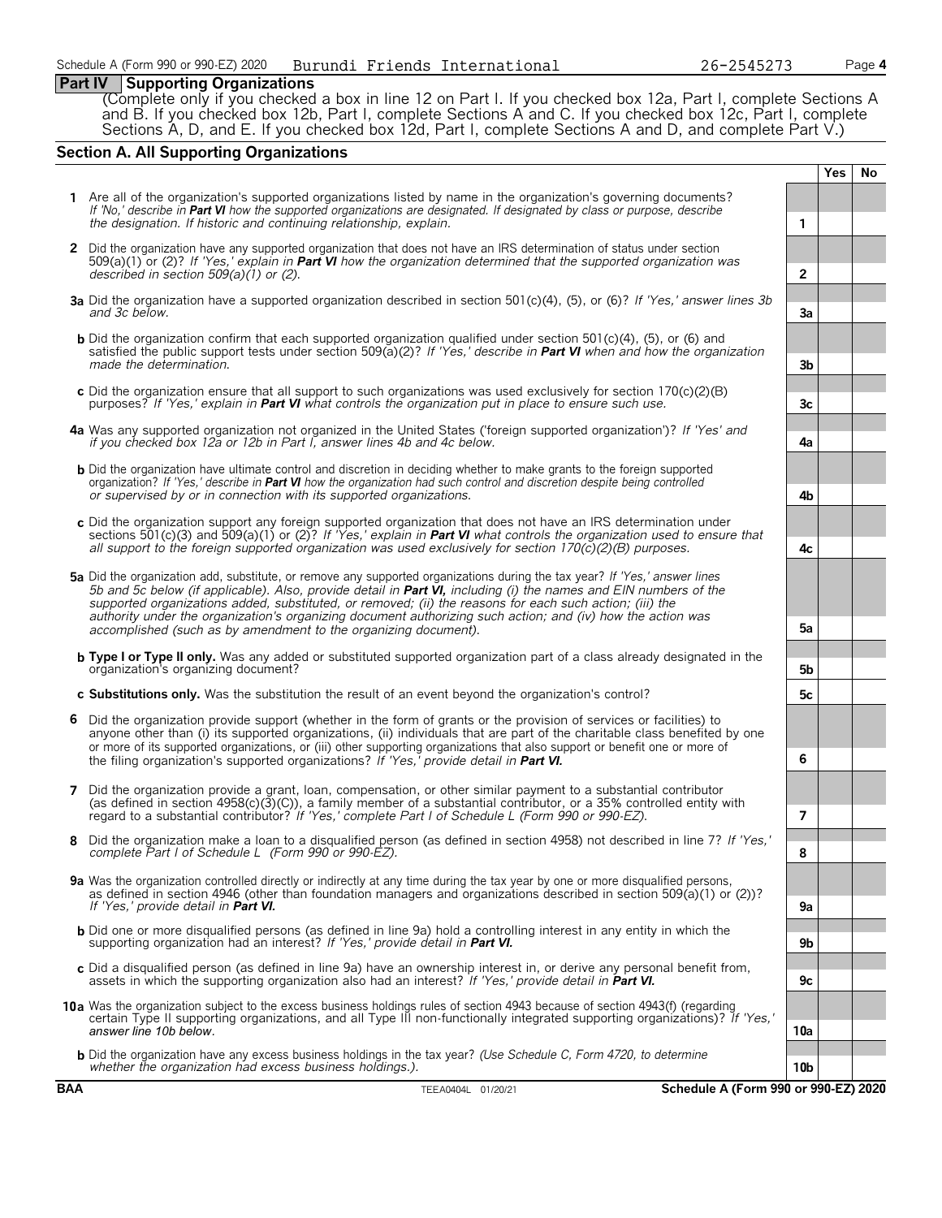## Part IV Supporting Organizations

(Complete only if you checked a box in line 12 on Part I. If you checked box 12a, Part I, complete Sections A and B. If you checked box 12b, Part I, complete Sections A and C. If you checked box 12c, Part I, complete Sections A, D, and E. If you checked box 12d, Part I, complete Sections A and D, and complete Part V.)

### Section A. All Supporting Organizations

| | | | Yes | No |
|---|---|---|---|---|
| **1** | Are all of the organization's supported organizations listed by name in the organization's governing documents? *If 'No,' describe in **Part VI** how the supported organizations are designated. If designated by class or purpose, describe the designation. If historic and continuing relationship, explain.* | 1 | | |
| **2** | Did the organization have any supported organization that does not have an IRS determination of status under section 509(a)(1) or (2)? *If 'Yes,' explain in **Part VI** how the organization determined that the supported organization was described in section 509(a)(1) or (2).* | 2 | | |
| **3a** | Did the organization have a supported organization described in section 501(c)(4), (5), or (6)? *If 'Yes,' answer lines 3b and 3c below.* | 3a | | |
| **b** | Did the organization confirm that each supported organization qualified under section 501(c)(4), (5), or (6) and satisfied the public support tests under section 509(a)(2)? *If 'Yes,' describe in **Part VI** when and how the organization made the determination.* | 3b | | |
| **c** | Did the organization ensure that all support to such organizations was used exclusively for section 170(c)(2)(B) purposes? *If 'Yes,' explain in **Part VI** what controls the organization put in place to ensure such use.* | 3c | | |
| **4a** | Was any supported organization not organized in the United States ('foreign supported organization')? *If 'Yes' and if you checked box 12a or 12b in Part I, answer lines 4b and 4c below.* | 4a | | |
| **b** | Did the organization have ultimate control and discretion in deciding whether to make grants to the foreign supported organization? *If 'Yes,' describe in **Part VI** how the organization had such control and discretion despite being controlled or supervised by or in connection with its supported organizations.* | 4b | | |
| **c** | Did the organization support any foreign supported organization that does not have an IRS determination under sections 501(c)(3) and 509(a)(1) or (2)? *If 'Yes,' explain in **Part VI** what controls the organization used to ensure that all support to the foreign supported organization was used exclusively for section 170(c)(2)(B) purposes.* | 4c | | |
| **5a** | Did the organization add, substitute, or remove any supported organizations during the tax year? *If 'Yes,' answer lines 5b and 5c below (if applicable). Also, provide detail in **Part VI,** including (i) the names and EIN numbers of the supported organizations added, substituted, or removed; (ii) the reasons for each such action; (iii) the authority under the organization's organizing document authorizing such action; and (iv) how the action was accomplished (such as by amendment to the organizing document).* | 5a | | |
| **b** | **Type I or Type II only.** Was any added or substituted supported organization part of a class already designated in the organization's organizing document? | 5b | | |
| **c** | **Substitutions only.** Was the substitution the result of an event beyond the organization's control? | 5c | | |
| **6** | Did the organization provide support (whether in the form of grants or the provision of services or facilities) to anyone other than (i) its supported organizations, (ii) individuals that are part of the charitable class benefited by one or more of its supported organizations, or (iii) other supporting organizations that also support or benefit one or more of the filing organization's supported organizations? *If 'Yes,' provide detail in **Part VI.*** | 6 | | |
| **7** | Did the organization provide a grant, loan, compensation, or other similar payment to a substantial contributor (as defined in section 4958(c)(3)(C)), a family member of a substantial contributor, or a 35% controlled entity with regard to a substantial contributor? *If 'Yes,' complete Part I of Schedule L (Form 990 or 990-EZ).* | 7 | | |
| **8** | Did the organization make a loan to a disqualified person (as defined in section 4958) not described in line 7? *If 'Yes,' complete Part I of Schedule L (Form 990 or 990-EZ).* | 8 | | |
| **9a** | Was the organization controlled directly or indirectly at any time during the tax year by one or more disqualified persons, as defined in section 4946 (other than foundation managers and organizations described in section 509(a)(1) or (2))? *If 'Yes,' provide detail in **Part VI.*** | 9a | | |
| **b** | Did one or more disqualified persons (as defined in line 9a) hold a controlling interest in any entity in which the supporting organization had an interest? *If 'Yes,' provide detail in **Part VI.*** | 9b | | |
| **c** | Did a disqualified person (as defined in line 9a) have an ownership interest in, or derive any personal benefit from, assets in which the supporting organization also had an interest? *If 'Yes,' provide detail in **Part VI.*** | 9c | | |
| **10a** | Was the organization subject to the excess business holdings rules of section 4943 because of section 4943(f) (regarding certain Type II supporting organizations, and all Type III non-functionally integrated supporting organizations)? *If 'Yes,' answer line 10b below.* | 10a | | |
| **b** | Did the organization have any excess business holdings in the tax year? *(Use Schedule C, Form 4720, to determine whether the organization had excess business holdings.).* | 10b | | |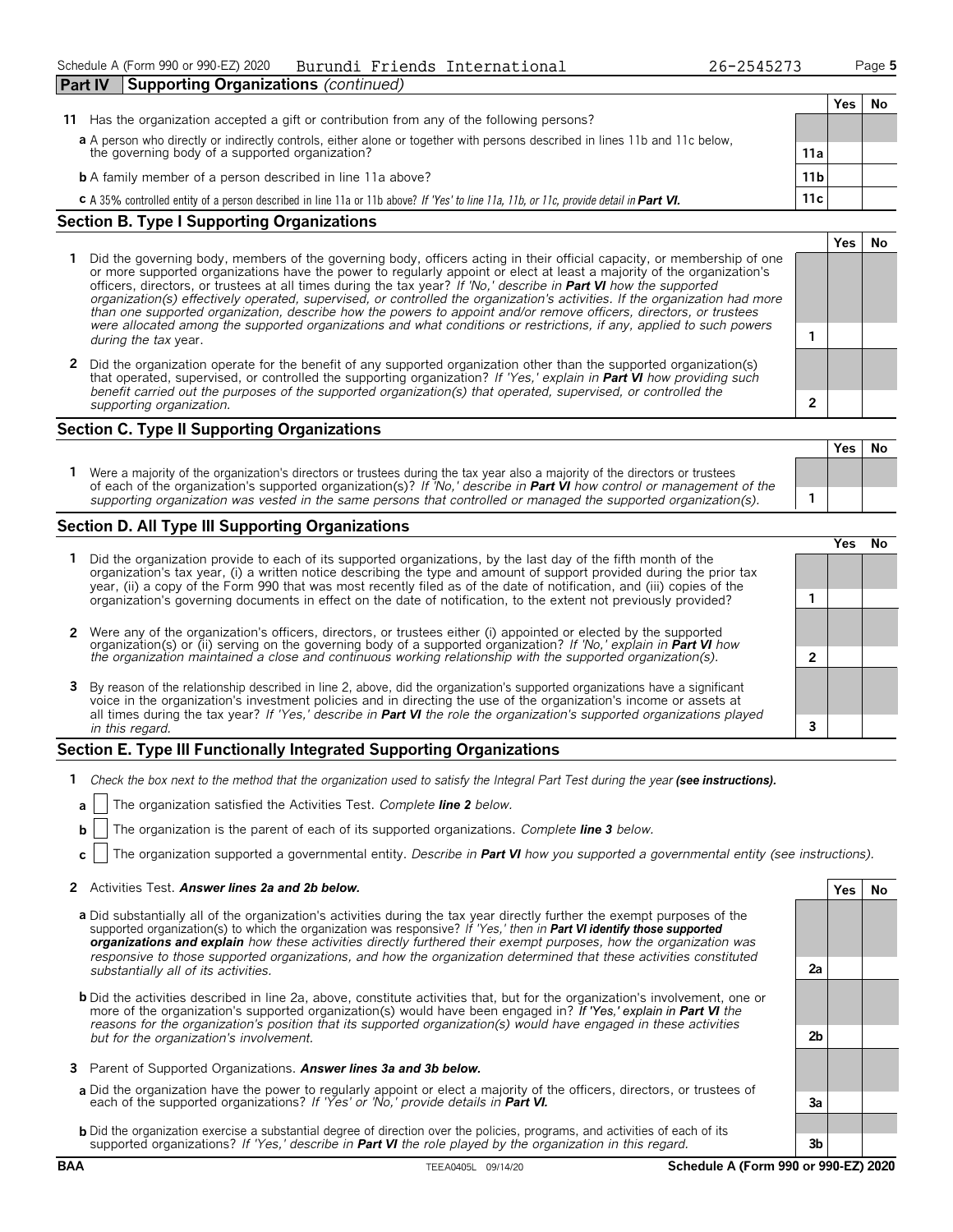Schedule A (Form 990 or 990-EZ) 2020 Burundi Friends International 26-2545273 Page 5

**Part IV Supporting Organizations** *(continued)*

| | | | Yes | No |
|---|---|---|---|---|
| **11** | Has the organization accepted a gift or contribution from any of the following persons? | | | |
| **a** | A person who directly or indirectly controls, either alone or together with persons described in lines 11b and 11c below, the governing body of a supported organization? | **11a** | | |
| **b** | A family member of a person described in line 11a above? | **11b** | | |
| **c** | A 35% controlled entity of a person described in line 11a or 11b above? *If 'Yes' to line 11a, 11b, or 11c, provide detail in* ***Part VI.*** | **11c** | | |

## Section B. Type I Supporting Organizations

| | | | Yes | No |
|---|---|---|---|---|
| **1** | Did the governing body, members of the governing body, officers acting in their official capacity, or membership of one or more supported organizations have the power to regularly appoint or elect at least a majority of the organization's officers, directors, or trustees at all times during the tax year? *If 'No,' describe in* ***Part VI*** *how the supported organization(s) effectively operated, supervised, or controlled the organization's activities. If the organization had more than one supported organization, describe how the powers to appoint and/or remove officers, directors, or trustees were allocated among the supported organizations and what conditions or restrictions, if any, applied to such powers during the tax* year. | **1** | | |
| **2** | Did the organization operate for the benefit of any supported organization other than the supported organization(s) that operated, supervised, or controlled the supporting organization? *If 'Yes,' explain in* ***Part VI*** *how providing such benefit carried out the purposes of the supported organization(s) that operated, supervised, or controlled the supporting organization.* | **2** | | |

## Section C. Type II Supporting Organizations

| | | | Yes | No |
|---|---|---|---|---|
| **1** | Were a majority of the organization's directors or trustees during the tax year also a majority of the directors or trustees of each of the organization's supported organization(s)? *If 'No,' describe in* ***Part VI*** *how control or management of the supporting organization was vested in the same persons that controlled or managed the supported organization(s).* | **1** | | |

## Section D. All Type III Supporting Organizations

| | | | Yes | No |
|---|---|---|---|---|
| **1** | Did the organization provide to each of its supported organizations, by the last day of the fifth month of the organization's tax year, (i) a written notice describing the type and amount of support provided during the prior tax year, (ii) a copy of the Form 990 that was most recently filed as of the date of notification, and (iii) copies of the organization's governing documents in effect on the date of notification, to the extent not previously provided? | **1** | | |
| **2** | Were any of the organization's officers, directors, or trustees either (i) appointed or elected by the supported organization(s) or (ii) serving on the governing body of a supported organization? *If 'No,' explain in* ***Part VI*** *how the organization maintained a close and continuous working relationship with the supported organization(s).* | **2** | | |
| **3** | By reason of the relationship described in line 2, above, did the organization's supported organizations have a significant voice in the organization's investment policies and in directing the use of the organization's income or assets at all times during the tax year? *If 'Yes,' describe in* ***Part VI*** *the role the organization's supported organizations played in this regard.* | **3** | | |

## Section E. Type III Functionally Integrated Supporting Organizations

**1** *Check the box next to the method that the organization used to satisfy the Integral Part Test during the year* ***(see instructions).***

**a** ☐ The organization satisfied the Activities Test. *Complete* ***line 2*** *below.*

**b** ☐ The organization is the parent of each of its supported organizations. *Complete* ***line 3*** *below.*

**c** ☐ The organization supported a governmental entity. *Describe in* ***Part VI*** *how you supported a governmental entity (see instructions).*

| | | | Yes | No |
|---|---|---|---|---|
| **2** | Activities Test. ***Answer lines 2a and 2b below.*** | | | |
| **a** | Did substantially all of the organization's activities during the tax year directly further the exempt purposes of the supported organization(s) to which the organization was responsive? *If 'Yes,' then in* ***Part VI identify those supported organizations and explain*** *how these activities directly furthered their exempt purposes, how the organization was responsive to those supported organizations, and how the organization determined that these activities constituted substantially all of its activities.* | **2a** | | |
| **b** | Did the activities described in line 2a, above, constitute activities that, but for the organization's involvement, one or more of the organization's supported organization(s) would have been engaged in? *If 'Yes,' explain in* ***Part VI*** *the reasons for the organization's position that its supported organization(s) would have engaged in these activities but for the organization's involvement.* | **2b** | | |
| **3** | Parent of Supported Organizations. ***Answer lines 3a and 3b below.*** | | | |
| **a** | Did the organization have the power to regularly appoint or elect a majority of the officers, directors, or trustees of each of the supported organizations? *If 'Yes' or 'No,' provide details in* ***Part VI.*** | **3a** | | |
| **b** | Did the organization exercise a substantial degree of direction over the policies, programs, and activities of each of its supported organizations? *If 'Yes,' describe in* ***Part VI*** *the role played by the organization in this regard.* | **3b** | | |

BAA TEEA0405L 09/14/20 **Schedule A (Form 990 or 990-EZ) 2020**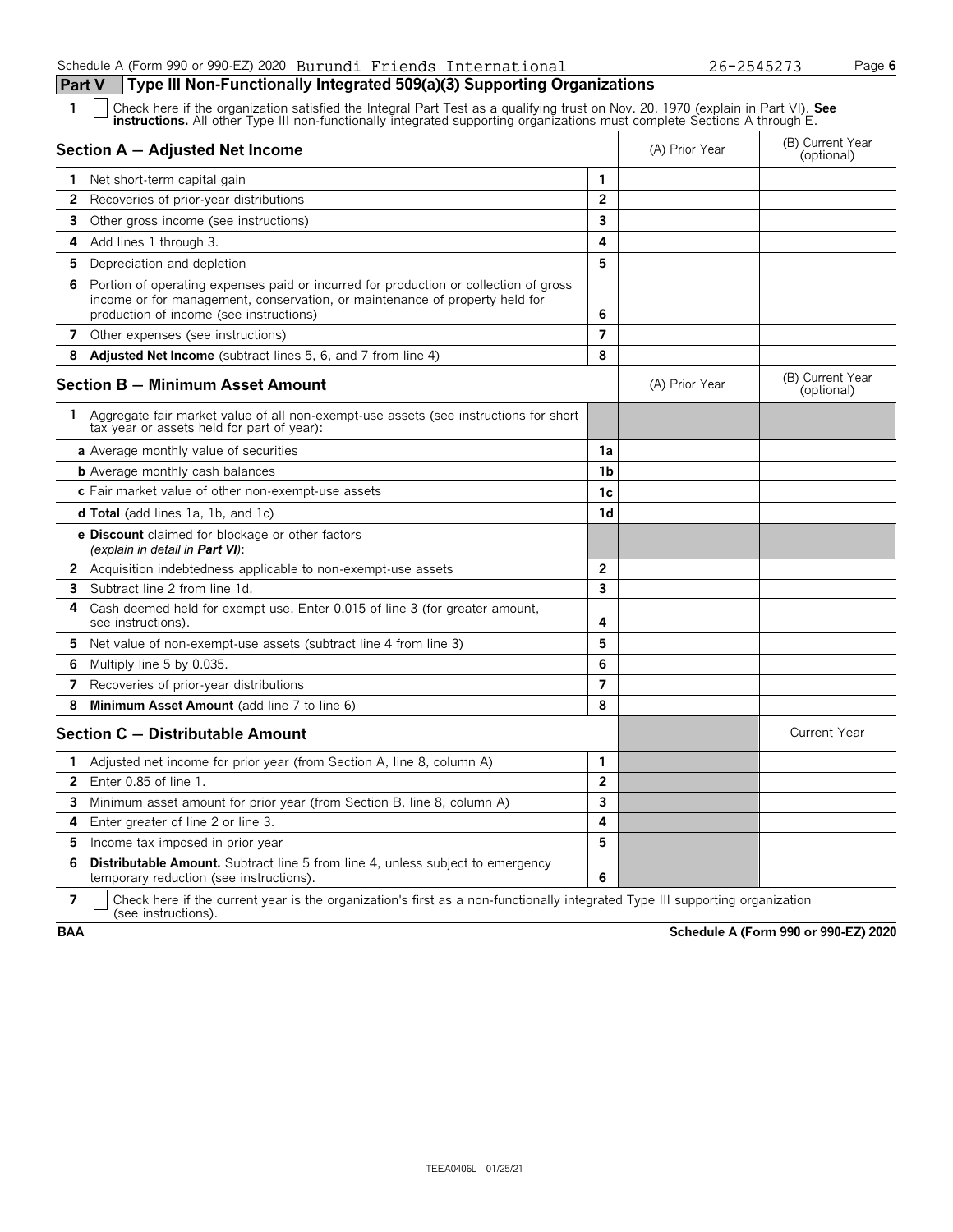## Part V Type III Non-Functionally Integrated 509(a)(3) Supporting Organizations

**1** ☐ Check here if the organization satisfied the Integral Part Test as a qualifying trust on Nov. 20, 1970 (explain in Part VI). **See instructions.** All other Type III non-functionally integrated supporting organizations must complete Sections A through E.

| Section A — Adjusted Net Income | | (A) Prior Year | (B) Current Year (optional) |
|---|---|---|---|
| **1** Net short-term capital gain | 1 | | |
| **2** Recoveries of prior-year distributions | 2 | | |
| **3** Other gross income (see instructions) | 3 | | |
| **4** Add lines 1 through 3. | 4 | | |
| **5** Depreciation and depletion | 5 | | |
| **6** Portion of operating expenses paid or incurred for production or collection of gross income or for management, conservation, or maintenance of property held for production of income (see instructions) | 6 | | |
| **7** Other expenses (see instructions) | 7 | | |
| **8** **Adjusted Net Income** (subtract lines 5, 6, and 7 from line 4) | 8 | | |

| Section B — Minimum Asset Amount | | (A) Prior Year | (B) Current Year (optional) |
|---|---|---|---|
| **1** Aggregate fair market value of all non-exempt-use assets (see instructions for short tax year or assets held for part of year): | | | |
| **a** Average monthly value of securities | 1a | | |
| **b** Average monthly cash balances | 1b | | |
| **c** Fair market value of other non-exempt-use assets | 1c | | |
| **d Total** (add lines 1a, 1b, and 1c) | 1d | | |
| **e Discount** claimed for blockage or other factors *(explain in detail in **Part VI**)*: | | | |
| **2** Acquisition indebtedness applicable to non-exempt-use assets | 2 | | |
| **3** Subtract line 2 from line 1d. | 3 | | |
| **4** Cash deemed held for exempt use. Enter 0.015 of line 3 (for greater amount, see instructions). | 4 | | |
| **5** Net value of non-exempt-use assets (subtract line 4 from line 3) | 5 | | |
| **6** Multiply line 5 by 0.035. | 6 | | |
| **7** Recoveries of prior-year distributions | 7 | | |
| **8** **Minimum Asset Amount** (add line 7 to line 6) | 8 | | |

| Section C — Distributable Amount | | | Current Year |
|---|---|---|---|
| **1** Adjusted net income for prior year (from Section A, line 8, column A) | 1 | | |
| **2** Enter 0.85 of line 1. | 2 | | |
| **3** Minimum asset amount for prior year (from Section B, line 8, column A) | 3 | | |
| **4** Enter greater of line 2 or line 3. | 4 | | |
| **5** Income tax imposed in prior year | 5 | | |
| **6** **Distributable Amount.** Subtract line 5 from line 4, unless subject to emergency temporary reduction (see instructions). | 6 | | |

**7** ☐ Check here if the current year is the organization's first as a non-functionally integrated Type III supporting organization (see instructions).

**BAA** **Schedule A (Form 990 or 990-EZ) 2020**

TEEA0406L 01/25/21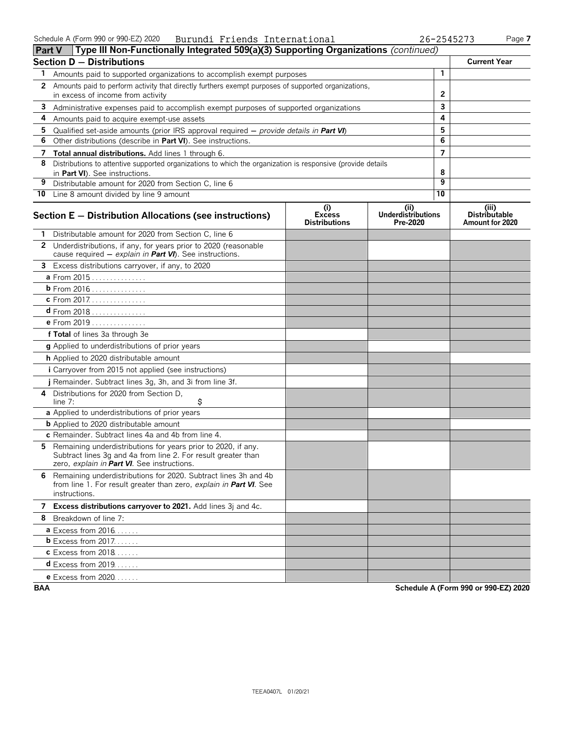Schedule A (Form 990 or 990-EZ) 2020 Burundi Friends International 26-2545273

## Part V Type III Non-Functionally Integrated 509(a)(3) Supporting Organizations *(continued)*

| Section D — Distributions | | Current Year |
|---|---|---|
| **1** Amounts paid to supported organizations to accomplish exempt purposes | 1 | |
| **2** Amounts paid to perform activity that directly furthers exempt purposes of supported organizations, in excess of income from activity | 2 | |
| **3** Administrative expenses paid to accomplish exempt purposes of supported organizations | 3 | |
| **4** Amounts paid to acquire exempt-use assets | 4 | |
| **5** Qualified set-aside amounts (prior IRS approval required — *provide details in* ***Part VI***) | 5 | |
| **6** Other distributions (describe in **Part VI**). See instructions. | 6 | |
| **7** **Total annual distributions.** Add lines 1 through 6. | 7 | |
| **8** Distributions to attentive supported organizations to which the organization is responsive (provide details in **Part VI**). See instructions. | 8 | |
| **9** Distributable amount for 2020 from Section C, line 6 | 9 | |
| **10** Line 8 amount divided by line 9 amount | 10 | |

| Section E — Distribution Allocations (see instructions) | (i) Excess Distributions | (ii) Underdistributions Pre-2020 | (iii) Distributable Amount for 2020 |
|---|---|---|---|
| **1** Distributable amount for 2020 from Section C, line 6 | | | |
| **2** Underdistributions, if any, for years prior to 2020 (reasonable cause required — *explain in* ***Part VI***). See instructions. | | | |
| **3** Excess distributions carryover, if any, to 2020 | | | |
| **a** From 2015 | | | |
| **b** From 2016 | | | |
| **c** From 2017 | | | |
| **d** From 2018 | | | |
| **e** From 2019 | | | |
| **f Total** of lines 3a through 3e | | | |
| **g** Applied to underdistributions of prior years | | | |
| **h** Applied to 2020 distributable amount | | | |
| **i** Carryover from 2015 not applied (see instructions) | | | |
| **j** Remainder. Subtract lines 3g, 3h, and 3i from line 3f. | | | |
| **4** Distributions for 2020 from Section D, line 7: $ | | | |
| **a** Applied to underdistributions of prior years | | | |
| **b** Applied to 2020 distributable amount | | | |
| **c** Remainder. Subtract lines 4a and 4b from line 4. | | | |
| **5** Remaining underdistributions for years prior to 2020, if any. Subtract lines 3g and 4a from line 2. For result greater than zero, *explain in* ***Part VI***. See instructions. | | | |
| **6** Remaining underdistributions for 2020. Subtract lines 3h and 4b from line 1. For result greater than zero, *explain in* ***Part VI***. See instructions. | | | |
| **7** **Excess distributions carryover to 2021.** Add lines 3j and 4c. | | | |
| **8** Breakdown of line 7: | | | |
| **a** Excess from 2016 | | | |
| **b** Excess from 2017 | | | |
| **c** Excess from 2018 | | | |
| **d** Excess from 2019 | | | |
| **e** Excess from 2020 | | | |

BAA Schedule A (Form 990 or 990-EZ) 2020

TEEA0407L 01/20/21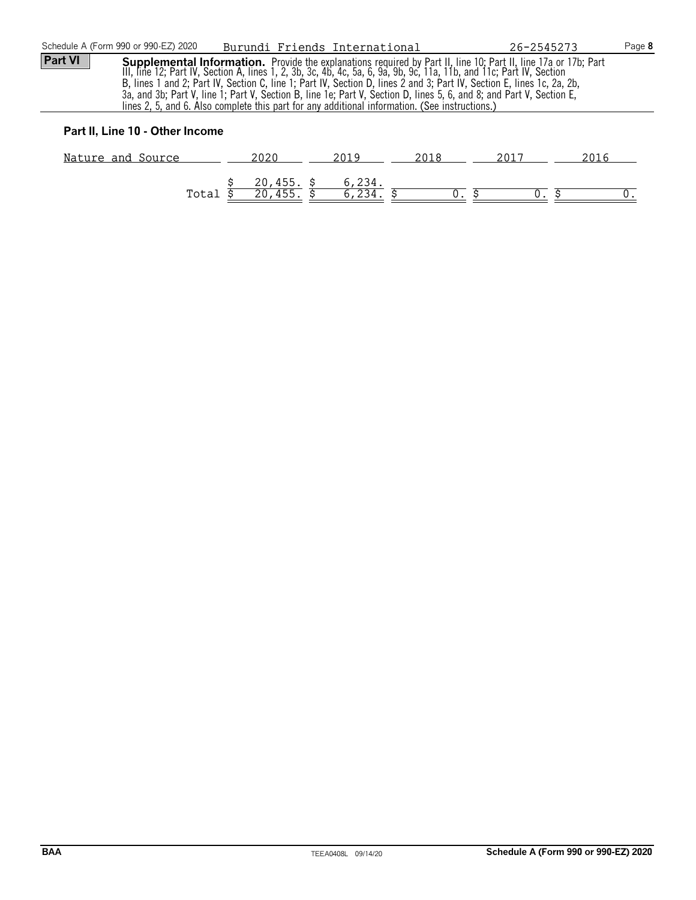**Part VI** **Supplemental Information.** Provide the explanations required by Part II, line 10; Part II, line 17a or 17b; Part III, line 12; Part IV, Section A, lines 1, 2, 3b, 3c, 4b, 4c, 5a, 6, 9a, 9b, 9c, 11a, 11b, and 11c; Part IV, Section B, lines 1 and 2; Part IV, Section C, line 1; Part IV, Section D, lines 2 and 3; Part IV, Section E, lines 1c, 2a, 2b, 3a, and 3b; Part V, line 1; Part V, Section B, line 1e; Part V, Section D, lines 5, 6, and 8; and Part V, Section E, lines 2, 5, and 6. Also complete this part for any additional information. (See instructions.)

### Part II, Line 10 - Other Income

| Nature and Source | 2020 | 2019 | 2018 | 2017 | 2016 |
|---|---|---|---|---|---|
| | $ 20,455. | $ 6,234. | | | |
| Total | $ 20,455. | $ 6,234. | $ 0. | $ 0. | $ 0. |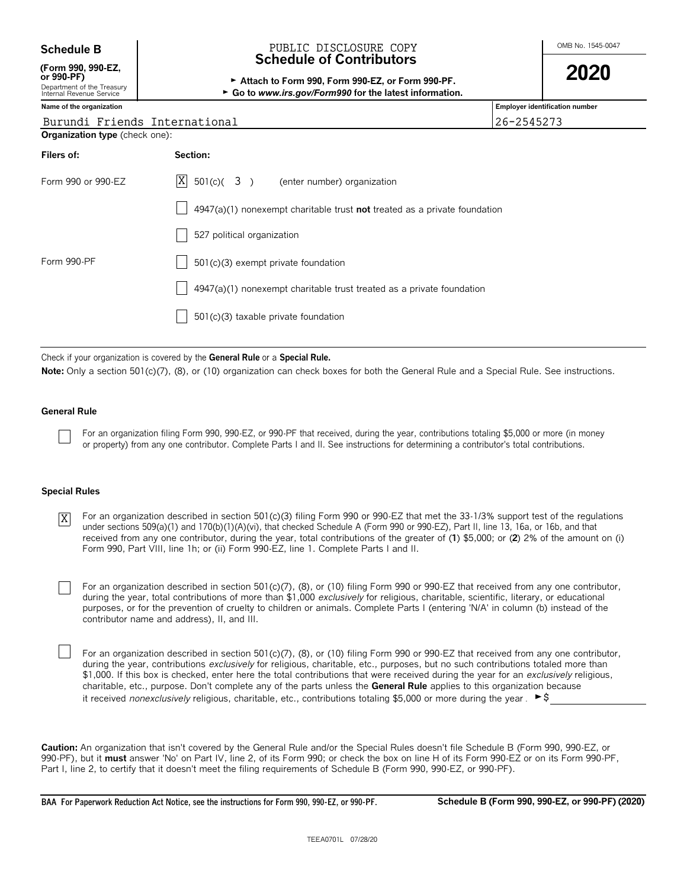**Schedule B**

**(Form 990, 990-EZ, or 990-PF)**
Department of the Treasury
Internal Revenue Service

PUBLIC DISCLOSURE COPY

# Schedule of Contributors

► **Attach to Form 990, Form 990-EZ, or Form 990-PF.**
► **Go to *www.irs.gov/Form990* for the latest information.**

OMB No. 1545-0047

**2020**

| **Name of the organization** | **Employer identification number** |
|---|---|
| Burundi Friends International | 26-2545273 |

**Organization type** (check one):

| **Filers of:** | **Section:** |
|---|---|
| Form 990 or 990-EZ | [X] 501(c)( 3 ) (enter number) organization |
| | [ ] 4947(a)(1) nonexempt charitable trust **not** treated as a private foundation |
| | [ ] 527 political organization |
| Form 990-PF | [ ] 501(c)(3) exempt private foundation |
| | [ ] 4947(a)(1) nonexempt charitable trust treated as a private foundation |
| | [ ] 501(c)(3) taxable private foundation |

Check if your organization is covered by the **General Rule** or a **Special Rule.**

**Note:** Only a section 501(c)(7), (8), or (10) organization can check boxes for both the General Rule and a Special Rule. See instructions.

### General Rule

[ ] For an organization filing Form 990, 990-EZ, or 990-PF that received, during the year, contributions totaling $5,000 or more (in money or property) from any one contributor. Complete Parts I and II. See instructions for determining a contributor's total contributions.

### Special Rules

[X] For an organization described in section 501(c)(3) filing Form 990 or 990-EZ that met the 33-1/3% support test of the regulations under sections 509(a)(1) and 170(b)(1)(A)(vi), that checked Schedule A (Form 990 or 990-EZ), Part II, line 13, 16a, or 16b, and that received from any one contributor, during the year, total contributions of the greater of (**1**) $5,000; or (**2**) 2% of the amount on (i) Form 990, Part VIII, line 1h; or (ii) Form 990-EZ, line 1. Complete Parts I and II.

[ ] For an organization described in section 501(c)(7), (8), or (10) filing Form 990 or 990-EZ that received from any one contributor, during the year, total contributions of more than $1,000 *exclusively* for religious, charitable, scientific, literary, or educational purposes, or for the prevention of cruelty to children or animals. Complete Parts I (entering 'N/A' in column (b) instead of the contributor name and address), II, and III.

[ ] For an organization described in section 501(c)(7), (8), or (10) filing Form 990 or 990-EZ that received from any one contributor, during the year, contributions *exclusively* for religious, charitable, etc., purposes, but no such contributions totaled more than $1,000. If this box is checked, enter here the total contributions that were received during the year for an *exclusively* religious, charitable, etc., purpose. Don't complete any of the parts unless the **General Rule** applies to this organization because it received *nonexclusively* religious, charitable, etc., contributions totaling $5,000 or more during the year . ►$ ______________

**Caution:** An organization that isn't covered by the General Rule and/or the Special Rules doesn't file Schedule B (Form 990, 990-EZ, or 990-PF), but it **must** answer 'No' on Part IV, line 2, of its Form 990; or check the box on line H of its Form 990-EZ or on its Form 990-PF, Part I, line 2, to certify that it doesn't meet the filing requirements of Schedule B (Form 990, 990-EZ, or 990-PF).

**BAA For Paperwork Reduction Act Notice, see the instructions for Form 990, 990-EZ, or 990-PF.** **Schedule B (Form 990, 990-EZ, or 990-PF) (2020)**

TEEA0701L 07/28/20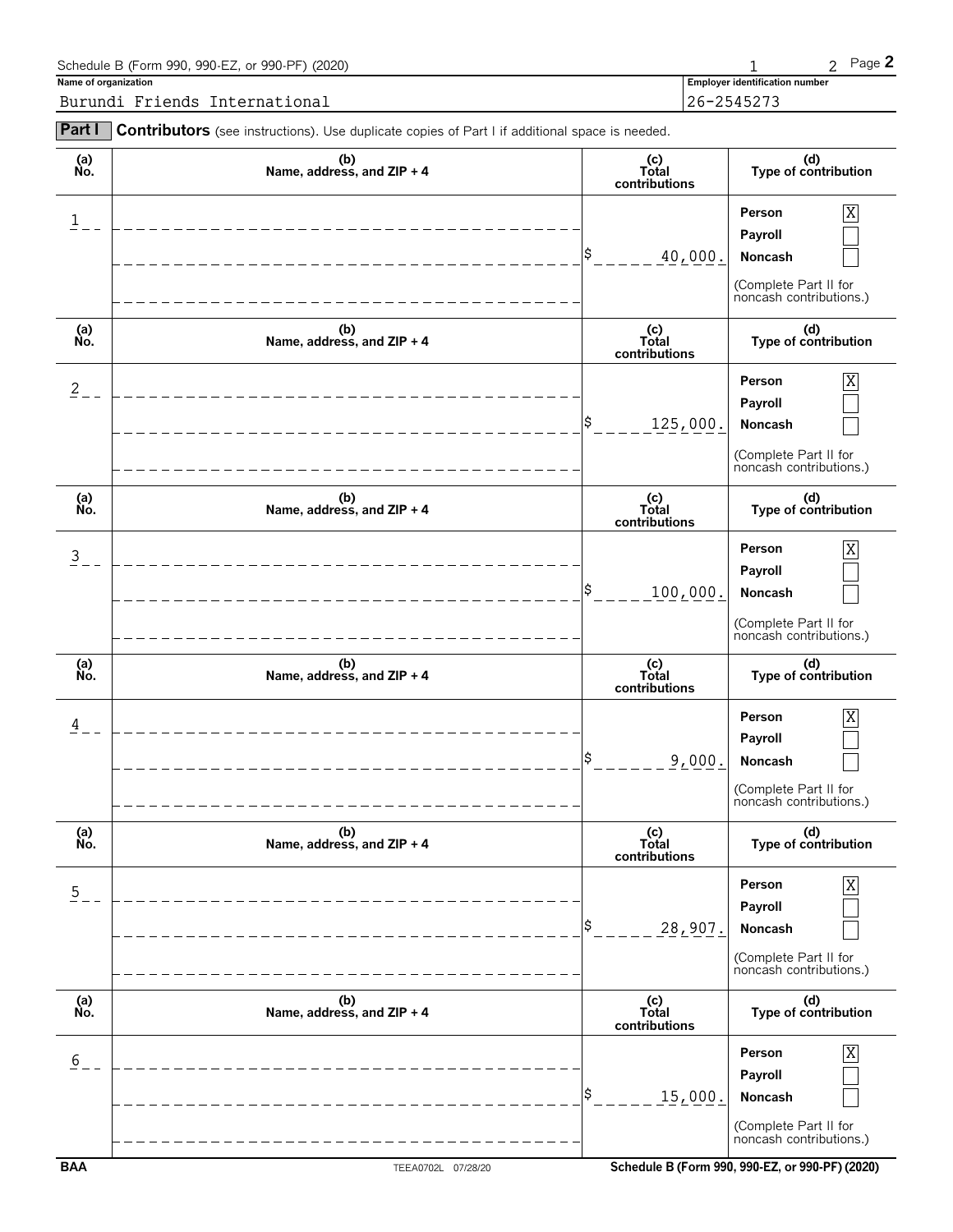Schedule B (Form 990, 990-EZ, or 990-PF) (2020) Page 2

**Name of organization**

Burundi Friends International

**Employer identification number**

26-2545273

**Part I** **Contributors** (see instructions). Use duplicate copies of Part I if additional space is needed.

| (a) No. | (b) Name, address, and ZIP + 4 | (c) Total contributions | (d) Type of contribution |
|---|---|---|---|
| 1 | | $ 40,000. | Person [X] Payroll [ ] Noncash [ ] (Complete Part II for noncash contributions.) |
| 2 | | $ 125,000. | Person [X] Payroll [ ] Noncash [ ] (Complete Part II for noncash contributions.) |
| 3 | | $ 100,000. | Person [X] Payroll [ ] Noncash [ ] (Complete Part II for noncash contributions.) |
| 4 | | $ 9,000. | Person [X] Payroll [ ] Noncash [ ] (Complete Part II for noncash contributions.) |
| 5 | | $ 28,907. | Person [X] Payroll [ ] Noncash [ ] (Complete Part II for noncash contributions.) |
| 6 | | $ 15,000. | Person [X] Payroll [ ] Noncash [ ] (Complete Part II for noncash contributions.) |

BAA TEEA0702L 07/28/20 Schedule B (Form 990, 990-EZ, or 990-PF) (2020)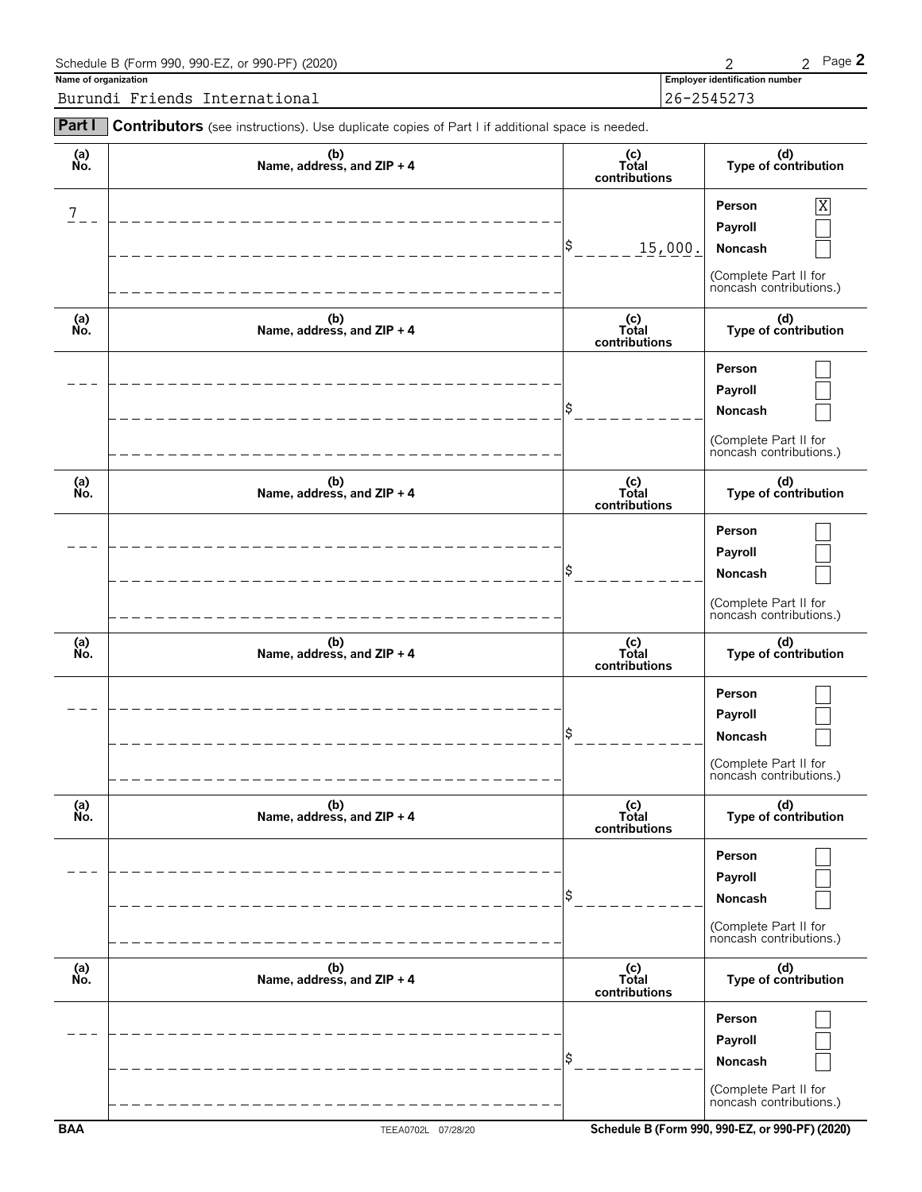Schedule B (Form 990, 990-EZ, or 990-PF) (2020)

**Name of organization**

Burundi Friends International

**Employer identification number**

26-2545273

**Part I** **Contributors** (see instructions). Use duplicate copies of Part I if additional space is needed.

| (a) No. | (b) Name, address, and ZIP + 4 | (c) Total contributions | (d) Type of contribution |
|---|---|---|---|
| 7 | | $ 15,000. | Person [X] Payroll [ ] Noncash [ ] (Complete Part II for noncash contributions.) |
| | | $ | Person [ ] Payroll [ ] Noncash [ ] (Complete Part II for noncash contributions.) |
| | | $ | Person [ ] Payroll [ ] Noncash [ ] (Complete Part II for noncash contributions.) |
| | | $ | Person [ ] Payroll [ ] Noncash [ ] (Complete Part II for noncash contributions.) |
| | | $ | Person [ ] Payroll [ ] Noncash [ ] (Complete Part II for noncash contributions.) |
| | | $ | Person [ ] Payroll [ ] Noncash [ ] (Complete Part II for noncash contributions.) |

BAA TEEA0702L 07/28/20 Schedule B (Form 990, 990-EZ, or 990-PF) (2020)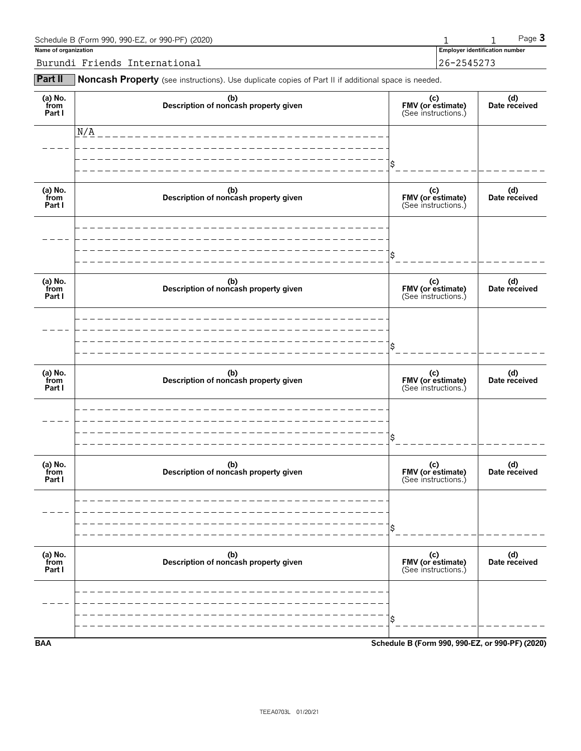Schedule B (Form 990, 990-EZ, or 990-PF) (2020) Page **3**

**Name of organization**

Burundi Friends International

**Employer identification number**

26-2545273

**Part II** **Noncash Property** (see instructions). Use duplicate copies of Part II if additional space is needed.

| (a) No. from Part I | (b) Description of noncash property given | (c) FMV (or estimate) (See instructions.) | (d) Date received |
|---|---|---|---|
| | N/A | $ | |

| (a) No. from Part I | (b) Description of noncash property given | (c) FMV (or estimate) (See instructions.) | (d) Date received |
|---|---|---|---|
| | | $ | |

| (a) No. from Part I | (b) Description of noncash property given | (c) FMV (or estimate) (See instructions.) | (d) Date received |
|---|---|---|---|
| | | $ | |

| (a) No. from Part I | (b) Description of noncash property given | (c) FMV (or estimate) (See instructions.) | (d) Date received |
|---|---|---|---|
| | | $ | |

| (a) No. from Part I | (b) Description of noncash property given | (c) FMV (or estimate) (See instructions.) | (d) Date received |
|---|---|---|---|
| | | $ | |

| (a) No. from Part I | (b) Description of noncash property given | (c) FMV (or estimate) (See instructions.) | (d) Date received |
|---|---|---|---|
| | | $ | |

**BAA** **Schedule B (Form 990, 990-EZ, or 990-PF) (2020)**

TEEA0703L 01/20/21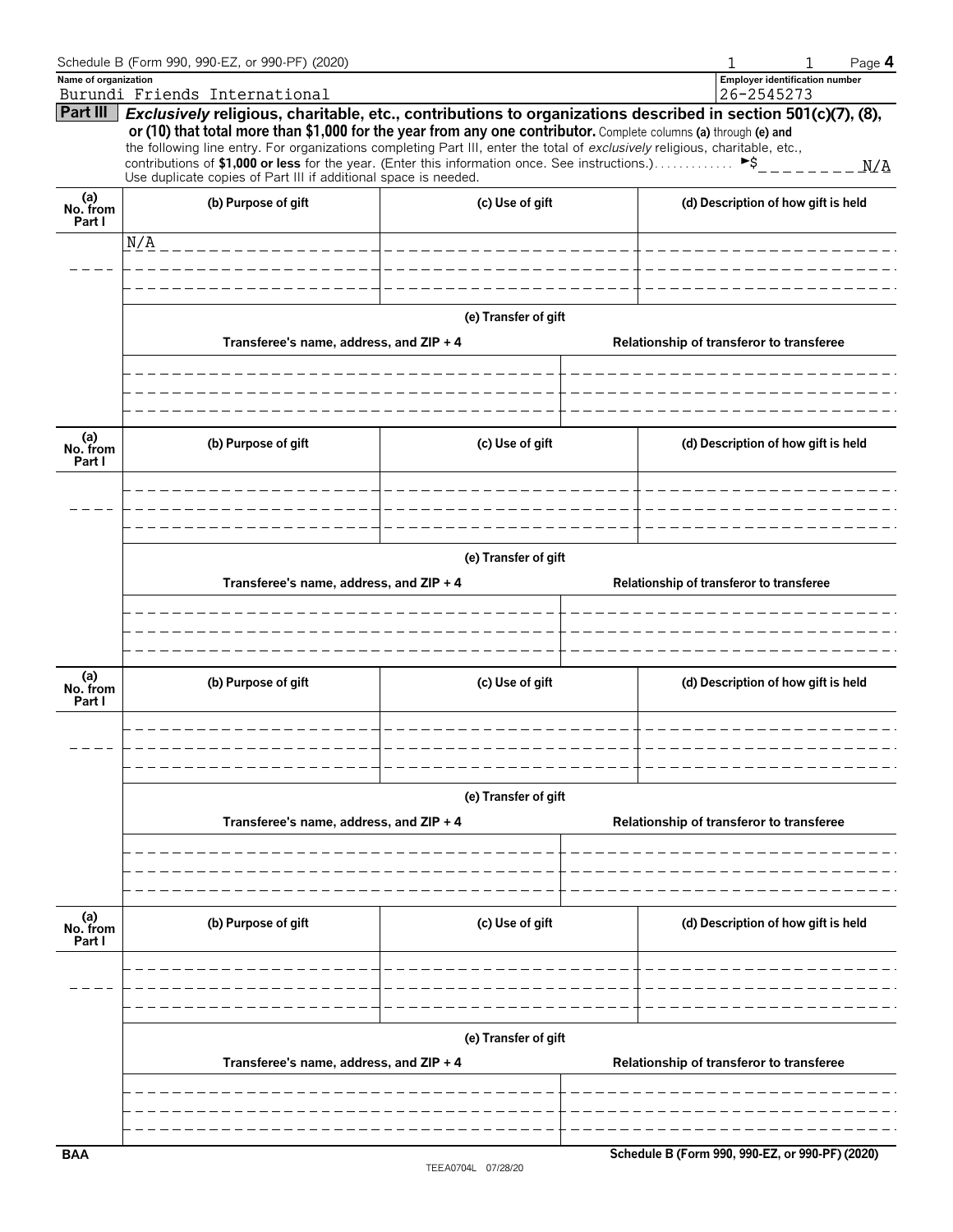Schedule B (Form 990, 990-EZ, or 990-PF) (2020) 1 1 Page **4**

**Name of organization**
Burundi Friends International

**Employer identification number**
26-2545273

**Part III** ***Exclusively*** **religious, charitable, etc., contributions to organizations described in section 501(c)(7), (8), or (10) that total more than $1,000 for the year from any one contributor.** Complete columns **(a)** through **(e)** and the following line entry. For organizations completing Part III, enter the total of *exclusively* religious, charitable, etc., contributions of **$1,000 or less** for the year. (Enter this information once. See instructions.) . . . . . . . . . . . . . ►$ N/A

Use duplicate copies of Part III if additional space is needed.

| (a) No. from Part I | (b) Purpose of gift | (c) Use of gift | (d) Description of how gift is held |
|---|---|---|---|
| | N/A | | |

| (e) Transfer of gift | |
|---|---|
| Transferee's name, address, and ZIP + 4 | Relationship of transferor to transferee |
| | |

| (a) No. from Part I | (b) Purpose of gift | (c) Use of gift | (d) Description of how gift is held |
|---|---|---|---|
| | | | |

| (e) Transfer of gift | |
|---|---|
| Transferee's name, address, and ZIP + 4 | Relationship of transferor to transferee |
| | |

| (a) No. from Part I | (b) Purpose of gift | (c) Use of gift | (d) Description of how gift is held |
|---|---|---|---|
| | | | |

| (e) Transfer of gift | |
|---|---|
| Transferee's name, address, and ZIP + 4 | Relationship of transferor to transferee |
| | |

| (a) No. from Part I | (b) Purpose of gift | (c) Use of gift | (d) Description of how gift is held |
|---|---|---|---|
| | | | |

| (e) Transfer of gift | |
|---|---|
| Transferee's name, address, and ZIP + 4 | Relationship of transferor to transferee |
| | |

BAA Schedule B (Form 990, 990-EZ, or 990-PF) (2020)

TEEA0704L 07/28/20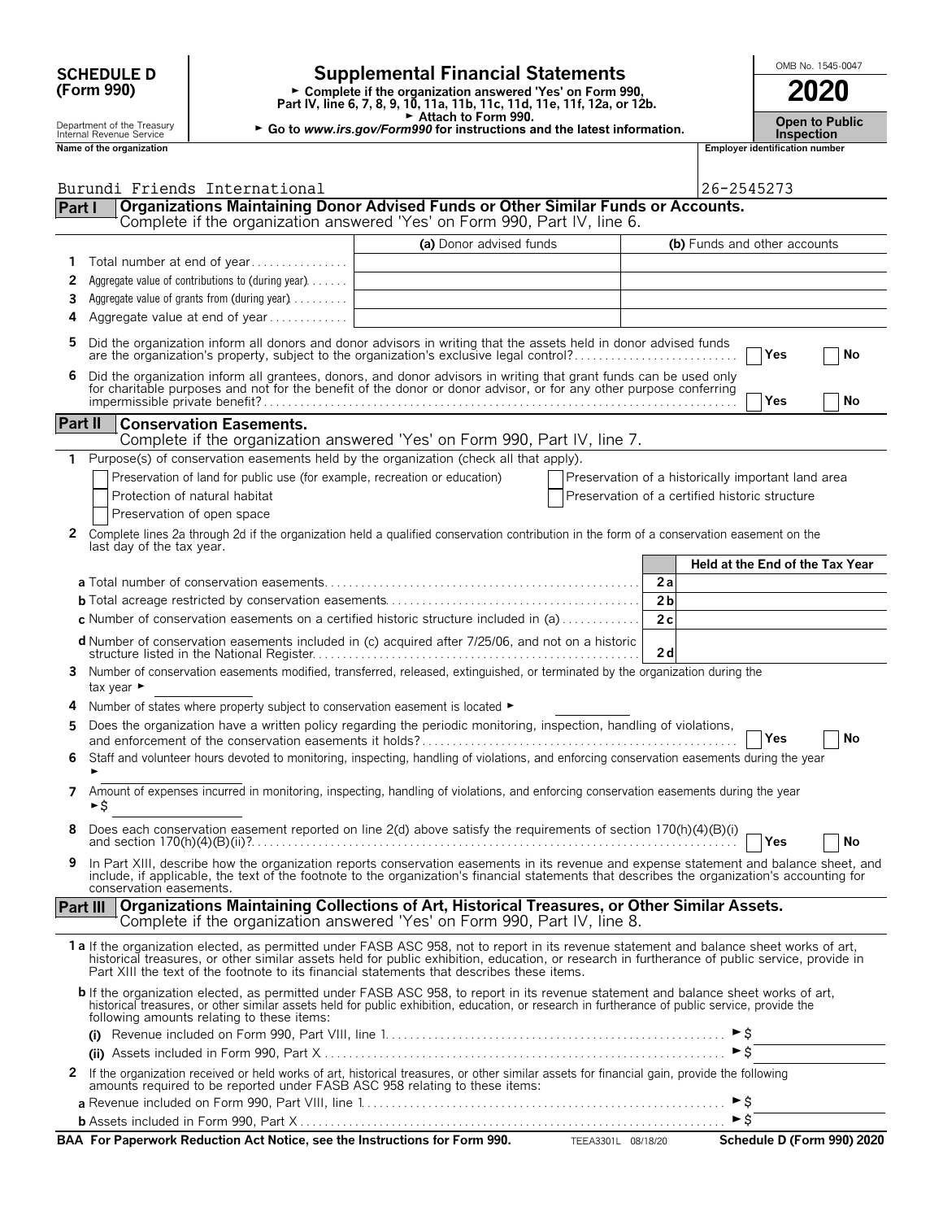**SCHEDULE D (Form 990)**

Department of the Treasury
Internal Revenue Service

# Supplemental Financial Statements

► Complete if the organization answered 'Yes' on Form 990, Part IV, line 6, 7, 8, 9, 10, 11a, 11b, 11c, 11d, 11e, 11f, 12a, or 12b.
► Attach to Form 990.
► Go to *www.irs.gov/Form990* for instructions and the latest information.

OMB No. 1545-0047

**2020**

**Open to Public Inspection**

| Name of the organization | Employer identification number |
|---|---|
| Burundi Friends International | 26-2545273 |

## Part I — Organizations Maintaining Donor Advised Funds or Other Similar Funds or Accounts.
Complete if the organization answered 'Yes' on Form 990, Part IV, line 6.

| | | (a) Donor advised funds | (b) Funds and other accounts |
|---|---|---|---|
| 1 | Total number at end of year | | |
| 2 | Aggregate value of contributions to (during year) | | |
| 3 | Aggregate value of grants from (during year) | | |
| 4 | Aggregate value at end of year | | |

5 Did the organization inform all donors and donor advisors in writing that the assets held in donor advised funds are the organization's property, subject to the organization's exclusive legal control? ☐ Yes ☐ No

6 Did the organization inform all grantees, donors, and donor advisors in writing that grant funds can be used only for charitable purposes and not for the benefit of the donor or donor advisor, or for any other purpose conferring impermissible private benefit? ☐ Yes ☐ No

## Part II — Conservation Easements.
Complete if the organization answered 'Yes' on Form 990, Part IV, line 7.

1 Purpose(s) of conservation easements held by the organization (check all that apply).

- ☐ Preservation of land for public use (for example, recreation or education)
- ☐ Preservation of a historically important land area
- ☐ Protection of natural habitat
- ☐ Preservation of a certified historic structure
- ☐ Preservation of open space

2 Complete lines 2a through 2d if the organization held a qualified conservation contribution in the form of a conservation easement on the last day of the tax year.

| | | Held at the End of the Tax Year |
|---|---|---|
| **a** Total number of conservation easements | 2a | |
| **b** Total acreage restricted by conservation easements | 2b | |
| **c** Number of conservation easements on a certified historic structure included in (a) | 2c | |
| **d** Number of conservation easements included in (c) acquired after 7/25/06, and not on a historic structure listed in the National Register | 2d | |

3 Number of conservation easements modified, transferred, released, extinguished, or terminated by the organization during the tax year ►

4 Number of states where property subject to conservation easement is located ►

5 Does the organization have a written policy regarding the periodic monitoring, inspection, handling of violations, and enforcement of the conservation easements it holds? ☐ Yes ☐ No

6 Staff and volunteer hours devoted to monitoring, inspecting, handling of violations, and enforcing conservation easements during the year ►

7 Amount of expenses incurred in monitoring, inspecting, handling of violations, and enforcing conservation easements during the year ►$

8 Does each conservation easement reported on line 2(d) above satisfy the requirements of section 170(h)(4)(B)(i) and section 170(h)(4)(B)(ii)? ☐ Yes ☐ No

9 In Part XIII, describe how the organization reports conservation easements in its revenue and expense statement and balance sheet, and include, if applicable, the text of the footnote to the organization's financial statements that describes the organization's accounting for conservation easements.

## Part III — Organizations Maintaining Collections of Art, Historical Treasures, or Other Similar Assets.
Complete if the organization answered 'Yes' on Form 990, Part IV, line 8.

**1a** If the organization elected, as permitted under FASB ASC 958, not to report in its revenue statement and balance sheet works of art, historical treasures, or other similar assets held for public exhibition, education, or research in furtherance of public service, provide in Part XIII the text of the footnote to its financial statements that describes these items.

**b** If the organization elected, as permitted under FASB ASC 958, to report in its revenue statement and balance sheet works of art, historical treasures, or other similar assets held for public exhibition, education, or research in furtherance of public service, provide the following amounts relating to these items:

**(i)** Revenue included on Form 990, Part VIII, line 1 ►$

**(ii)** Assets included in Form 990, Part X ►$

2 If the organization received or held works of art, historical treasures, or other similar assets for financial gain, provide the following amounts required to be reported under FASB ASC 958 relating to these items:

**a** Revenue included on Form 990, Part VIII, line 1 ►$

**b** Assets included in Form 990, Part X ►$

**BAA For Paperwork Reduction Act Notice, see the Instructions for Form 990.** TEEA3301L 08/18/20 **Schedule D (Form 990) 2020**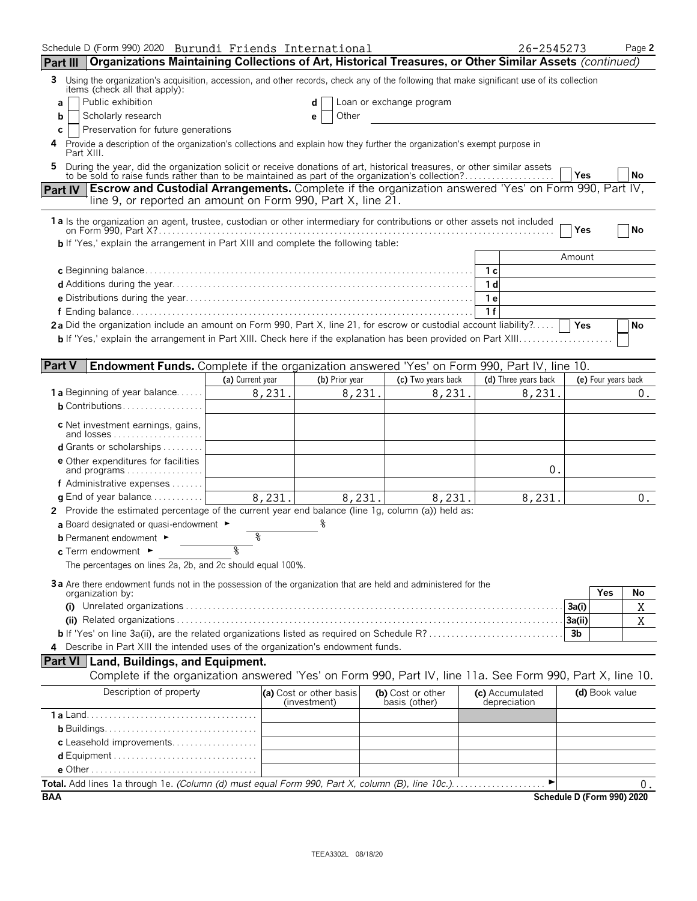Schedule D (Form 990) 2020 Burundi Friends International 26-2545273

## Part III Organizations Maintaining Collections of Art, Historical Treasures, or Other Similar Assets *(continued)*

**3** Using the organization's acquisition, accession, and other records, check any of the following that make significant use of its collection items (check all that apply):

- **a** ☐ Public exhibition
- **b** ☐ Scholarly research
- **c** ☐ Preservation for future generations
- **d** ☐ Loan or exchange program
- **e** ☐ Other

**4** Provide a description of the organization's collections and explain how they further the organization's exempt purpose in Part XIII.

**5** During the year, did the organization solicit or receive donations of art, historical treasures, or other similar assets to be sold to raise funds rather than to be maintained as part of the organization's collection? ☐ Yes ☐ No

## Part IV Escrow and Custodial Arrangements. Complete if the organization answered 'Yes' on Form 990, Part IV, line 9, or reported an amount on Form 990, Part X, line 21.

**1a** Is the organization an agent, trustee, custodian or other intermediary for contributions or other assets not included on Form 990, Part X? ☐ Yes ☐ No

**b** If 'Yes,' explain the arrangement in Part XIII and complete the following table:

| | | Amount |
|---|---|---|
| **c** Beginning balance | 1c | |
| **d** Additions during the year | 1d | |
| **e** Distributions during the year | 1e | |
| **f** Ending balance | 1f | |

**2a** Did the organization include an amount on Form 990, Part X, line 21, for escrow or custodial account liability? ☐ Yes ☐ No

**b** If 'Yes,' explain the arrangement in Part XIII. Check here if the explanation has been provided on Part XIII ☐

## Part V Endowment Funds. Complete if the organization answered 'Yes' on Form 990, Part IV, line 10.

| | (a) Current year | (b) Prior year | (c) Two years back | (d) Three years back | (e) Four years back |
|---|---|---|---|---|---|
| **1a** Beginning of year balance | 8,231. | 8,231. | 8,231. | 8,231. | 0. |
| **b** Contributions | | | | | |
| **c** Net investment earnings, gains, and losses | | | | | |
| **d** Grants or scholarships | | | | | |
| **e** Other expenditures for facilities and programs | | | | 0. | |
| **f** Administrative expenses | | | | | |
| **g** End of year balance | 8,231. | 8,231. | 8,231. | 8,231. | 0. |

**2** Provide the estimated percentage of the current year end balance (line 1g, column (a)) held as:

- **a** Board designated or quasi-endowment ► %
- **b** Permanent endowment ► %
- **c** Term endowment ► %

The percentages on lines 2a, 2b, and 2c should equal 100%.

**3a** Are there endowment funds not in the possession of the organization that are held and administered for the organization by:

| | | Yes | No |
|---|---|---|---|
| (i) Unrelated organizations | 3a(i) | | X |
| (ii) Related organizations | 3a(ii) | | X |
| **b** If 'Yes' on line 3a(ii), are the related organizations listed as required on Schedule R? | 3b | | |

**4** Describe in Part XIII the intended uses of the organization's endowment funds.

## Part VI Land, Buildings, and Equipment.

Complete if the organization answered 'Yes' on Form 990, Part IV, line 11a. See Form 990, Part X, line 10.

| Description of property | (a) Cost or other basis (investment) | (b) Cost or other basis (other) | (c) Accumulated depreciation | (d) Book value |
|---|---|---|---|---|
| **1a** Land | | | | |
| **b** Buildings | | | | |
| **c** Leasehold improvements | | | | |
| **d** Equipment | | | | |
| **e** Other | | | | |

**Total.** Add lines 1a through 1e. *(Column (d) must equal Form 990, Part X, column (B), line 10c.)* ► 0.

BAA Schedule D (Form 990) 2020

TEEA3302L 08/18/20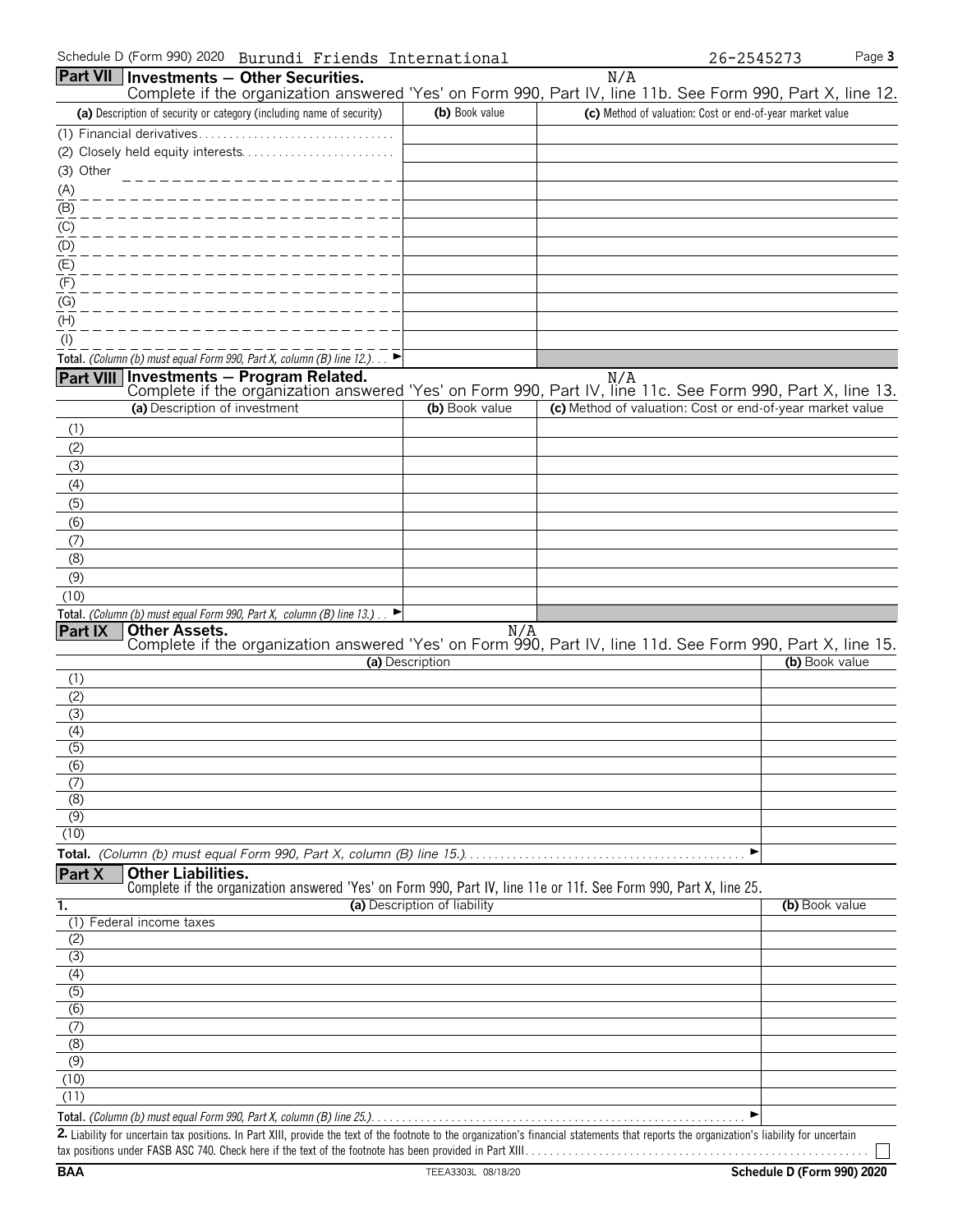Schedule D (Form 990) 2020 Burundi Friends International 26-2545273

## Part VII Investments — Other Securities.

N/A

Complete if the organization answered 'Yes' on Form 990, Part IV, line 11b. See Form 990, Part X, line 12.

| (a) Description of security or category (including name of security) | (b) Book value | (c) Method of valuation: Cost or end-of-year market value |
|---|---|---|
| (1) Financial derivatives | | |
| (2) Closely held equity interests | | |
| (3) Other | | |
| (A) | | |
| (B) | | |
| (C) | | |
| (D) | | |
| (E) | | |
| (F) | | |
| (G) | | |
| (H) | | |
| (I) | | |
| **Total.** *(Column (b) must equal Form 990, Part X, column (B) line 12.)* ► | | |

## Part VIII Investments — Program Related.

N/A

Complete if the organization answered 'Yes' on Form 990, Part IV, line 11c. See Form 990, Part X, line 13.

| (a) Description of investment | (b) Book value | (c) Method of valuation: Cost or end-of-year market value |
|---|---|---|
| (1) | | |
| (2) | | |
| (3) | | |
| (4) | | |
| (5) | | |
| (6) | | |
| (7) | | |
| (8) | | |
| (9) | | |
| (10) | | |
| **Total.** *(Column (b) must equal Form 990, Part X, column (B) line 13.)* ► | | |

## Part IX Other Assets.

N/A

Complete if the organization answered 'Yes' on Form 990, Part IV, line 11d. See Form 990, Part X, line 15.

| (a) Description | (b) Book value |
|---|---|
| (1) | |
| (2) | |
| (3) | |
| (4) | |
| (5) | |
| (6) | |
| (7) | |
| (8) | |
| (9) | |
| (10) | |
| **Total.** *(Column (b) must equal Form 990, Part X, column (B) line 15.)* ► | |

## Part X Other Liabilities.

Complete if the organization answered 'Yes' on Form 990, Part IV, line 11e or 11f. See Form 990, Part X, line 25.

| 1. (a) Description of liability | (b) Book value |
|---|---|
| (1) Federal income taxes | |
| (2) | |
| (3) | |
| (4) | |
| (5) | |
| (6) | |
| (7) | |
| (8) | |
| (9) | |
| (10) | |
| (11) | |
| **Total.** *(Column (b) must equal Form 990, Part X, column (B) line 25.)* ► | |

**2.** Liability for uncertain tax positions. In Part XIII, provide the text of the footnote to the organization's financial statements that reports the organization's liability for uncertain tax positions under FASB ASC 740. Check here if the text of the footnote has been provided in Part XIII ☐

BAA TEEA3303L 08/18/20 Schedule D (Form 990) 2020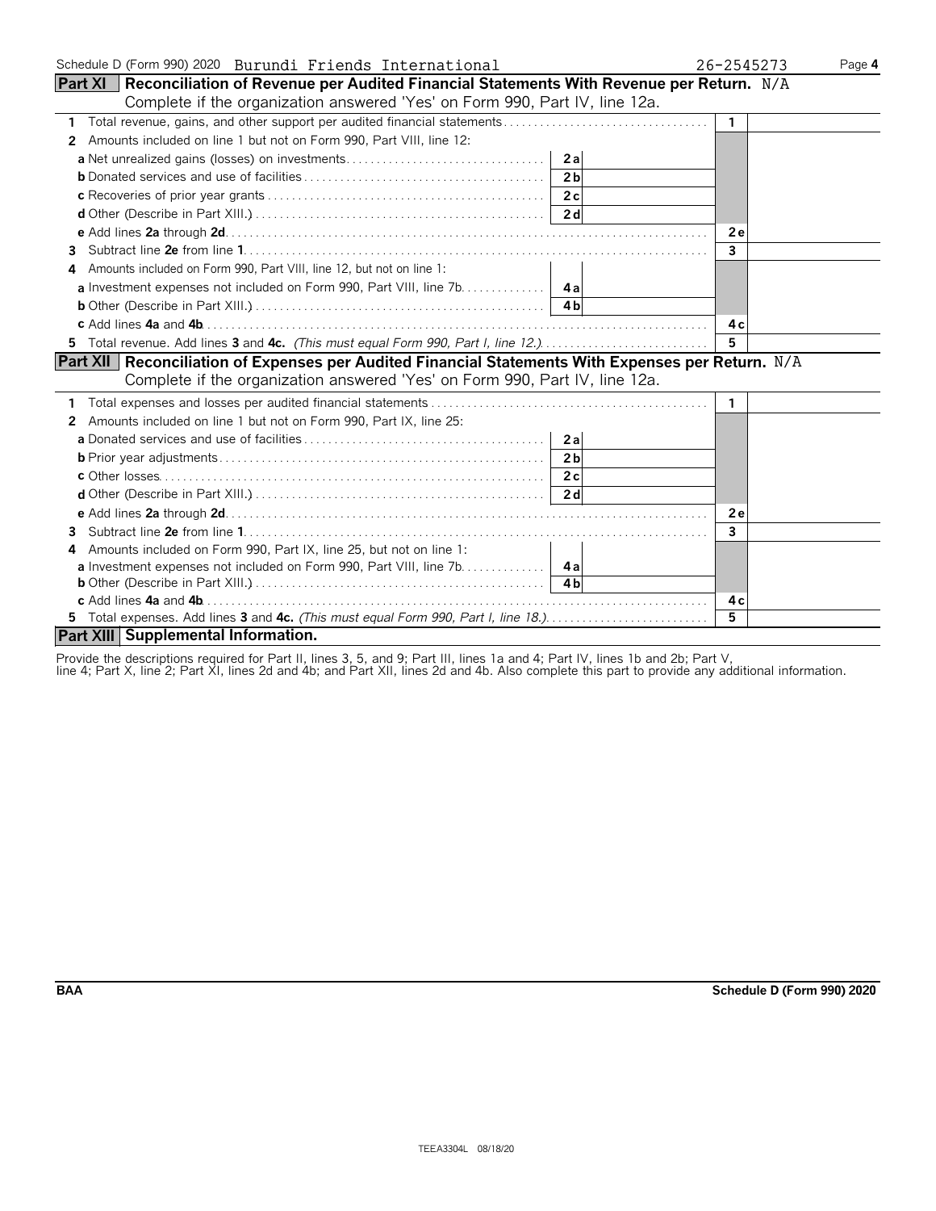Schedule D (Form 990) 2020 Burundi Friends International 26-2545273 Page 4

## Part XI Reconciliation of Revenue per Audited Financial Statements With Revenue per Return. N/A

Complete if the organization answered 'Yes' on Form 990, Part IV, line 12a.

| | | | | |
|---|---|---|---|---|
| **1** Total revenue, gains, and other support per audited financial statements | | | 1 | |
| **2** Amounts included on line 1 but not on Form 990, Part VIII, line 12: | | | | |
| **a** Net unrealized gains (losses) on investments | 2a | | | |
| **b** Donated services and use of facilities | 2b | | | |
| **c** Recoveries of prior year grants | 2c | | | |
| **d** Other (Describe in Part XIII.) | 2d | | | |
| **e** Add lines **2a** through **2d** | | | 2e | |
| **3** Subtract line **2e** from line **1** | | | 3 | |
| **4** Amounts included on Form 990, Part VIII, line 12, but not on line 1: | | | | |
| **a** Investment expenses not included on Form 990, Part VIII, line 7b | 4a | | | |
| **b** Other (Describe in Part XIII.) | 4b | | | |
| **c** Add lines **4a** and **4b** | | | 4c | |
| **5** Total revenue. Add lines **3** and **4c.** *(This must equal Form 990, Part I, line 12.)* | | | 5 | |

## Part XII Reconciliation of Expenses per Audited Financial Statements With Expenses per Return. N/A

Complete if the organization answered 'Yes' on Form 990, Part IV, line 12a.

| | | | | |
|---|---|---|---|---|
| **1** Total expenses and losses per audited financial statements | | | 1 | |
| **2** Amounts included on line 1 but not on Form 990, Part IX, line 25: | | | | |
| **a** Donated services and use of facilities | 2a | | | |
| **b** Prior year adjustments | 2b | | | |
| **c** Other losses | 2c | | | |
| **d** Other (Describe in Part XIII.) | 2d | | | |
| **e** Add lines **2a** through **2d** | | | 2e | |
| **3** Subtract line **2e** from line **1** | | | 3 | |
| **4** Amounts included on Form 990, Part IX, line 25, but not on line 1: | | | | |
| **a** Investment expenses not included on Form 990, Part VIII, line 7b | 4a | | | |
| **b** Other (Describe in Part XIII.) | 4b | | | |
| **c** Add lines **4a** and **4b** | | | 4c | |
| **5** Total expenses. Add lines **3** and **4c.** *(This must equal Form 990, Part I, line 18.)* | | | 5 | |

## Part XIII Supplemental Information.

Provide the descriptions required for Part II, lines 3, 5, and 9; Part III, lines 1a and 4; Part IV, lines 1b and 2b; Part V, line 4; Part X, line 2; Part XI, lines 2d and 4b; and Part XII, lines 2d and 4b. Also complete this part to provide any additional information.

BAA Schedule D (Form 990) 2020

TEEA3304L 08/18/20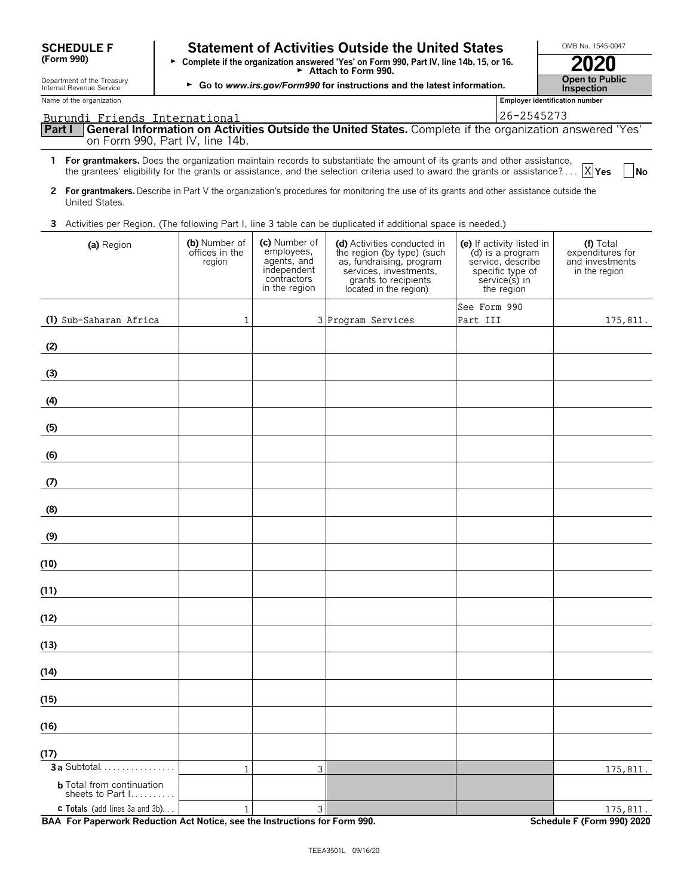**SCHEDULE F (Form 990)**

Department of the Treasury Internal Revenue Service

# Statement of Activities Outside the United States

► Complete if the organization answered 'Yes' on Form 990, Part IV, line 14b, 15, or 16.
► Attach to Form 990.
► Go to *www.irs.gov/Form990* for instructions and the latest information.

OMB No. 1545-0047

**2020**

**Open to Public Inspection**

Name of the organization: Burundi Friends International

Employer identification number: 26-2545273

**Part I General Information on Activities Outside the United States.** Complete if the organization answered 'Yes' on Form 990, Part IV, line 14b.

1 **For grantmakers.** Does the organization maintain records to substantiate the amount of its grants and other assistance, the grantees' eligibility for the grants or assistance, and the selection criteria used to award the grants or assistance? .... [X] Yes [ ] No

2 **For grantmakers.** Describe in Part V the organization's procedures for monitoring the use of its grants and other assistance outside the United States.

3 Activities per Region. (The following Part I, line 3 table can be duplicated if additional space is needed.)

| (a) Region | (b) Number of offices in the region | (c) Number of employees, agents, and independent contractors in the region | (d) Activities conducted in the region (by type) (such as, fundraising, program services, investments, grants to recipients located in the region) | (e) If activity listed in (d) is a program service, describe specific type of service(s) in the region | (f) Total expenditures for and investments in the region |
|---|---|---|---|---|---|
| (1) Sub-Saharan Africa | 1 | 3 | Program Services | See Form 990 Part III | 175,811. |
| (2) | | | | | |
| (3) | | | | | |
| (4) | | | | | |
| (5) | | | | | |
| (6) | | | | | |
| (7) | | | | | |
| (8) | | | | | |
| (9) | | | | | |
| (10) | | | | | |
| (11) | | | | | |
| (12) | | | | | |
| (13) | | | | | |
| (14) | | | | | |
| (15) | | | | | |
| (16) | | | | | |
| (17) | | | | | |
| 3a Subtotal | 1 | 3 | | | 175,811. |
| b Total from continuation sheets to Part I | | | | | |
| c Totals (add lines 3a and 3b) | 1 | 3 | | | 175,811. |

BAA For Paperwork Reduction Act Notice, see the Instructions for Form 990.

Schedule F (Form 990) 2020

TEEA3501L 09/16/20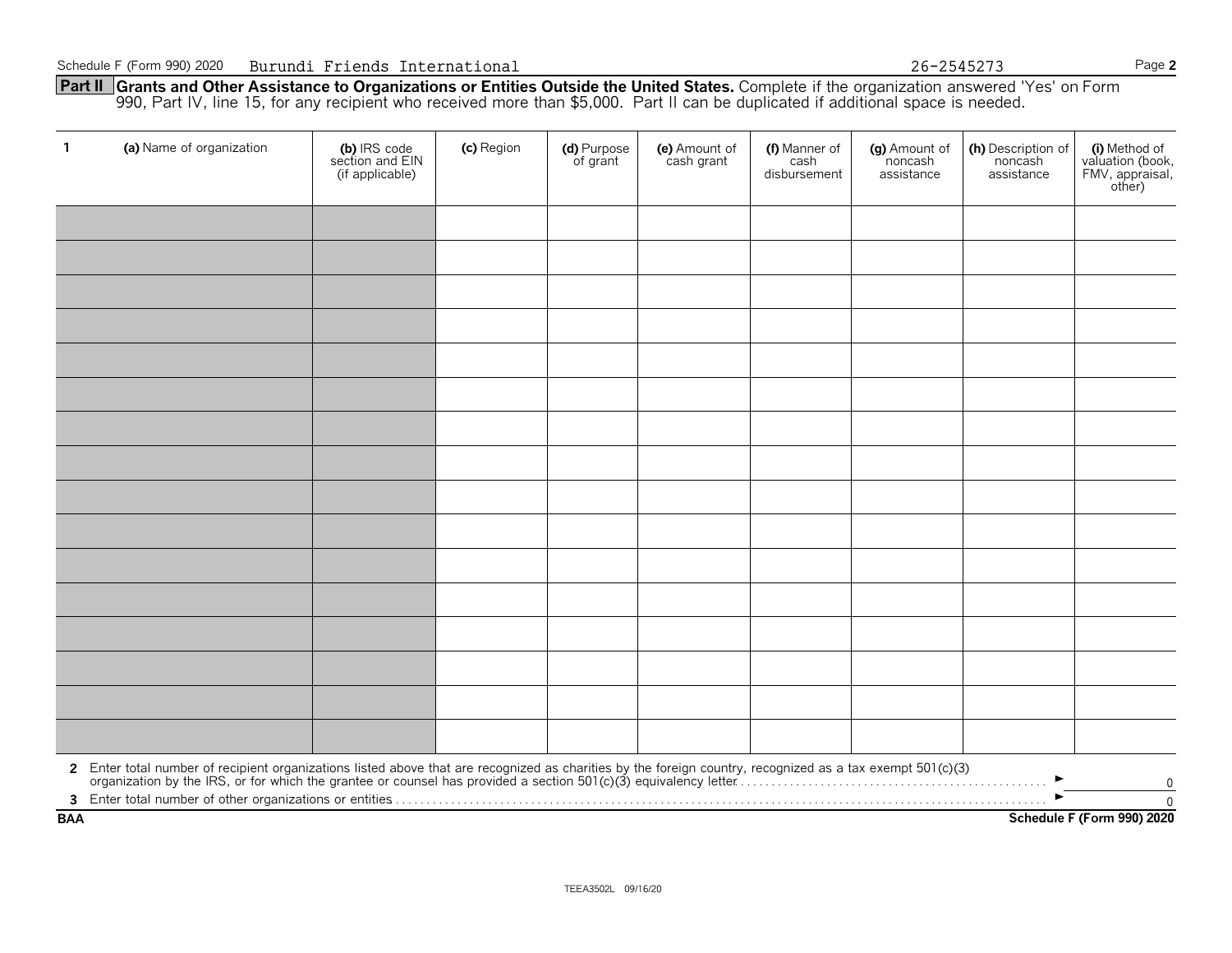Schedule F (Form 990) 2020 Burundi Friends International 26-2545273 Page **2**

**Part II Grants and Other Assistance to Organizations or Entities Outside the United States.** Complete if the organization answered 'Yes' on Form 990, Part IV, line 15, for any recipient who received more than $5,000. Part II can be duplicated if additional space is needed.

| 1 (a) Name of organization | (b) IRS code section and EIN (if applicable) | (c) Region | (d) Purpose of grant | (e) Amount of cash grant | (f) Manner of cash disbursement | (g) Amount of noncash assistance | (h) Description of noncash assistance | (i) Method of valuation (book, FMV, appraisal, other) |
|---|---|---|---|---|---|---|---|---|
| | | | | | | | | |
| | | | | | | | | |
| | | | | | | | | |
| | | | | | | | | |
| | | | | | | | | |
| | | | | | | | | |
| | | | | | | | | |
| | | | | | | | | |
| | | | | | | | | |
| | | | | | | | | |
| | | | | | | | | |
| | | | | | | | | |
| | | | | | | | | |
| | | | | | | | | |
| | | | | | | | | |
| | | | | | | | | |

**2** Enter total number of recipient organizations listed above that are recognized as charities by the foreign country, recognized as a tax exempt 501(c)(3) organization by the IRS, or for which the grantee or counsel has provided a section 501(c)(3) equivalency letter ► 0

**3** Enter total number of other organizations or entities ► 0

**BAA** **Schedule F (Form 990) 2020**

TEEA3502L 09/16/20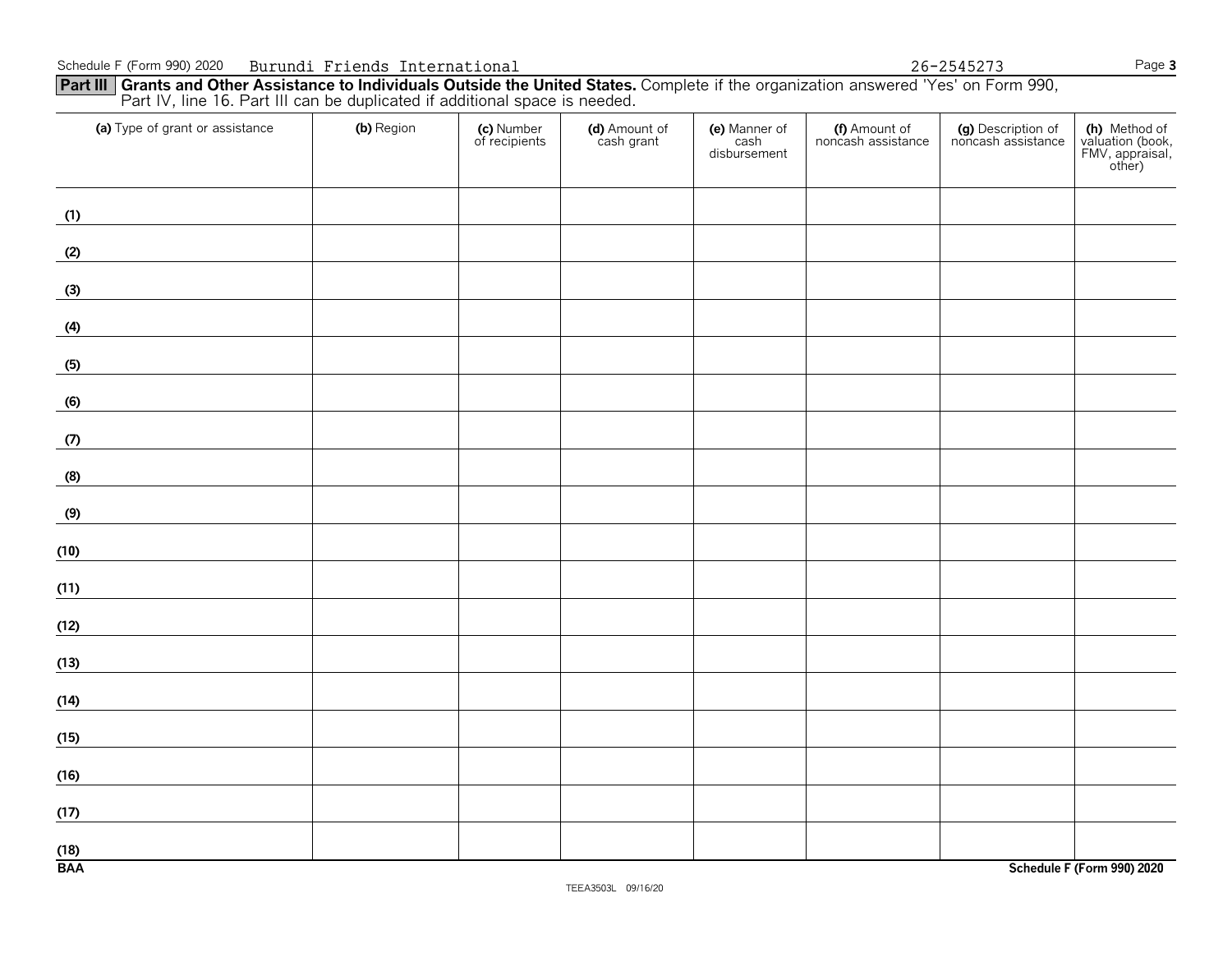Schedule F (Form 990) 2020 Burundi Friends International 26-2545273

**Part III** **Grants and Other Assistance to Individuals Outside the United States.** Complete if the organization answered 'Yes' on Form 990, Part IV, line 16. Part III can be duplicated if additional space is needed.

| (a) Type of grant or assistance | (b) Region | (c) Number of recipients | (d) Amount of cash grant | (e) Manner of cash disbursement | (f) Amount of noncash assistance | (g) Description of noncash assistance | (h) Method of valuation (book, FMV, appraisal, other) |
|---|---|---|---|---|---|---|---|
| (1) | | | | | | | |
| (2) | | | | | | | |
| (3) | | | | | | | |
| (4) | | | | | | | |
| (5) | | | | | | | |
| (6) | | | | | | | |
| (7) | | | | | | | |
| (8) | | | | | | | |
| (9) | | | | | | | |
| (10) | | | | | | | |
| (11) | | | | | | | |
| (12) | | | | | | | |
| (13) | | | | | | | |
| (14) | | | | | | | |
| (15) | | | | | | | |
| (16) | | | | | | | |
| (17) | | | | | | | |
| (18) | | | | | | | |

BAA Schedule F (Form 990) 2020

TEEA3503L 09/16/20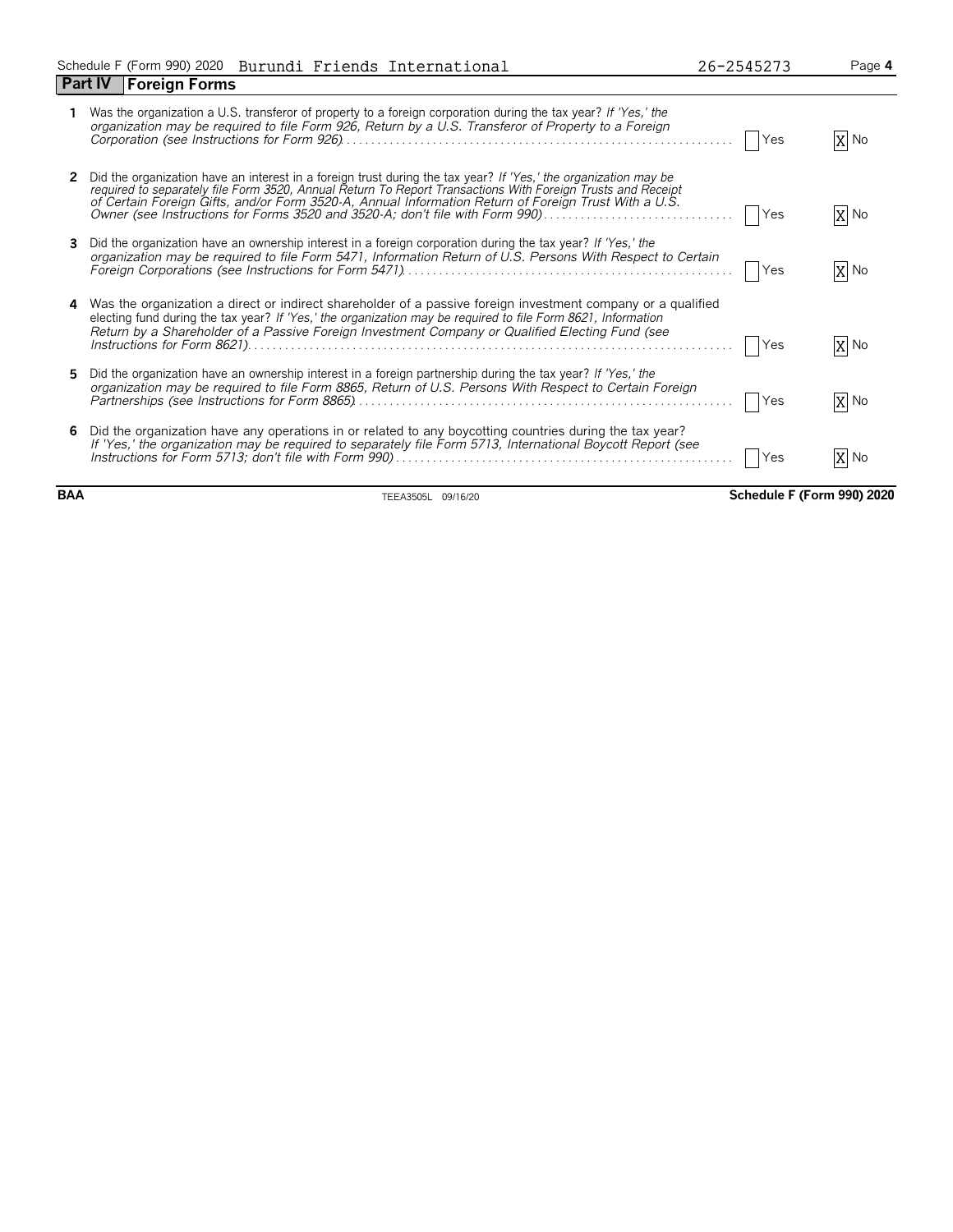Schedule F (Form 990) 2020 Burundi Friends International 26-2545273

## Part IV Foreign Forms

**1** Was the organization a U.S. transferor of property to a foreign corporation during the tax year? *If 'Yes,' the organization may be required to file Form 926, Return by a U.S. Transferor of Property to a Foreign Corporation (see Instructions for Form 926)* . . . . . . . . . . . . ☐ Yes ☒ No

**2** Did the organization have an interest in a foreign trust during the tax year? *If 'Yes,' the organization may be required to separately file Form 3520, Annual Return To Report Transactions With Foreign Trusts and Receipt of Certain Foreign Gifts, and/or Form 3520-A, Annual Information Return of Foreign Trust With a U.S. Owner (see Instructions for Forms 3520 and 3520-A; don't file with Form 990)* . . . . . . . . . . . . ☐ Yes ☒ No

**3** Did the organization have an ownership interest in a foreign corporation during the tax year? *If 'Yes,' the organization may be required to file Form 5471, Information Return of U.S. Persons With Respect to Certain Foreign Corporations (see Instructions for Form 5471)* . . . . . . . . . . . . ☐ Yes ☒ No

**4** Was the organization a direct or indirect shareholder of a passive foreign investment company or a qualified electing fund during the tax year? *If 'Yes,' the organization may be required to file Form 8621, Information Return by a Shareholder of a Passive Foreign Investment Company or Qualified Electing Fund (see Instructions for Form 8621)* . . . . . . . . . . . . ☐ Yes ☒ No

**5** Did the organization have an ownership interest in a foreign partnership during the tax year? *If 'Yes,' the organization may be required to file Form 8865, Return of U.S. Persons With Respect to Certain Foreign Partnerships (see Instructions for Form 8865)* . . . . . . . . . . . . ☐ Yes ☒ No

**6** Did the organization have any operations in or related to any boycotting countries during the tax year? *If 'Yes,' the organization may be required to separately file Form 5713, International Boycott Report (see Instructions for Form 5713; don't file with Form 990)* . . . . . . . . . . . . ☐ Yes ☒ No

BAA TEEA3505L 09/16/20 **Schedule F (Form 990) 2020**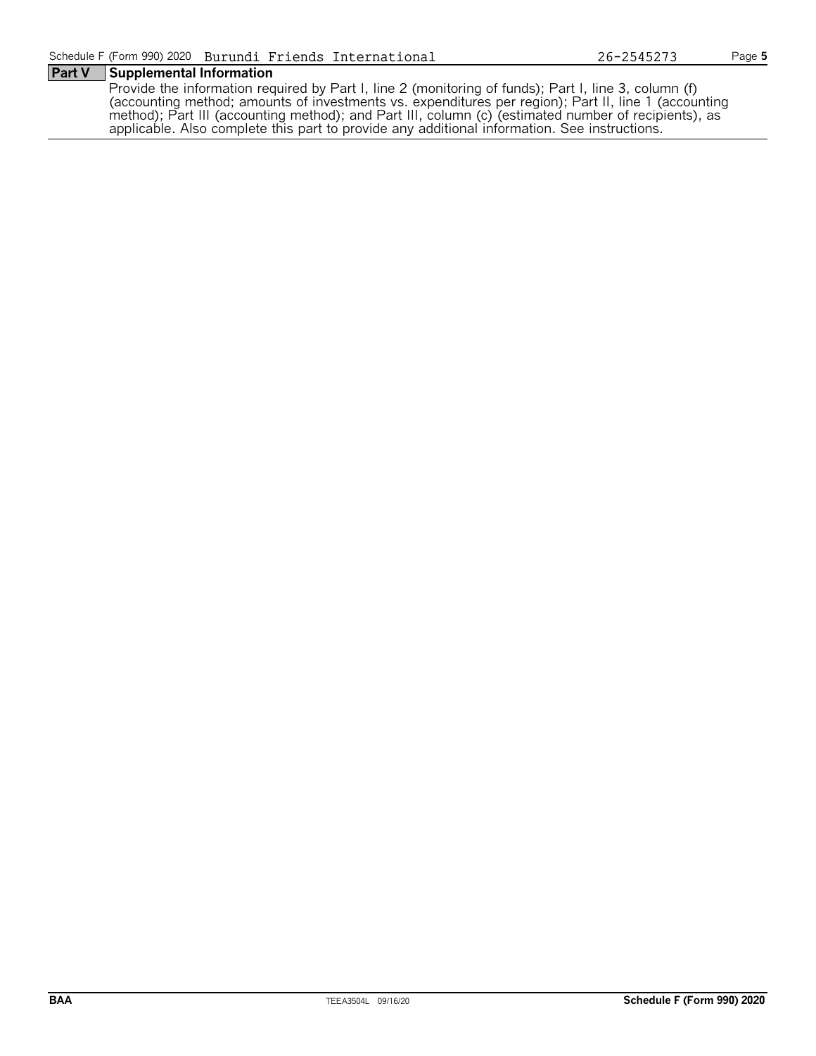Schedule F (Form 990) 2020 Burundi Friends International 26-2545273

## Part V Supplemental Information

Provide the information required by Part I, line 2 (monitoring of funds); Part I, line 3, column (f) (accounting method; amounts of investments vs. expenditures per region); Part II, line 1 (accounting method); Part III (accounting method); and Part III, column (c) (estimated number of recipients), as applicable. Also complete this part to provide any additional information. See instructions.

BAA TEEA3504L 09/16/20 **Schedule F (Form 990) 2020**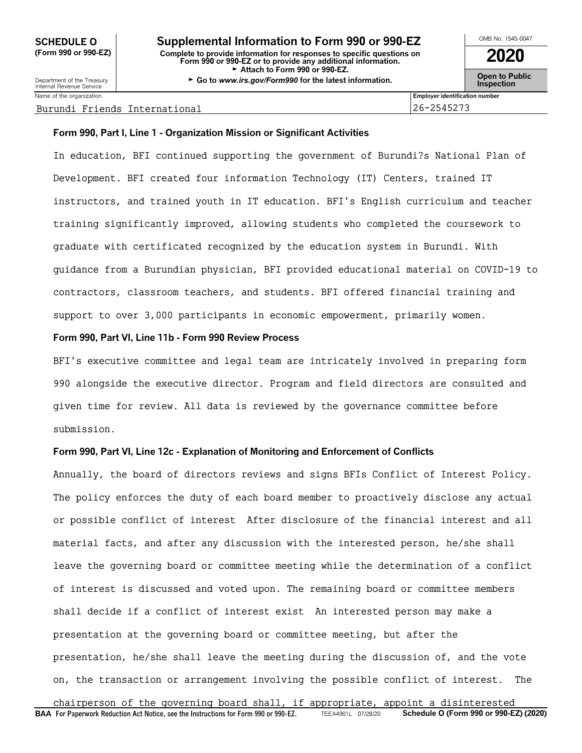**SCHEDULE O (Form 990 or 990-EZ)**

Department of the Treasury Internal Revenue Service

# Supplemental Information to Form 990 or 990-EZ

**Complete to provide information for responses to specific questions on Form 990 or 990-EZ or to provide any additional information.**
**► Attach to Form 990 or 990-EZ.**
**► Go to www.irs.gov/Form990 for the latest information.**

OMB No. 1545-0047

**2020**

**Open to Public Inspection**

| Name of the organization | Employer identification number |
|---|---|
| Burundi Friends International | 26-2545273 |

### Form 990, Part I, Line 1 - Organization Mission or Significant Activities

In education, BFI continued supporting the government of Burundi?s National Plan of Development. BFI created four information Technology (IT) Centers, trained IT instructors, and trained youth in IT education. BFI's English curriculum and teacher training significantly improved, allowing students who completed the coursework to graduate with certificated recognized by the education system in Burundi. With guidance from a Burundian physician, BFI provided educational material on COVID-19 to contractors, classroom teachers, and students. BFI offered financial training and support to over 3,000 participants in economic empowerment, primarily women.

### Form 990, Part VI, Line 11b - Form 990 Review Process

BFI's executive committee and legal team are intricately involved in preparing form 990 alongside the executive director. Program and field directors are consulted and given time for review. All data is reviewed by the governance committee before submission.

### Form 990, Part VI, Line 12c - Explanation of Monitoring and Enforcement of Conflicts

Annually, the board of directors reviews and signs BFIs Conflict of Interest Policy. The policy enforces the duty of each board member to proactively disclose any actual or possible conflict of interest  After disclosure of the financial interest and all material facts, and after any discussion with the interested person, he/she shall leave the governing board or committee meeting while the determination of a conflict of interest is discussed and voted upon. The remaining board or committee members shall decide if a conflict of interest exist  An interested person may make a presentation at the governing board or committee meeting, but after the presentation, he/she shall leave the meeting during the discussion of, and the vote on, the transaction or arrangement involving the possible conflict of interest.  The chairperson of the governing board shall, if appropriate, appoint a disinterested

**BAA For Paperwork Reduction Act Notice, see the Instructions for Form 990 or 990-EZ.** TEEA4901L 07/28/20 **Schedule O (Form 990 or 990-EZ) (2020)**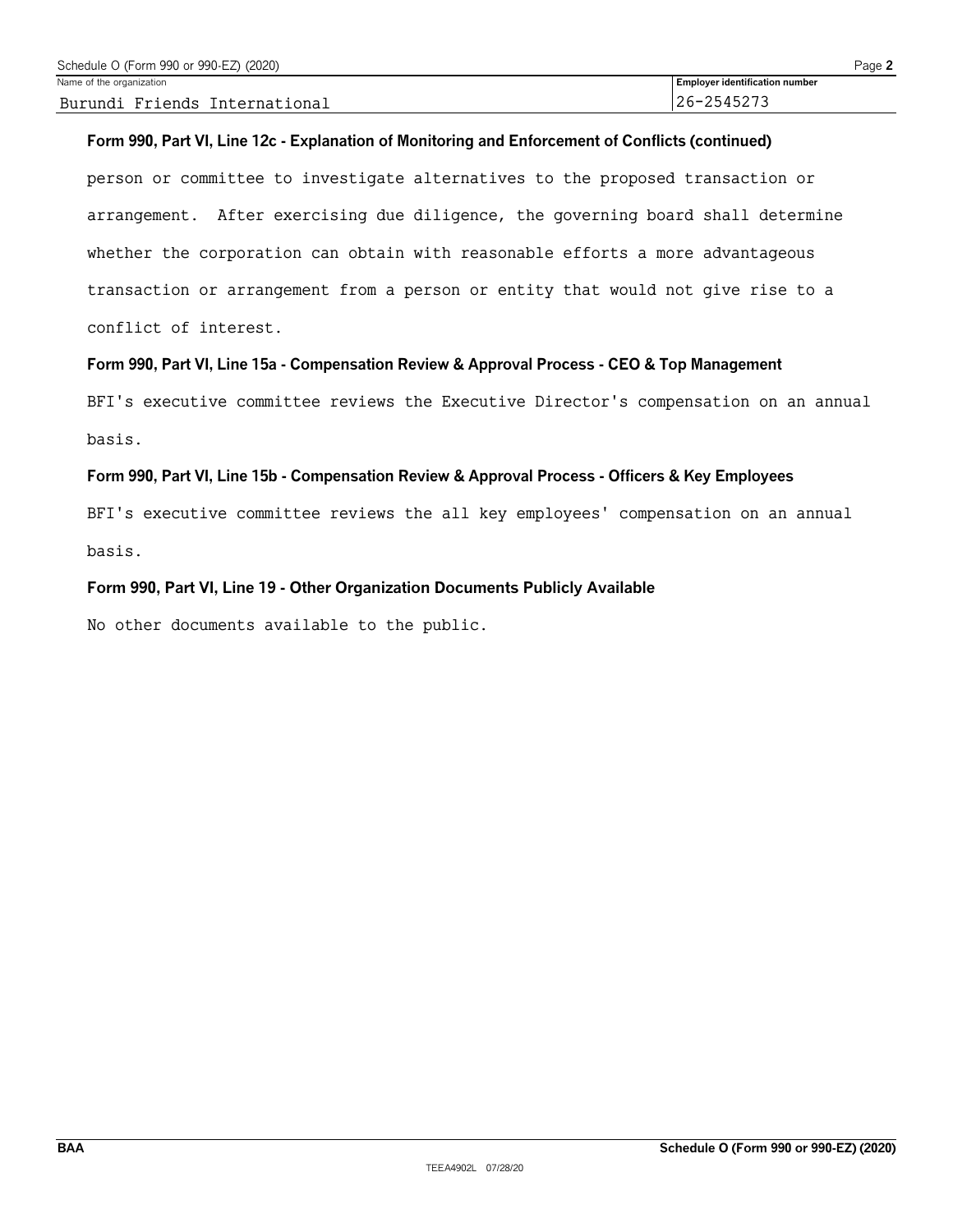| Name of the organization | Employer identification number |
| --- | --- |
| Burundi Friends International | 26-2545273 |

**Form 990, Part VI, Line 12c - Explanation of Monitoring and Enforcement of Conflicts (continued)**

person or committee to investigate alternatives to the proposed transaction or arrangement. After exercising due diligence, the governing board shall determine whether the corporation can obtain with reasonable efforts a more advantageous transaction or arrangement from a person or entity that would not give rise to a conflict of interest.

**Form 990, Part VI, Line 15a - Compensation Review & Approval Process - CEO & Top Management**

BFI's executive committee reviews the Executive Director's compensation on an annual basis.

**Form 990, Part VI, Line 15b - Compensation Review & Approval Process - Officers & Key Employees**

BFI's executive committee reviews the all key employees' compensation on an annual basis.

**Form 990, Part VI, Line 19 - Other Organization Documents Publicly Available**

No other documents available to the public.

BAA

**Schedule O (Form 990 or 990-EZ) (2020)**

TEEA4902L 07/28/20